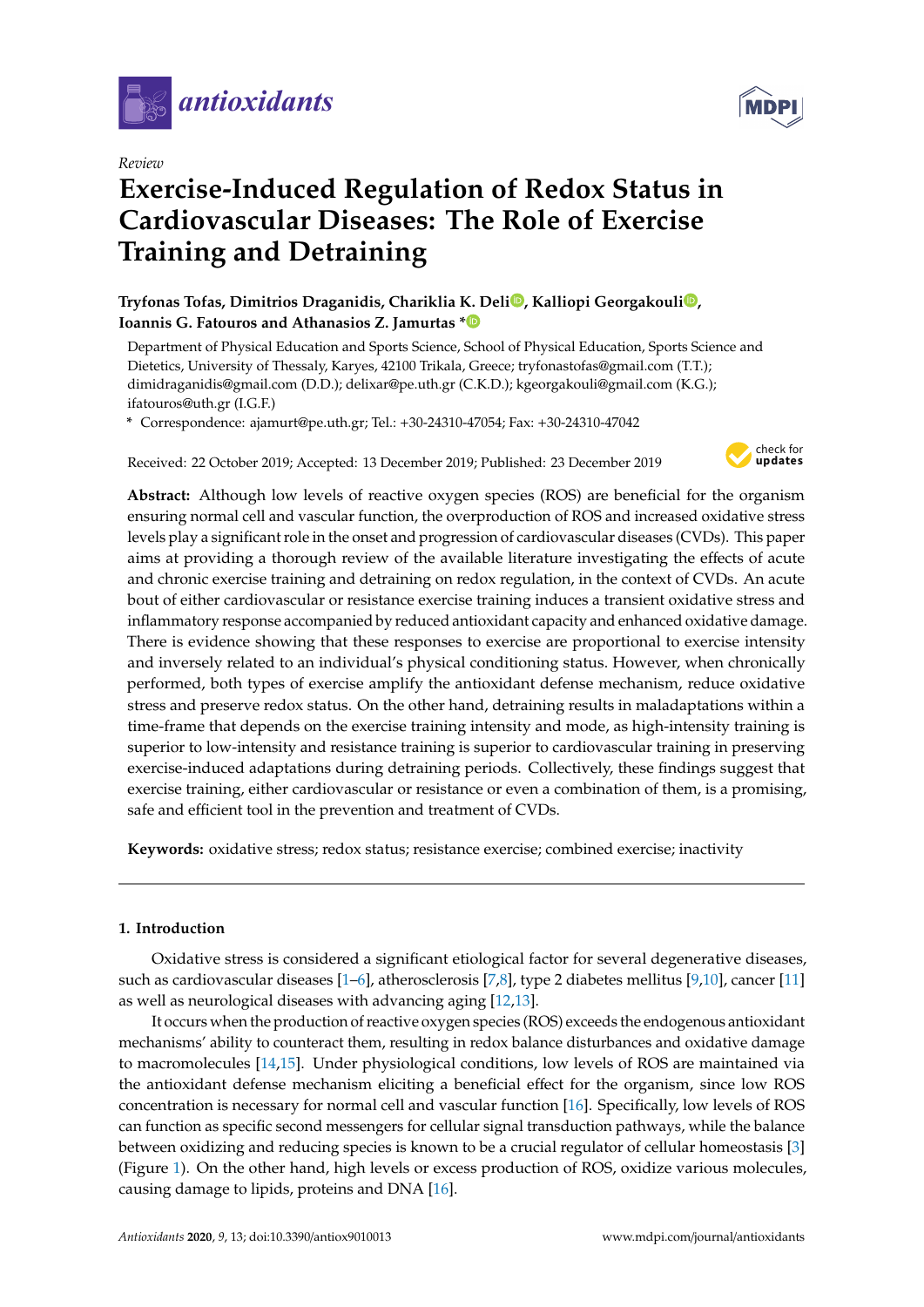*Review*

# Exercise-Induced Regulation of Redox Status in Cardiovascular Diseases: The Role of Exercise Training and Detraining

**Tryfonas Tofas, Dimitrios Draganidis, Chariklia K. Deli, Kalliopi Georgakouli, Ioannis G. Fatouros and Athanasios Z. Jamurtas ***

Department of Physical Education and Sports Science, School of Physical Education, Sports Science and Dietetics, University of Thessaly, Karyes, 42100 Trikala, Greece; tryfonastofas@gmail.com (T.T.); dimidraganidis@gmail.com (D.D.); delixar@pe.uth.gr (C.K.D.); kgeorgakouli@gmail.com (K.G.); ifatouros@uth.gr (I.G.F.)

* Correspondence: ajamurt@pe.uth.gr; Tel.: +30-24310-47054; Fax: +30-24310-47042

Received: 22 October 2019; Accepted: 13 December 2019; Published: 23 December 2019

**Abstract:** Although low levels of reactive oxygen species (ROS) are beneficial for the organism ensuring normal cell and vascular function, the overproduction of ROS and increased oxidative stress levels play a significant role in the onset and progression of cardiovascular diseases (CVDs). This paper aims at providing a thorough review of the available literature investigating the effects of acute and chronic exercise training and detraining on redox regulation, in the context of CVDs. An acute bout of either cardiovascular or resistance exercise training induces a transient oxidative stress and inflammatory response accompanied by reduced antioxidant capacity and enhanced oxidative damage. There is evidence showing that these responses to exercise are proportional to exercise intensity and inversely related to an individual's physical conditioning status. However, when chronically performed, both types of exercise amplify the antioxidant defense mechanism, reduce oxidative stress and preserve redox status. On the other hand, detraining results in maladaptations within a time-frame that depends on the exercise training intensity and mode, as high-intensity training is superior to low-intensity and resistance training is superior to cardiovascular training in preserving exercise-induced adaptations during detraining periods. Collectively, these findings suggest that exercise training, either cardiovascular or resistance or even a combination of them, is a promising, safe and efficient tool in the prevention and treatment of CVDs.

**Keywords:** oxidative stress; redox status; resistance exercise; combined exercise; inactivity

## 1. Introduction

Oxidative stress is considered a significant etiological factor for several degenerative diseases, such as cardiovascular diseases [1–6], atherosclerosis [7,8], type 2 diabetes mellitus [9,10], cancer [11] as well as neurological diseases with advancing aging [12,13].

It occurs when the production of reactive oxygen species (ROS) exceeds the endogenous antioxidant mechanisms' ability to counteract them, resulting in redox balance disturbances and oxidative damage to macromolecules [14,15]. Under physiological conditions, low levels of ROS are maintained via the antioxidant defense mechanism eliciting a beneficial effect for the organism, since low ROS concentration is necessary for normal cell and vascular function [16]. Specifically, low levels of ROS can function as specific second messengers for cellular signal transduction pathways, while the balance between oxidizing and reducing species is known to be a crucial regulator of cellular homeostasis [3] (Figure 1). On the other hand, high levels or excess production of ROS, oxidize various molecules, causing damage to lipids, proteins and DNA [16].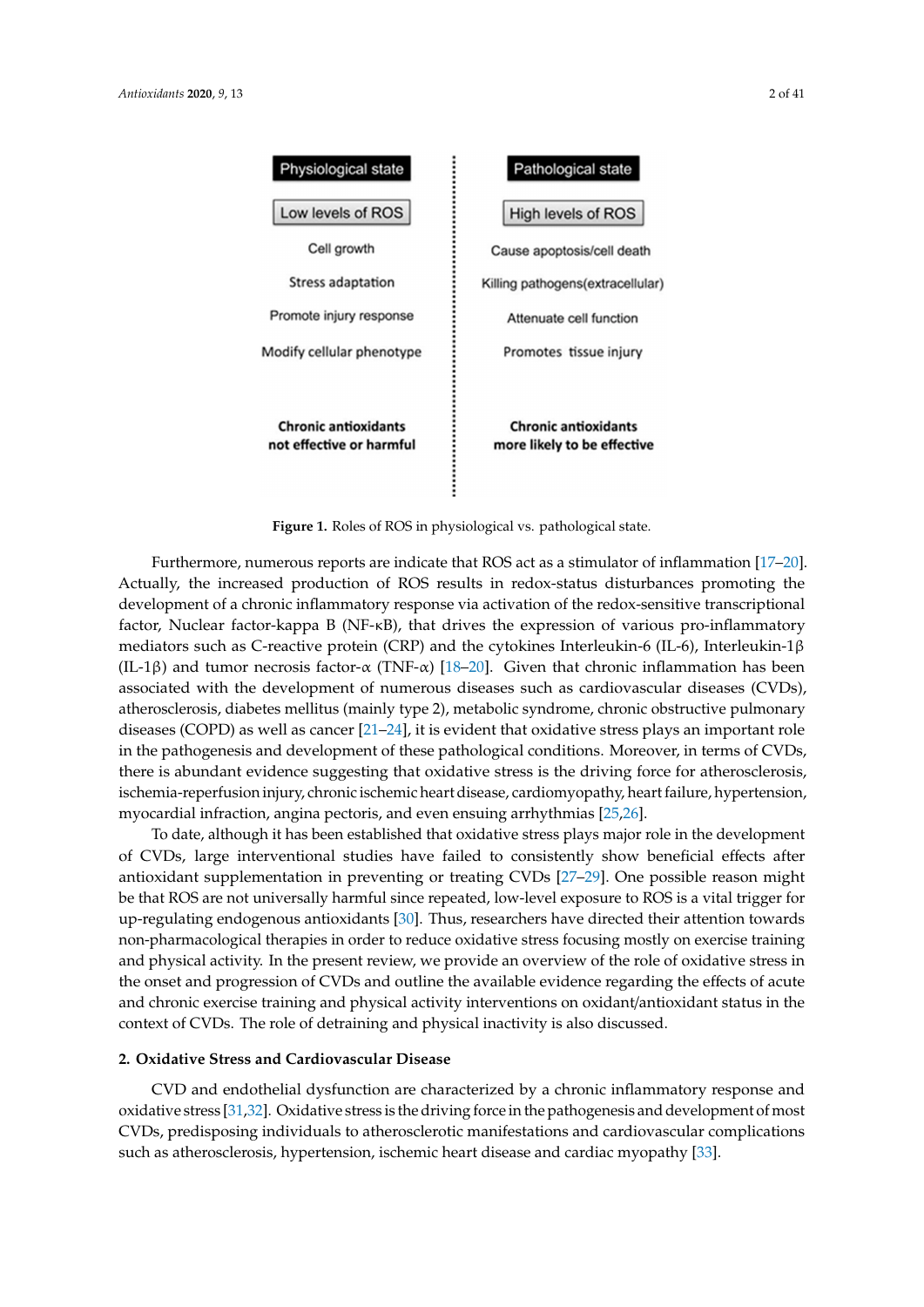| Physiological state | Pathological state |
|---|---|
| Low levels of ROS | High levels of ROS |
| Cell growth | Cause apoptosis/cell death |
| Stress adaptation | Killing pathogens(extracellular) |
| Promote injury response | Attenuate cell function |
| Modify cellular phenotype | Promotes tissue injury |
| **Chronic antioxidants not effective or harmful** | **Chronic antioxidants more likely to be effective** |

**Figure 1.** Roles of ROS in physiological vs. pathological state.

Furthermore, numerous reports are indicate that ROS act as a stimulator of inflammation [17–20]. Actually, the increased production of ROS results in redox-status disturbances promoting the development of a chronic inflammatory response via activation of the redox-sensitive transcriptional factor, Nuclear factor-kappa B (NF-κB), that drives the expression of various pro-inflammatory mediators such as C-reactive protein (CRP) and the cytokines Interleukin-6 (IL-6), Interleukin-1β (IL-1β) and tumor necrosis factor-α (TNF-α) [18–20]. Given that chronic inflammation has been associated with the development of numerous diseases such as cardiovascular diseases (CVDs), atherosclerosis, diabetes mellitus (mainly type 2), metabolic syndrome, chronic obstructive pulmonary diseases (COPD) as well as cancer [21–24], it is evident that oxidative stress plays an important role in the pathogenesis and development of these pathological conditions. Moreover, in terms of CVDs, there is abundant evidence suggesting that oxidative stress is the driving force for atherosclerosis, ischemia-reperfusion injury, chronic ischemic heart disease, cardiomyopathy, heart failure, hypertension, myocardial infraction, angina pectoris, and even ensuing arrhythmias [25,26].

To date, although it has been established that oxidative stress plays major role in the development of CVDs, large interventional studies have failed to consistently show beneficial effects after antioxidant supplementation in preventing or treating CVDs [27–29]. One possible reason might be that ROS are not universally harmful since repeated, low-level exposure to ROS is a vital trigger for up-regulating endogenous antioxidants [30]. Thus, researchers have directed their attention towards non-pharmacological therapies in order to reduce oxidative stress focusing mostly on exercise training and physical activity. In the present review, we provide an overview of the role of oxidative stress in the onset and progression of CVDs and outline the available evidence regarding the effects of acute and chronic exercise training and physical activity interventions on oxidant/antioxidant status in the context of CVDs. The role of detraining and physical inactivity is also discussed.

## 2. Oxidative Stress and Cardiovascular Disease

CVD and endothelial dysfunction are characterized by a chronic inflammatory response and oxidative stress [31,32]. Oxidative stress is the driving force in the pathogenesis and development of most CVDs, predisposing individuals to atherosclerotic manifestations and cardiovascular complications such as atherosclerosis, hypertension, ischemic heart disease and cardiac myopathy [33].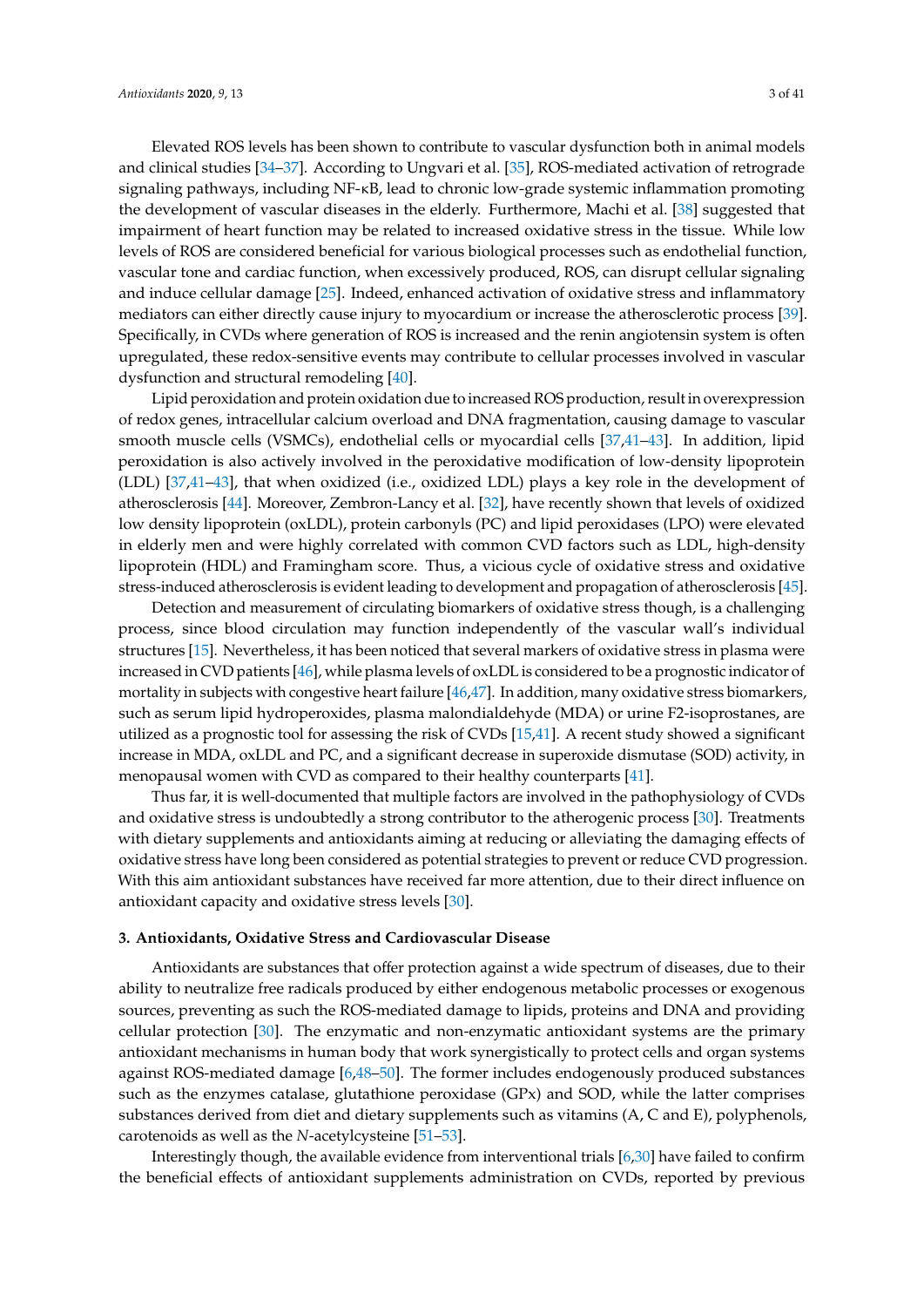Elevated ROS levels has been shown to contribute to vascular dysfunction both in animal models and clinical studies [34–37]. According to Ungvari et al. [35], ROS-mediated activation of retrograde signaling pathways, including NF-κB, lead to chronic low-grade systemic inflammation promoting the development of vascular diseases in the elderly. Furthermore, Machi et al. [38] suggested that impairment of heart function may be related to increased oxidative stress in the tissue. While low levels of ROS are considered beneficial for various biological processes such as endothelial function, vascular tone and cardiac function, when excessively produced, ROS, can disrupt cellular signaling and induce cellular damage [25]. Indeed, enhanced activation of oxidative stress and inflammatory mediators can either directly cause injury to myocardium or increase the atherosclerotic process [39]. Specifically, in CVDs where generation of ROS is increased and the renin angiotensin system is often upregulated, these redox-sensitive events may contribute to cellular processes involved in vascular dysfunction and structural remodeling [40].

Lipid peroxidation and protein oxidation due to increased ROS production, result in overexpression of redox genes, intracellular calcium overload and DNA fragmentation, causing damage to vascular smooth muscle cells (VSMCs), endothelial cells or myocardial cells [37,41–43]. In addition, lipid peroxidation is also actively involved in the peroxidative modification of low-density lipoprotein (LDL) [37,41–43], that when oxidized (i.e., oxidized LDL) plays a key role in the development of atherosclerosis [44]. Moreover, Zembron-Lancy et al. [32], have recently shown that levels of oxidized low density lipoprotein (oxLDL), protein carbonyls (PC) and lipid peroxidases (LPO) were elevated in elderly men and were highly correlated with common CVD factors such as LDL, high-density lipoprotein (HDL) and Framingham score. Thus, a vicious cycle of oxidative stress and oxidative stress-induced atherosclerosis is evident leading to development and propagation of atherosclerosis [45].

Detection and measurement of circulating biomarkers of oxidative stress though, is a challenging process, since blood circulation may function independently of the vascular wall's individual structures [15]. Nevertheless, it has been noticed that several markers of oxidative stress in plasma were increased in CVD patients [46], while plasma levels of oxLDL is considered to be a prognostic indicator of mortality in subjects with congestive heart failure [46,47]. In addition, many oxidative stress biomarkers, such as serum lipid hydroperoxides, plasma malondialdehyde (MDA) or urine F2-isoprostanes, are utilized as a prognostic tool for assessing the risk of CVDs [15,41]. A recent study showed a significant increase in MDA, oxLDL and PC, and a significant decrease in superoxide dismutase (SOD) activity, in menopausal women with CVD as compared to their healthy counterparts [41].

Thus far, it is well-documented that multiple factors are involved in the pathophysiology of CVDs and oxidative stress is undoubtedly a strong contributor to the atherogenic process [30]. Treatments with dietary supplements and antioxidants aiming at reducing or alleviating the damaging effects of oxidative stress have long been considered as potential strategies to prevent or reduce CVD progression. With this aim antioxidant substances have received far more attention, due to their direct influence on antioxidant capacity and oxidative stress levels [30].

## 3. Antioxidants, Oxidative Stress and Cardiovascular Disease

Antioxidants are substances that offer protection against a wide spectrum of diseases, due to their ability to neutralize free radicals produced by either endogenous metabolic processes or exogenous sources, preventing as such the ROS-mediated damage to lipids, proteins and DNA and providing cellular protection [30]. The enzymatic and non-enzymatic antioxidant systems are the primary antioxidant mechanisms in human body that work synergistically to protect cells and organ systems against ROS-mediated damage [6,48–50]. The former includes endogenously produced substances such as the enzymes catalase, glutathione peroxidase (GPx) and SOD, while the latter comprises substances derived from diet and dietary supplements such as vitamins (A, C and E), polyphenols, carotenoids as well as the *N*-acetylcysteine [51–53].

Interestingly though, the available evidence from interventional trials [6,30] have failed to confirm the beneficial effects of antioxidant supplements administration on CVDs, reported by previous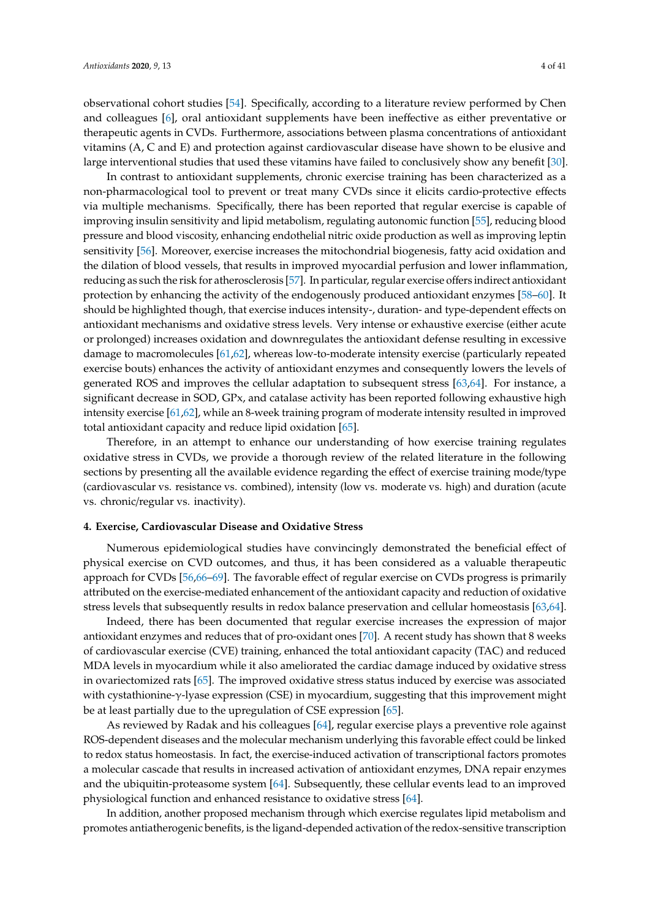observational cohort studies [54]. Specifically, according to a literature review performed by Chen and colleagues [6], oral antioxidant supplements have been ineffective as either preventative or therapeutic agents in CVDs. Furthermore, associations between plasma concentrations of antioxidant vitamins (A, C and E) and protection against cardiovascular disease have shown to be elusive and large interventional studies that used these vitamins have failed to conclusively show any benefit [30].

In contrast to antioxidant supplements, chronic exercise training has been characterized as a non-pharmacological tool to prevent or treat many CVDs since it elicits cardio-protective effects via multiple mechanisms. Specifically, there has been reported that regular exercise is capable of improving insulin sensitivity and lipid metabolism, regulating autonomic function [55], reducing blood pressure and blood viscosity, enhancing endothelial nitric oxide production as well as improving leptin sensitivity [56]. Moreover, exercise increases the mitochondrial biogenesis, fatty acid oxidation and the dilation of blood vessels, that results in improved myocardial perfusion and lower inflammation, reducing as such the risk for atherosclerosis [57]. In particular, regular exercise offers indirect antioxidant protection by enhancing the activity of the endogenously produced antioxidant enzymes [58–60]. It should be highlighted though, that exercise induces intensity-, duration- and type-dependent effects on antioxidant mechanisms and oxidative stress levels. Very intense or exhaustive exercise (either acute or prolonged) increases oxidation and downregulates the antioxidant defense resulting in excessive damage to macromolecules [61,62], whereas low-to-moderate intensity exercise (particularly repeated exercise bouts) enhances the activity of antioxidant enzymes and consequently lowers the levels of generated ROS and improves the cellular adaptation to subsequent stress [63,64]. For instance, a significant decrease in SOD, GPx, and catalase activity has been reported following exhaustive high intensity exercise [61,62], while an 8-week training program of moderate intensity resulted in improved total antioxidant capacity and reduce lipid oxidation [65].

Therefore, in an attempt to enhance our understanding of how exercise training regulates oxidative stress in CVDs, we provide a thorough review of the related literature in the following sections by presenting all the available evidence regarding the effect of exercise training mode/type (cardiovascular vs. resistance vs. combined), intensity (low vs. moderate vs. high) and duration (acute vs. chronic/regular vs. inactivity).

## 4. Exercise, Cardiovascular Disease and Oxidative Stress

Numerous epidemiological studies have convincingly demonstrated the beneficial effect of physical exercise on CVD outcomes, and thus, it has been considered as a valuable therapeutic approach for CVDs [56,66–69]. The favorable effect of regular exercise on CVDs progress is primarily attributed on the exercise-mediated enhancement of the antioxidant capacity and reduction of oxidative stress levels that subsequently results in redox balance preservation and cellular homeostasis [63,64].

Indeed, there has been documented that regular exercise increases the expression of major antioxidant enzymes and reduces that of pro-oxidant ones [70]. A recent study has shown that 8 weeks of cardiovascular exercise (CVE) training, enhanced the total antioxidant capacity (TAC) and reduced MDA levels in myocardium while it also ameliorated the cardiac damage induced by oxidative stress in ovariectomized rats [65]. The improved oxidative stress status induced by exercise was associated with cystathionine-γ-lyase expression (CSE) in myocardium, suggesting that this improvement might be at least partially due to the upregulation of CSE expression [65].

As reviewed by Radak and his colleagues [64], regular exercise plays a preventive role against ROS-dependent diseases and the molecular mechanism underlying this favorable effect could be linked to redox status homeostasis. In fact, the exercise-induced activation of transcriptional factors promotes a molecular cascade that results in increased activation of antioxidant enzymes, DNA repair enzymes and the ubiquitin-proteasome system [64]. Subsequently, these cellular events lead to an improved physiological function and enhanced resistance to oxidative stress [64].

In addition, another proposed mechanism through which exercise regulates lipid metabolism and promotes antiatherogenic benefits, is the ligand-depended activation of the redox-sensitive transcription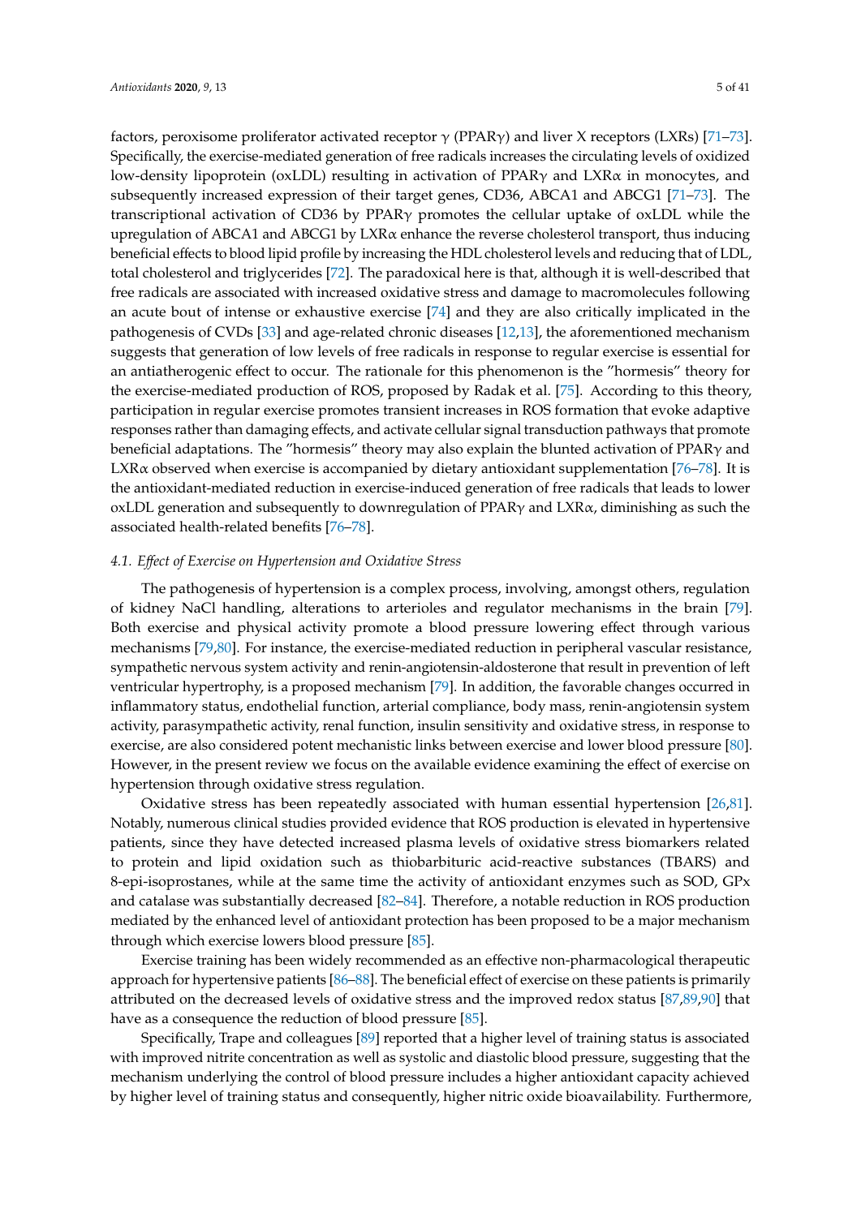factors, peroxisome proliferator activated receptor γ (PPARγ) and liver X receptors (LXRs) [71–73]. Specifically, the exercise-mediated generation of free radicals increases the circulating levels of oxidized low-density lipoprotein (oxLDL) resulting in activation of PPARγ and LXRα in monocytes, and subsequently increased expression of their target genes, CD36, ABCA1 and ABCG1 [71–73]. The transcriptional activation of CD36 by PPARγ promotes the cellular uptake of oxLDL while the upregulation of ABCA1 and ABCG1 by LXRα enhance the reverse cholesterol transport, thus inducing beneficial effects to blood lipid profile by increasing the HDL cholesterol levels and reducing that of LDL, total cholesterol and triglycerides [72]. The paradoxical here is that, although it is well-described that free radicals are associated with increased oxidative stress and damage to macromolecules following an acute bout of intense or exhaustive exercise [74] and they are also critically implicated in the pathogenesis of CVDs [33] and age-related chronic diseases [12,13], the aforementioned mechanism suggests that generation of low levels of free radicals in response to regular exercise is essential for an antiatherogenic effect to occur. The rationale for this phenomenon is the "hormesis" theory for the exercise-mediated production of ROS, proposed by Radak et al. [75]. According to this theory, participation in regular exercise promotes transient increases in ROS formation that evoke adaptive responses rather than damaging effects, and activate cellular signal transduction pathways that promote beneficial adaptations. The "hormesis" theory may also explain the blunted activation of PPARγ and LXRα observed when exercise is accompanied by dietary antioxidant supplementation [76–78]. It is the antioxidant-mediated reduction in exercise-induced generation of free radicals that leads to lower oxLDL generation and subsequently to downregulation of PPARγ and LXRα, diminishing as such the associated health-related benefits [76–78].

### *4.1. Effect of Exercise on Hypertension and Oxidative Stress*

The pathogenesis of hypertension is a complex process, involving, amongst others, regulation of kidney NaCl handling, alterations to arterioles and regulator mechanisms in the brain [79]. Both exercise and physical activity promote a blood pressure lowering effect through various mechanisms [79,80]. For instance, the exercise-mediated reduction in peripheral vascular resistance, sympathetic nervous system activity and renin-angiotensin-aldosterone that result in prevention of left ventricular hypertrophy, is a proposed mechanism [79]. In addition, the favorable changes occurred in inflammatory status, endothelial function, arterial compliance, body mass, renin-angiotensin system activity, parasympathetic activity, renal function, insulin sensitivity and oxidative stress, in response to exercise, are also considered potent mechanistic links between exercise and lower blood pressure [80]. However, in the present review we focus on the available evidence examining the effect of exercise on hypertension through oxidative stress regulation.

Oxidative stress has been repeatedly associated with human essential hypertension [26,81]. Notably, numerous clinical studies provided evidence that ROS production is elevated in hypertensive patients, since they have detected increased plasma levels of oxidative stress biomarkers related to protein and lipid oxidation such as thiobarbituric acid-reactive substances (TBARS) and 8-epi-isoprostanes, while at the same time the activity of antioxidant enzymes such as SOD, GPx and catalase was substantially decreased [82–84]. Therefore, a notable reduction in ROS production mediated by the enhanced level of antioxidant protection has been proposed to be a major mechanism through which exercise lowers blood pressure [85].

Exercise training has been widely recommended as an effective non-pharmacological therapeutic approach for hypertensive patients [86–88]. The beneficial effect of exercise on these patients is primarily attributed on the decreased levels of oxidative stress and the improved redox status [87,89,90] that have as a consequence the reduction of blood pressure [85].

Specifically, Trape and colleagues [89] reported that a higher level of training status is associated with improved nitrite concentration as well as systolic and diastolic blood pressure, suggesting that the mechanism underlying the control of blood pressure includes a higher antioxidant capacity achieved by higher level of training status and consequently, higher nitric oxide bioavailability. Furthermore,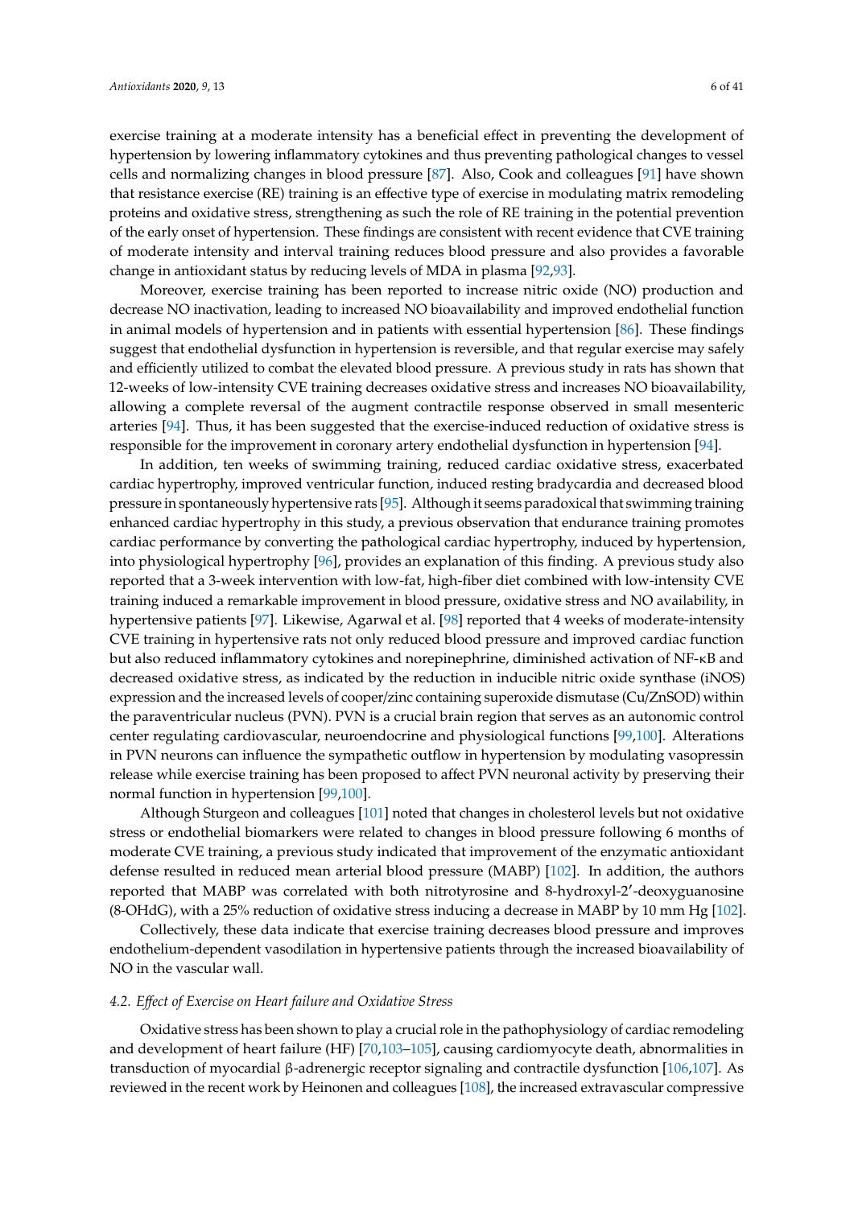exercise training at a moderate intensity has a beneficial effect in preventing the development of hypertension by lowering inflammatory cytokines and thus preventing pathological changes to vessel cells and normalizing changes in blood pressure [87]. Also, Cook and colleagues [91] have shown that resistance exercise (RE) training is an effective type of exercise in modulating matrix remodeling proteins and oxidative stress, strengthening as such the role of RE training in the potential prevention of the early onset of hypertension. These findings are consistent with recent evidence that CVE training of moderate intensity and interval training reduces blood pressure and also provides a favorable change in antioxidant status by reducing levels of MDA in plasma [92,93].

Moreover, exercise training has been reported to increase nitric oxide (NO) production and decrease NO inactivation, leading to increased NO bioavailability and improved endothelial function in animal models of hypertension and in patients with essential hypertension [86]. These findings suggest that endothelial dysfunction in hypertension is reversible, and that regular exercise may safely and efficiently utilized to combat the elevated blood pressure. A previous study in rats has shown that 12-weeks of low-intensity CVE training decreases oxidative stress and increases NO bioavailability, allowing a complete reversal of the augment contractile response observed in small mesenteric arteries [94]. Thus, it has been suggested that the exercise-induced reduction of oxidative stress is responsible for the improvement in coronary artery endothelial dysfunction in hypertension [94].

In addition, ten weeks of swimming training, reduced cardiac oxidative stress, exacerbated cardiac hypertrophy, improved ventricular function, induced resting bradycardia and decreased blood pressure in spontaneously hypertensive rats [95]. Although it seems paradoxical that swimming training enhanced cardiac hypertrophy in this study, a previous observation that endurance training promotes cardiac performance by converting the pathological cardiac hypertrophy, induced by hypertension, into physiological hypertrophy [96], provides an explanation of this finding. A previous study also reported that a 3-week intervention with low-fat, high-fiber diet combined with low-intensity CVE training induced a remarkable improvement in blood pressure, oxidative stress and NO availability, in hypertensive patients [97]. Likewise, Agarwal et al. [98] reported that 4 weeks of moderate-intensity CVE training in hypertensive rats not only reduced blood pressure and improved cardiac function but also reduced inflammatory cytokines and norepinephrine, diminished activation of NF-κB and decreased oxidative stress, as indicated by the reduction in inducible nitric oxide synthase (iNOS) expression and the increased levels of cooper/zinc containing superoxide dismutase (Cu/ZnSOD) within the paraventricular nucleus (PVN). PVN is a crucial brain region that serves as an autonomic control center regulating cardiovascular, neuroendocrine and physiological functions [99,100]. Alterations in PVN neurons can influence the sympathetic outflow in hypertension by modulating vasopressin release while exercise training has been proposed to affect PVN neuronal activity by preserving their normal function in hypertension [99,100].

Although Sturgeon and colleagues [101] noted that changes in cholesterol levels but not oxidative stress or endothelial biomarkers were related to changes in blood pressure following 6 months of moderate CVE training, a previous study indicated that improvement of the enzymatic antioxidant defense resulted in reduced mean arterial blood pressure (MABP) [102]. In addition, the authors reported that MABP was correlated with both nitrotyrosine and 8-hydroxyl-2′-deoxyguanosine (8-OHdG), with a 25% reduction of oxidative stress inducing a decrease in MABP by 10 mm Hg [102].

Collectively, these data indicate that exercise training decreases blood pressure and improves endothelium-dependent vasodilation in hypertensive patients through the increased bioavailability of NO in the vascular wall.

### 4.2. *Effect of Exercise on Heart failure and Oxidative Stress*

Oxidative stress has been shown to play a crucial role in the pathophysiology of cardiac remodeling and development of heart failure (HF) [70,103–105], causing cardiomyocyte death, abnormalities in transduction of myocardial β-adrenergic receptor signaling and contractile dysfunction [106,107]. As reviewed in the recent work by Heinonen and colleagues [108], the increased extravascular compressive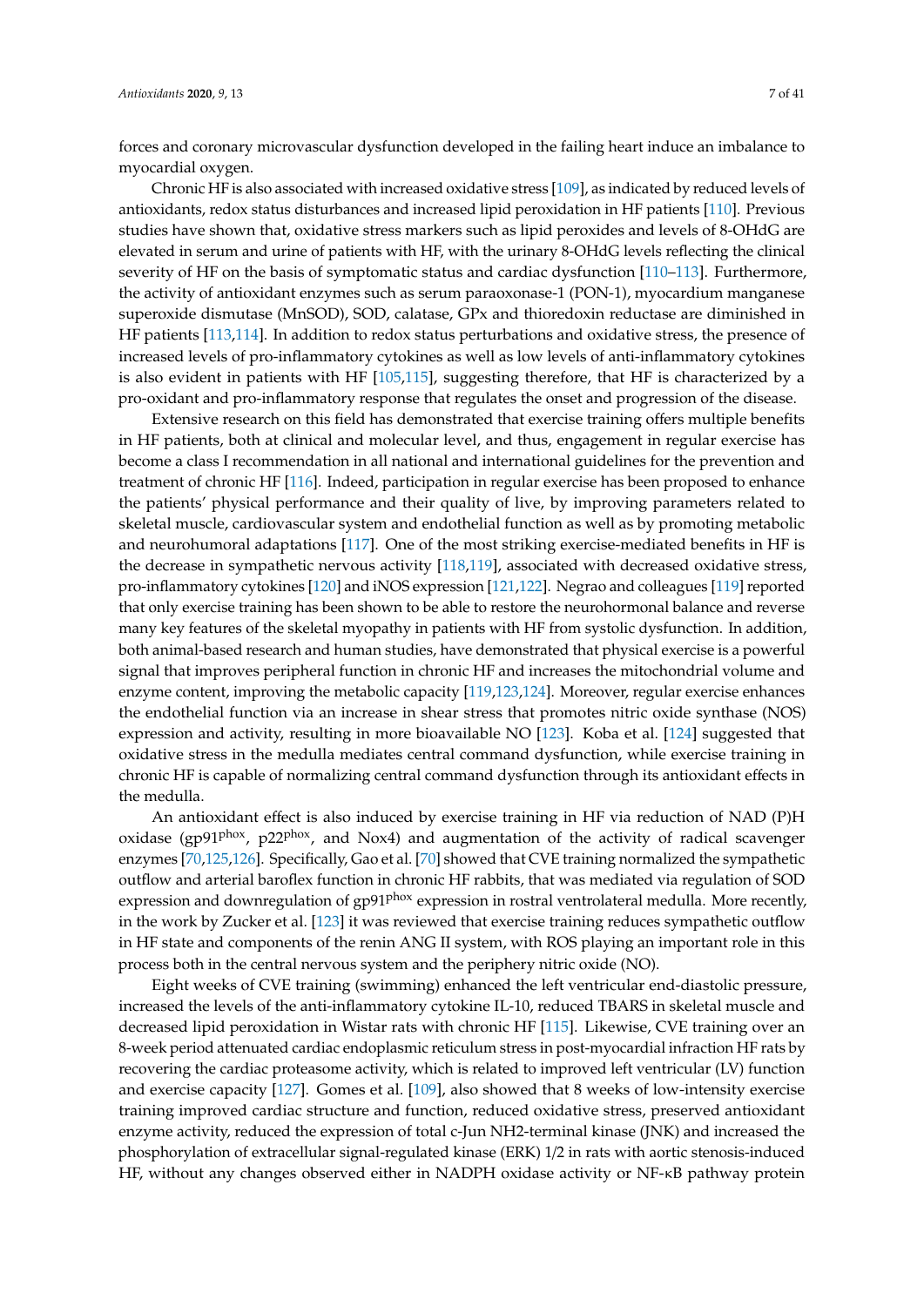forces and coronary microvascular dysfunction developed in the failing heart induce an imbalance to myocardial oxygen.

Chronic HF is also associated with increased oxidative stress [109], as indicated by reduced levels of antioxidants, redox status disturbances and increased lipid peroxidation in HF patients [110]. Previous studies have shown that, oxidative stress markers such as lipid peroxides and levels of 8-OHdG are elevated in serum and urine of patients with HF, with the urinary 8-OHdG levels reflecting the clinical severity of HF on the basis of symptomatic status and cardiac dysfunction [110–113]. Furthermore, the activity of antioxidant enzymes such as serum paraoxonase-1 (PON-1), myocardium manganese superoxide dismutase (MnSOD), SOD, calatase, GPx and thioredoxin reductase are diminished in HF patients [113,114]. In addition to redox status perturbations and oxidative stress, the presence of increased levels of pro-inflammatory cytokines as well as low levels of anti-inflammatory cytokines is also evident in patients with HF [105,115], suggesting therefore, that HF is characterized by a pro-oxidant and pro-inflammatory response that regulates the onset and progression of the disease.

Extensive research on this field has demonstrated that exercise training offers multiple benefits in HF patients, both at clinical and molecular level, and thus, engagement in regular exercise has become a class I recommendation in all national and international guidelines for the prevention and treatment of chronic HF [116]. Indeed, participation in regular exercise has been proposed to enhance the patients' physical performance and their quality of live, by improving parameters related to skeletal muscle, cardiovascular system and endothelial function as well as by promoting metabolic and neurohumoral adaptations [117]. One of the most striking exercise-mediated benefits in HF is the decrease in sympathetic nervous activity [118,119], associated with decreased oxidative stress, pro-inflammatory cytokines [120] and iNOS expression [121,122]. Negrao and colleagues [119] reported that only exercise training has been shown to be able to restore the neurohormonal balance and reverse many key features of the skeletal myopathy in patients with HF from systolic dysfunction. In addition, both animal-based research and human studies, have demonstrated that physical exercise is a powerful signal that improves peripheral function in chronic HF and increases the mitochondrial volume and enzyme content, improving the metabolic capacity [119,123,124]. Moreover, regular exercise enhances the endothelial function via an increase in shear stress that promotes nitric oxide synthase (NOS) expression and activity, resulting in more bioavailable NO [123]. Koba et al. [124] suggested that oxidative stress in the medulla mediates central command dysfunction, while exercise training in chronic HF is capable of normalizing central command dysfunction through its antioxidant effects in the medulla.

An antioxidant effect is also induced by exercise training in HF via reduction of NAD (P)H oxidase (gp91$^{phox}$, p22$^{phox}$, and Nox4) and augmentation of the activity of radical scavenger enzymes [70,125,126]. Specifically, Gao et al. [70] showed that CVE training normalized the sympathetic outflow and arterial baroflex function in chronic HF rabbits, that was mediated via regulation of SOD expression and downregulation of gp91$^{phox}$ expression in rostral ventrolateral medulla. More recently, in the work by Zucker et al. [123] it was reviewed that exercise training reduces sympathetic outflow in HF state and components of the renin ANG II system, with ROS playing an important role in this process both in the central nervous system and the periphery nitric oxide (NO).

Eight weeks of CVE training (swimming) enhanced the left ventricular end-diastolic pressure, increased the levels of the anti-inflammatory cytokine IL-10, reduced TBARS in skeletal muscle and decreased lipid peroxidation in Wistar rats with chronic HF [115]. Likewise, CVE training over an 8-week period attenuated cardiac endoplasmic reticulum stress in post-myocardial infraction HF rats by recovering the cardiac proteasome activity, which is related to improved left ventricular (LV) function and exercise capacity [127]. Gomes et al. [109], also showed that 8 weeks of low-intensity exercise training improved cardiac structure and function, reduced oxidative stress, preserved antioxidant enzyme activity, reduced the expression of total c-Jun NH2-terminal kinase (JNK) and increased the phosphorylation of extracellular signal-regulated kinase (ERK) 1/2 in rats with aortic stenosis-induced HF, without any changes observed either in NADPH oxidase activity or NF-κB pathway protein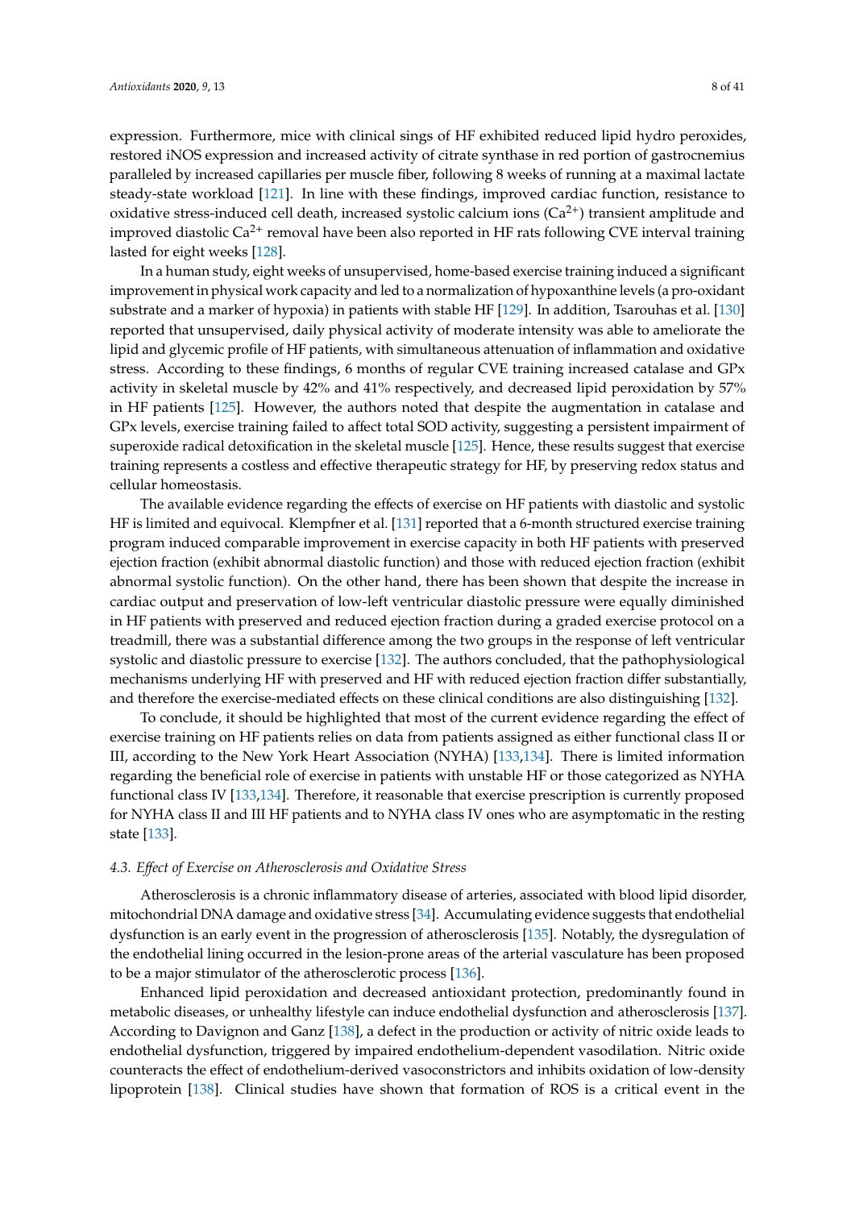expression. Furthermore, mice with clinical sings of HF exhibited reduced lipid hydro peroxides, restored iNOS expression and increased activity of citrate synthase in red portion of gastrocnemius paralleled by increased capillaries per muscle fiber, following 8 weeks of running at a maximal lactate steady-state workload [121]. In line with these findings, improved cardiac function, resistance to oxidative stress-induced cell death, increased systolic calcium ions ($Ca^{2+}$) transient amplitude and improved diastolic $Ca^{2+}$ removal have been also reported in HF rats following CVE interval training lasted for eight weeks [128].

In a human study, eight weeks of unsupervised, home-based exercise training induced a significant improvement in physical work capacity and led to a normalization of hypoxanthine levels (a pro-oxidant substrate and a marker of hypoxia) in patients with stable HF [129]. In addition, Tsarouhas et al. [130] reported that unsupervised, daily physical activity of moderate intensity was able to ameliorate the lipid and glycemic profile of HF patients, with simultaneous attenuation of inflammation and oxidative stress. According to these findings, 6 months of regular CVE training increased catalase and GPx activity in skeletal muscle by 42% and 41% respectively, and decreased lipid peroxidation by 57% in HF patients [125]. However, the authors noted that despite the augmentation in catalase and GPx levels, exercise training failed to affect total SOD activity, suggesting a persistent impairment of superoxide radical detoxification in the skeletal muscle [125]. Hence, these results suggest that exercise training represents a costless and effective therapeutic strategy for HF, by preserving redox status and cellular homeostasis.

The available evidence regarding the effects of exercise on HF patients with diastolic and systolic HF is limited and equivocal. Klempfner et al. [131] reported that a 6-month structured exercise training program induced comparable improvement in exercise capacity in both HF patients with preserved ejection fraction (exhibit abnormal diastolic function) and those with reduced ejection fraction (exhibit abnormal systolic function). On the other hand, there has been shown that despite the increase in cardiac output and preservation of low-left ventricular diastolic pressure were equally diminished in HF patients with preserved and reduced ejection fraction during a graded exercise protocol on a treadmill, there was a substantial difference among the two groups in the response of left ventricular systolic and diastolic pressure to exercise [132]. The authors concluded, that the pathophysiological mechanisms underlying HF with preserved and HF with reduced ejection fraction differ substantially, and therefore the exercise-mediated effects on these clinical conditions are also distinguishing [132].

To conclude, it should be highlighted that most of the current evidence regarding the effect of exercise training on HF patients relies on data from patients assigned as either functional class II or III, according to the New York Heart Association (NYHA) [133,134]. There is limited information regarding the beneficial role of exercise in patients with unstable HF or those categorized as NYHA functional class IV [133,134]. Therefore, it reasonable that exercise prescription is currently proposed for NYHA class II and III HF patients and to NYHA class IV ones who are asymptomatic in the resting state [133].

### *4.3. Effect of Exercise on Atherosclerosis and Oxidative Stress*

Atherosclerosis is a chronic inflammatory disease of arteries, associated with blood lipid disorder, mitochondrial DNA damage and oxidative stress [34]. Accumulating evidence suggests that endothelial dysfunction is an early event in the progression of atherosclerosis [135]. Notably, the dysregulation of the endothelial lining occurred in the lesion-prone areas of the arterial vasculature has been proposed to be a major stimulator of the atherosclerotic process [136].

Enhanced lipid peroxidation and decreased antioxidant protection, predominantly found in metabolic diseases, or unhealthy lifestyle can induce endothelial dysfunction and atherosclerosis [137]. According to Davignon and Ganz [138], a defect in the production or activity of nitric oxide leads to endothelial dysfunction, triggered by impaired endothelium-dependent vasodilation. Nitric oxide counteracts the effect of endothelium-derived vasoconstrictors and inhibits oxidation of low-density lipoprotein [138]. Clinical studies have shown that formation of ROS is a critical event in the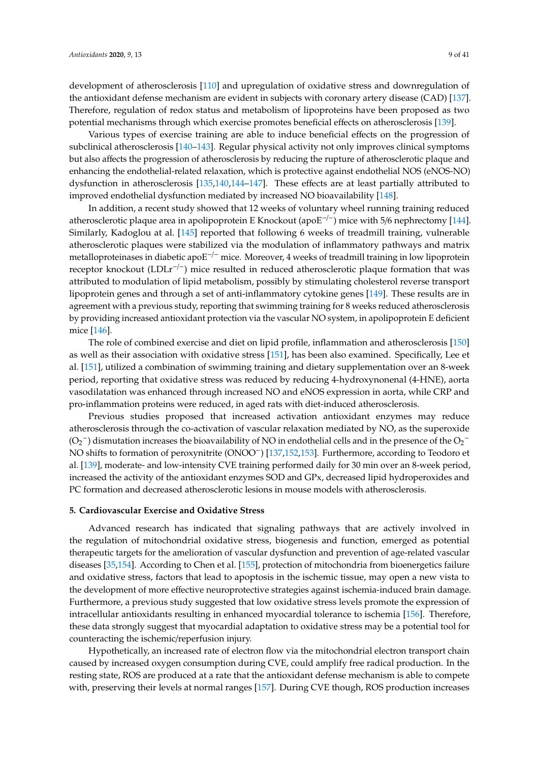development of atherosclerosis [110] and upregulation of oxidative stress and downregulation of the antioxidant defense mechanism are evident in subjects with coronary artery disease (CAD) [137]. Therefore, regulation of redox status and metabolism of lipoproteins have been proposed as two potential mechanisms through which exercise promotes beneficial effects on atherosclerosis [139].

Various types of exercise training are able to induce beneficial effects on the progression of subclinical atherosclerosis [140–143]. Regular physical activity not only improves clinical symptoms but also affects the progression of atherosclerosis by reducing the rupture of atherosclerotic plaque and enhancing the endothelial-related relaxation, which is protective against endothelial NOS (eNOS-NO) dysfunction in atherosclerosis [135,140,144–147]. These effects are at least partially attributed to improved endothelial dysfunction mediated by increased NO bioavailability [148].

In addition, a recent study showed that 12 weeks of voluntary wheel running training reduced atherosclerotic plaque area in apolipoprotein E Knockout (apoE$^{-/-}$) mice with 5/6 nephrectomy [144]. Similarly, Kadoglou at al. [145] reported that following 6 weeks of treadmill training, vulnerable atherosclerotic plaques were stabilized via the modulation of inflammatory pathways and matrix metalloproteinases in diabetic apoE$^{-/-}$ mice. Moreover, 4 weeks of treadmill training in low lipoprotein receptor knockout (LDLr$^{-/-}$) mice resulted in reduced atherosclerotic plaque formation that was attributed to modulation of lipid metabolism, possibly by stimulating cholesterol reverse transport lipoprotein genes and through a set of anti-inflammatory cytokine genes [149]. These results are in agreement with a previous study, reporting that swimming training for 8 weeks reduced atherosclerosis by providing increased antioxidant protection via the vascular NO system, in apolipoprotein E deficient mice [146].

The role of combined exercise and diet on lipid profile, inflammation and atherosclerosis [150] as well as their association with oxidative stress [151], has been also examined. Specifically, Lee et al. [151], utilized a combination of swimming training and dietary supplementation over an 8-week period, reporting that oxidative stress was reduced by reducing 4-hydroxynonenal (4-HNE), aorta vasodilatation was enhanced through increased NO and eNOS expression in aorta, while CRP and pro-inflammation proteins were reduced, in aged rats with diet-induced atherosclerosis.

Previous studies proposed that increased activation antioxidant enzymes may reduce atherosclerosis through the co-activation of vascular relaxation mediated by NO, as the superoxide ($O_2^-$) dismutation increases the bioavailability of NO in endothelial cells and in the presence of the $O_2^-$ NO shifts to formation of peroxynitrite ($ONOO^-$) [137,152,153]. Furthermore, according to Teodoro et al. [139], moderate- and low-intensity CVE training performed daily for 30 min over an 8-week period, increased the activity of the antioxidant enzymes SOD and GPx, decreased lipid hydroperoxides and PC formation and decreased atherosclerotic lesions in mouse models with atherosclerosis.

## 5. Cardiovascular Exercise and Oxidative Stress

Advanced research has indicated that signaling pathways that are actively involved in the regulation of mitochondrial oxidative stress, biogenesis and function, emerged as potential therapeutic targets for the amelioration of vascular dysfunction and prevention of age-related vascular diseases [35,154]. According to Chen et al. [155], protection of mitochondria from bioenergetics failure and oxidative stress, factors that lead to apoptosis in the ischemic tissue, may open a new vista to the development of more effective neuroprotective strategies against ischemia-induced brain damage. Furthermore, a previous study suggested that low oxidative stress levels promote the expression of intracellular antioxidants resulting in enhanced myocardial tolerance to ischemia [156]. Therefore, these data strongly suggest that myocardial adaptation to oxidative stress may be a potential tool for counteracting the ischemic/reperfusion injury.

Hypothetically, an increased rate of electron flow via the mitochondrial electron transport chain caused by increased oxygen consumption during CVE, could amplify free radical production. In the resting state, ROS are produced at a rate that the antioxidant defense mechanism is able to compete with, preserving their levels at normal ranges [157]. During CVE though, ROS production increases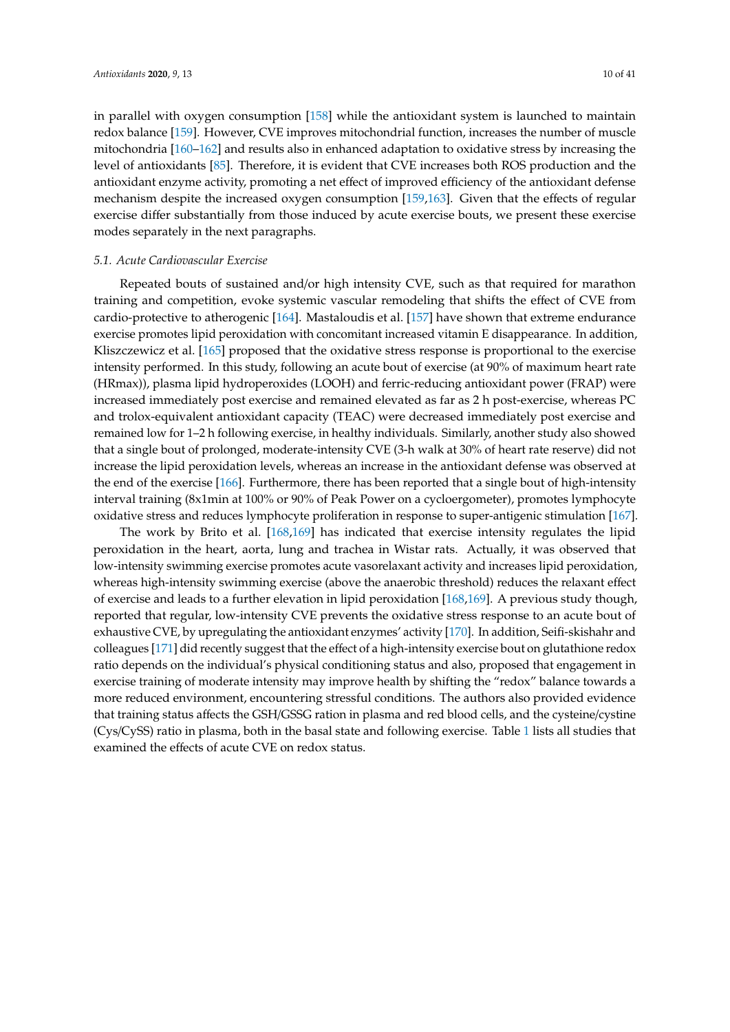in parallel with oxygen consumption [158] while the antioxidant system is launched to maintain redox balance [159]. However, CVE improves mitochondrial function, increases the number of muscle mitochondria [160–162] and results also in enhanced adaptation to oxidative stress by increasing the level of antioxidants [85]. Therefore, it is evident that CVE increases both ROS production and the antioxidant enzyme activity, promoting a net effect of improved efficiency of the antioxidant defense mechanism despite the increased oxygen consumption [159,163]. Given that the effects of regular exercise differ substantially from those induced by acute exercise bouts, we present these exercise modes separately in the next paragraphs.

### *5.1. Acute Cardiovascular Exercise*

Repeated bouts of sustained and/or high intensity CVE, such as that required for marathon training and competition, evoke systemic vascular remodeling that shifts the effect of CVE from cardio-protective to atherogenic [164]. Mastaloudis et al. [157] have shown that extreme endurance exercise promotes lipid peroxidation with concomitant increased vitamin E disappearance. In addition, Kliszczewicz et al. [165] proposed that the oxidative stress response is proportional to the exercise intensity performed. In this study, following an acute bout of exercise (at 90% of maximum heart rate (HRmax)), plasma lipid hydroperoxides (LOOH) and ferric-reducing antioxidant power (FRAP) were increased immediately post exercise and remained elevated as far as 2 h post-exercise, whereas PC and trolox-equivalent antioxidant capacity (TEAC) were decreased immediately post exercise and remained low for 1–2 h following exercise, in healthy individuals. Similarly, another study also showed that a single bout of prolonged, moderate-intensity CVE (3-h walk at 30% of heart rate reserve) did not increase the lipid peroxidation levels, whereas an increase in the antioxidant defense was observed at the end of the exercise [166]. Furthermore, there has been reported that a single bout of high-intensity interval training (8x1min at 100% or 90% of Peak Power on a cycloergometer), promotes lymphocyte oxidative stress and reduces lymphocyte proliferation in response to super-antigenic stimulation [167].

The work by Brito et al. [168,169] has indicated that exercise intensity regulates the lipid peroxidation in the heart, aorta, lung and trachea in Wistar rats. Actually, it was observed that low-intensity swimming exercise promotes acute vasorelaxant activity and increases lipid peroxidation, whereas high-intensity swimming exercise (above the anaerobic threshold) reduces the relaxant effect of exercise and leads to a further elevation in lipid peroxidation [168,169]. A previous study though, reported that regular, low-intensity CVE prevents the oxidative stress response to an acute bout of exhaustive CVE, by upregulating the antioxidant enzymes' activity [170]. In addition, Seifi-skishahr and colleagues [171] did recently suggest that the effect of a high-intensity exercise bout on glutathione redox ratio depends on the individual's physical conditioning status and also, proposed that engagement in exercise training of moderate intensity may improve health by shifting the "redox" balance towards a more reduced environment, encountering stressful conditions. The authors also provided evidence that training status affects the GSH/GSSG ration in plasma and red blood cells, and the cysteine/cystine (Cys/CySS) ratio in plasma, both in the basal state and following exercise. Table 1 lists all studies that examined the effects of acute CVE on redox status.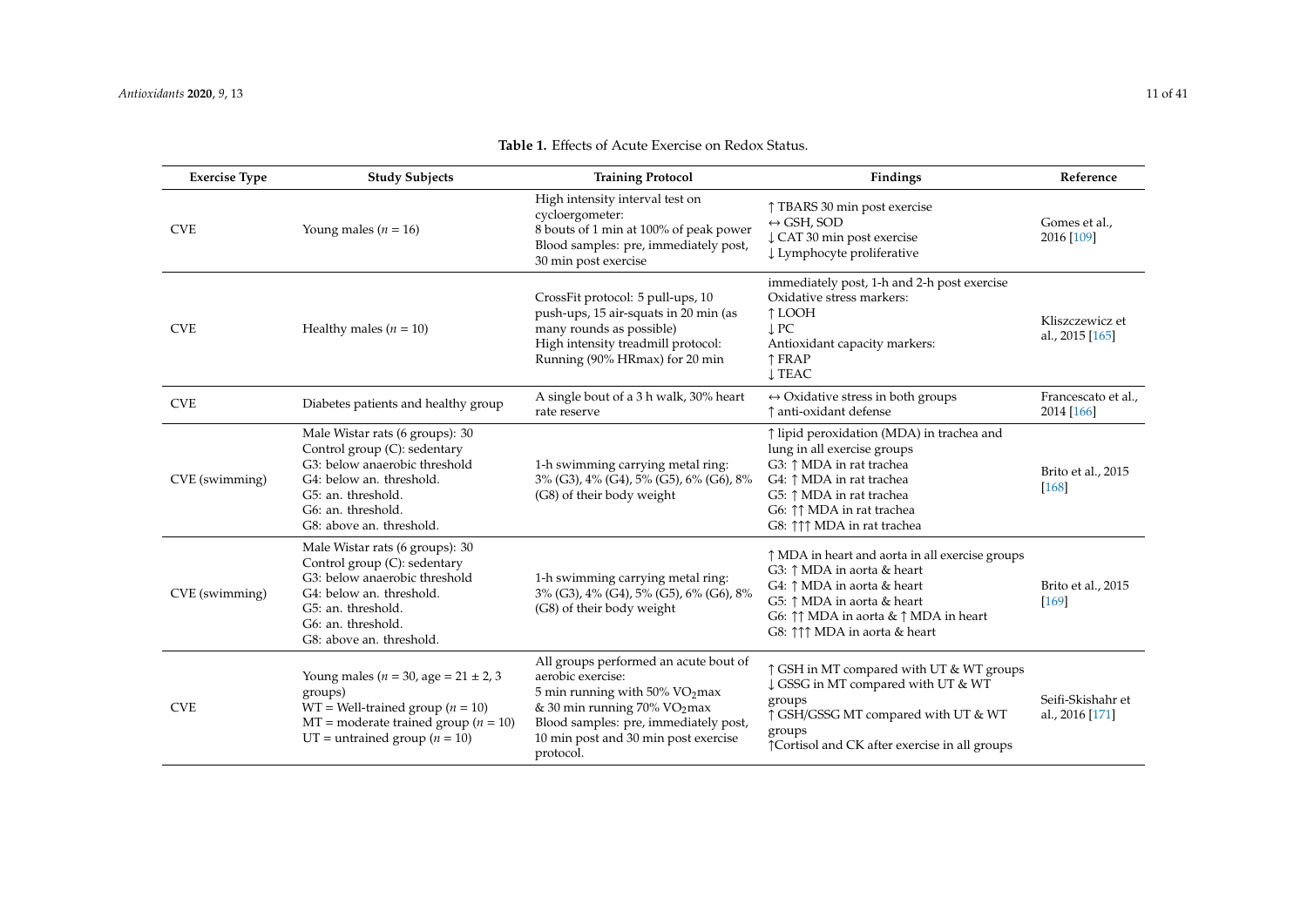**Table 1.** Effects of Acute Exercise on Redox Status.

| Exercise Type | Study Subjects | Training Protocol | Findings | Reference |
| --- | --- | --- | --- | --- |
| CVE | Young males ($n$ = 16) | High intensity interval test on cycloergometer:<br>8 bouts of 1 min at 100% of peak power<br>Blood samples: pre, immediately post, 30 min post exercise | ↑ TBARS 30 min post exercise<br>↔ GSH, SOD<br>↓ CAT 30 min post exercise<br>↓ Lymphocyte proliferative | Gomes et al., 2016 [109] |
| CVE | Healthy males ($n$ = 10) | CrossFit protocol: 5 pull-ups, 10 push-ups, 15 air-squats in 20 min (as many rounds as possible)<br>High intensity treadmill protocol: Running (90% HRmax) for 20 min | immediately post, 1-h and 2-h post exercise<br>Oxidative stress markers:<br>↑ LOOH<br>↓ PC<br>Antioxidant capacity markers:<br>↑ FRAP<br>↓ TEAC | Kliszczewicz et al., 2015 [165] |
| CVE | Diabetes patients and healthy group | A single bout of a 3 h walk, 30% heart rate reserve | ↔ Oxidative stress in both groups<br>↑ anti-oxidant defense | Francescato et al., 2014 [166] |
| CVE (swimming) | Male Wistar rats (6 groups): 30<br>Control group (C): sedentary<br>G3: below anaerobic threshold<br>G4: below an. threshold.<br>G5: an. threshold.<br>G6: an. threshold.<br>G8: above an. threshold. | 1-h swimming carrying metal ring: 3% (G3), 4% (G4), 5% (G5), 6% (G6), 8% (G8) of their body weight | ↑ lipid peroxidation (MDA) in trachea and lung in all exercise groups<br>G3: ↑ MDA in rat trachea<br>G4: ↑ MDA in rat trachea<br>G5: ↑ MDA in rat trachea<br>G6: ↑↑ MDA in rat trachea<br>G8: ↑↑↑ MDA in rat trachea | Brito et al., 2015 [168] |
| CVE (swimming) | Male Wistar rats (6 groups): 30<br>Control group (C): sedentary<br>G3: below anaerobic threshold<br>G4: below an. threshold.<br>G5: an. threshold.<br>G6: an. threshold.<br>G8: above an. threshold. | 1-h swimming carrying metal ring: 3% (G3), 4% (G4), 5% (G5), 6% (G6), 8% (G8) of their body weight | ↑ MDA in heart and aorta in all exercise groups<br>G3: ↑ MDA in aorta & heart<br>G4: ↑ MDA in aorta & heart<br>G5: ↑ MDA in aorta & heart<br>G6: ↑↑ MDA in aorta & ↑ MDA in heart<br>G8: ↑↑↑ MDA in aorta & heart | Brito et al., 2015 [169] |
| CVE | Young males ($n$ = 30, age = 21 ± 2, 3 groups)<br>WT = Well-trained group ($n$ = 10)<br>MT = moderate trained group ($n$ = 10)<br>UT = untrained group ($n$ = 10) | All groups performed an acute bout of aerobic exercise:<br>5 min running with 50% $VO_2$max & 30 min running 70% $VO_2$max<br>Blood samples: pre, immediately post, 10 min post and 30 min post exercise protocol. | ↑ GSH in MT compared with UT & WT groups<br>↓ GSSG in MT compared with UT & WT groups<br>↑ GSH/GSSG MT compared with UT & WT groups<br>↑Cortisol and CK after exercise in all groups | Seifi-Skishahr et al., 2016 [171] |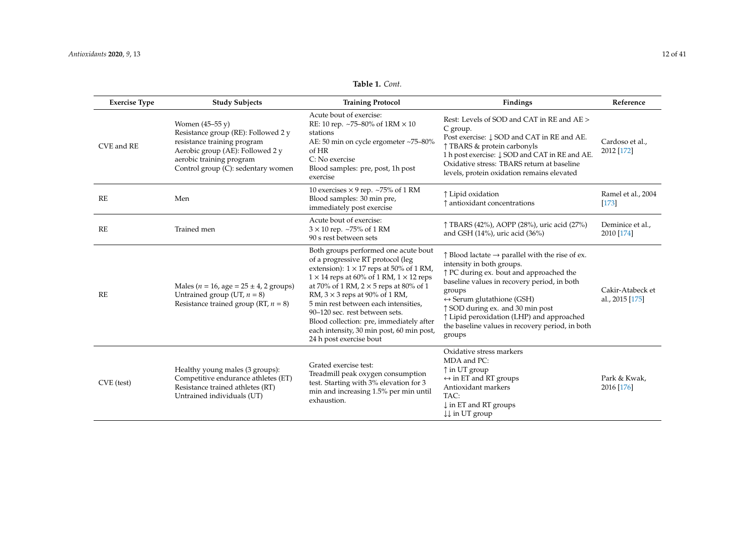**Table 1.** *Cont.*

| Exercise Type | Study Subjects | Training Protocol | Findings | Reference |
|---|---|---|---|---|
| CVE and RE | Women (45–55 y)<br>Resistance group (RE): Followed 2 y resistance training program<br>Aerobic group (AE): Followed 2 y aerobic training program<br>Control group (C): sedentary women | Acute bout of exercise:<br>RE: 10 rep. ~75–80% of 1RM × 10 stations<br>AE: 50 min on cycle ergometer ~75–80% of HR<br>C: No exercise<br>Blood samples: pre, post, 1h post exercise | Rest: Levels of SOD and CAT in RE and AE > C group.<br>Post exercise: ↓ SOD and CAT in RE and AE.<br>↑ TBARS & protein carbonyls<br>1 h post exercise: ↓ SOD and CAT in RE and AE.<br>Oxidative stress: TBARS return at baseline levels, protein oxidation remains elevated | Cardoso et al., 2012 [172] |
| RE | Men | 10 exercises × 9 rep. ~75% of 1 RM<br>Blood samples: 30 min pre, immediately post exercise | ↑ Lipid oxidation<br>↑ antioxidant concentrations | Ramel et al., 2004 [173] |
| RE | Trained men | Acute bout of exercise:<br>3 × 10 rep. ~75% of 1 RM<br>90 s rest between sets | ↑ TBARS (42%), AOPP (28%), uric acid (27%) and GSH (14%), uric acid (36%) | Deminice et al., 2010 [174] |
| RE | Males ($n$ = 16, age = 25 ± 4, 2 groups)<br>Untrained group (UT, $n$ = 8)<br>Resistance trained group (RT, $n$ = 8) | Both groups performed one acute bout of a progressive RT protocol (leg extension): 1 × 17 reps at 50% of 1 RM, 1 × 14 reps at 60% of 1 RM, 1 × 12 reps at 70% of 1 RM, 2 × 5 reps at 80% of 1 RM, 3 × 3 reps at 90% of 1 RM,<br>5 min rest between each intensities, 90–120 sec. rest between sets.<br>Blood collection: pre, immediately after each intensity, 30 min post, 60 min post, 24 h post exercise bout | ↑ Blood lactate → parallel with the rise of ex. intensity in both groups.<br>↑ PC during ex. bout and approached the baseline values in recovery period, in both groups<br>↔ Serum glutathione (GSH)<br>↑ SOD during ex. and 30 min post<br>↑ Lipid peroxidation (LHP) and approached the baseline values in recovery period, in both groups | Cakir-Atabeck et al., 2015 [175] |
| CVE (test) | Healthy young males (3 groups):<br>Competitive endurance athletes (ET)<br>Resistance trained athletes (RT)<br>Untrained individuals (UT) | Grated exercise test:<br>Treadmill peak oxygen consumption test. Starting with 3% elevation for 3 min and increasing 1.5% per min until exhaustion. | Oxidative stress markers<br>MDA and PC:<br>↑ in UT group<br>↔ in ET and RT groups<br>Antioxidant markers<br>TAC:<br>↓ in ET and RT groups<br>↓↓ in UT group | Park & Kwak, 2016 [176] |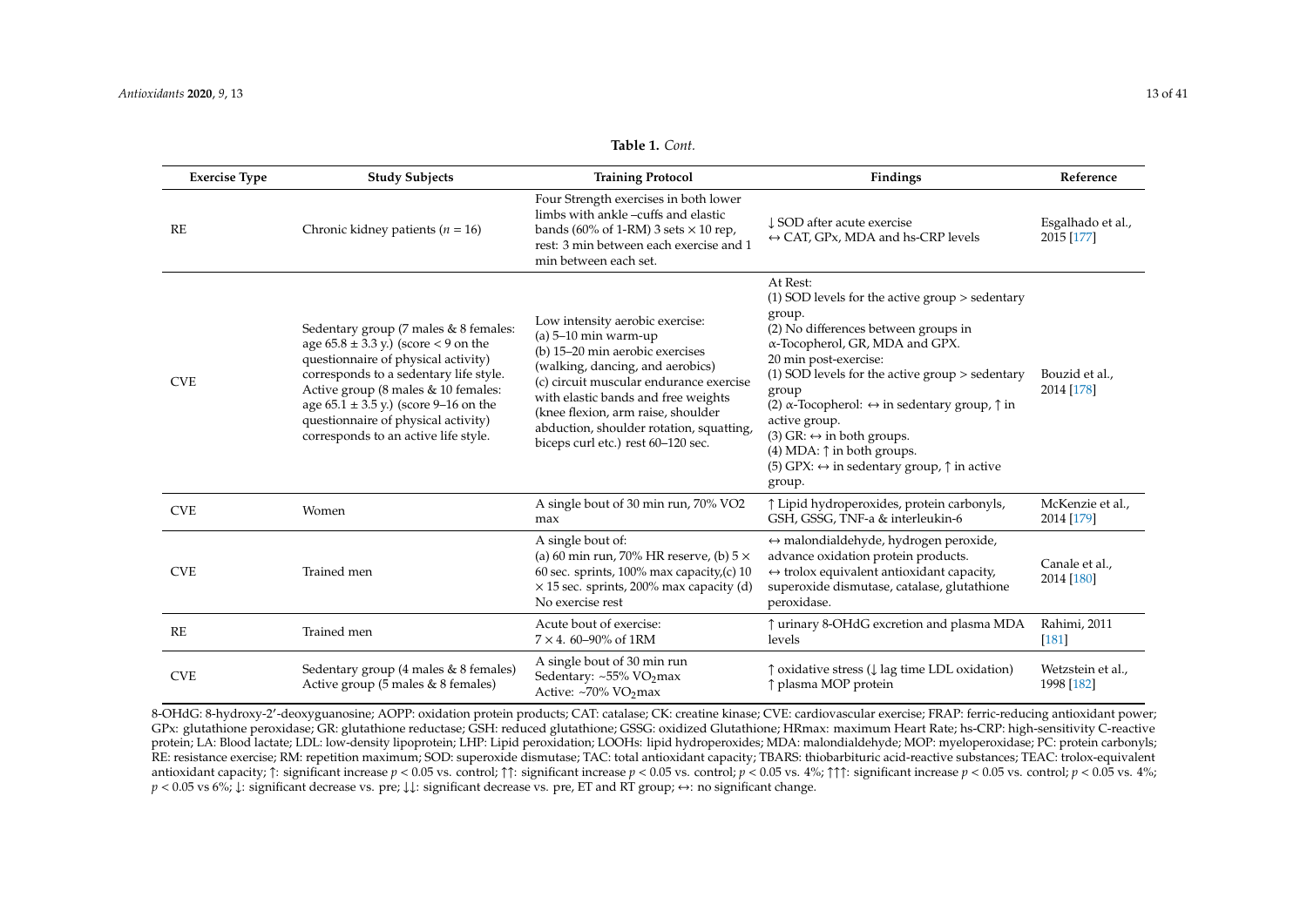**Table 1.** *Cont.*

| Exercise Type | Study Subjects | Training Protocol | Findings | Reference |
| --- | --- | --- | --- | --- |
| RE | Chronic kidney patients ($n$ = 16) | Four Strength exercises in both lower limbs with ankle –cuffs and elastic bands (60% of 1-RM) 3 sets × 10 rep, rest: 3 min between each exercise and 1 min between each set. | ↓ SOD after acute exercise<br>↔ CAT, GPx, MDA and hs-CRP levels | Esgalhado et al., 2015 [177] |
| CVE | Sedentary group (7 males & 8 females: age 65.8 ± 3.3 y.) (score < 9 on the questionnaire of physical activity) corresponds to a sedentary life style.<br>Active group (8 males & 10 females: age 65.1 ± 3.5 y.) (score 9–16 on the questionnaire of physical activity) corresponds to an active life style. | Low intensity aerobic exercise:<br>(a) 5–10 min warm-up<br>(b) 15–20 min aerobic exercises (walking, dancing, and aerobics)<br>(c) circuit muscular endurance exercise with elastic bands and free weights (knee flexion, arm raise, shoulder abduction, shoulder rotation, squatting, biceps curl etc.) rest 60–120 sec. | At Rest:<br>(1) SOD levels for the active group > sedentary group.<br>(2) No differences between groups in α-Tocopherol, GR, MDA and GPX.<br>20 min post-exercise:<br>(1) SOD levels for the active group > sedentary group<br>(2) α-Tocopherol: ↔ in sedentary group, ↑ in active group.<br>(3) GR: ↔ in both groups.<br>(4) MDA: ↑ in both groups.<br>(5) GPX: ↔ in sedentary group, ↑ in active group. | Bouzid et al., 2014 [178] |
| CVE | Women | A single bout of 30 min run, 70% VO2 max | ↑ Lipid hydroperoxides, protein carbonyls, GSH, GSSG, TNF-a & interleukin-6 | McKenzie et al., 2014 [179] |
| CVE | Trained men | A single bout of:<br>(a) 60 min run, 70% HR reserve, (b) 5 × 60 sec. sprints, 100% max capacity,(c) 10 × 15 sec. sprints, 200% max capacity (d) No exercise rest | ↔ malondialdehyde, hydrogen peroxide, advance oxidation protein products.<br>↔ trolox equivalent antioxidant capacity, superoxide dismutase, catalase, glutathione peroxidase. | Canale et al., 2014 [180] |
| RE | Trained men | Acute bout of exercise:<br>7 × 4. 60–90% of 1RM | ↑ urinary 8-OHdG excretion and plasma MDA levels | Rahimi, 2011 [181] |
| CVE | Sedentary group (4 males & 8 females)<br>Active group (5 males & 8 females) | A single bout of 30 min run<br>Sedentary: ~55% $VO_2$max<br>Active: ~70% $VO_2$max | ↑ oxidative stress (↓ lag time LDL oxidation)<br>↑ plasma MOP protein | Wetzstein et al., 1998 [182] |

8-OHdG: 8-hydroxy-2′-deoxyguanosine; AOPP: oxidation protein products; CAT: catalase; CK: creatine kinase; CVE: cardiovascular exercise; FRAP: ferric-reducing antioxidant power; GPx: glutathione peroxidase; GR: glutathione reductase; GSH: reduced glutathione; GSSG: oxidized Glutathione; HRmax: maximum Heart Rate; hs-CRP: high-sensitivity C-reactive protein; LA: Blood lactate; LDL: low-density lipoprotein; LHP: Lipid peroxidation; LOOHs: lipid hydroperoxides; MDA: malondialdehyde; MOP: myeloperoxidase; PC: protein carbonyls; RE: resistance exercise; RM: repetition maximum; SOD: superoxide dismutase; TAC: total antioxidant capacity; TBARS: thiobarbituric acid-reactive substances; TEAC: trolox-equivalent antioxidant capacity; ↑: significant increase $p < 0.05$ vs. control; ↑↑: significant increase $p < 0.05$ vs. control; $p < 0.05$ vs. 4%; ↑↑↑: significant increase $p < 0.05$ vs. control; $p < 0.05$ vs. 4%; $p < 0.05$ vs 6%; ↓: significant decrease vs. pre; ↓↓: significant decrease vs. pre, ET and RT group; ↔: no significant change.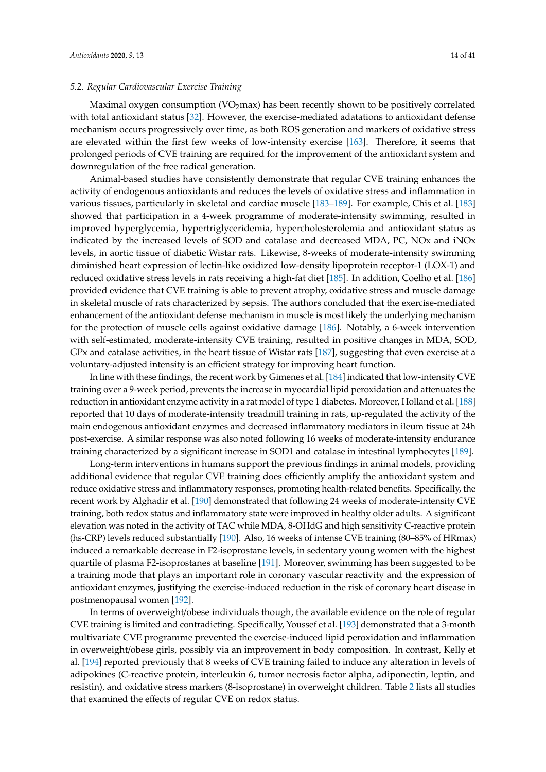### *5.2. Regular Cardiovascular Exercise Training*

Maximal oxygen consumption ($VO_2max$) has been recently shown to be positively correlated with total antioxidant status [32]. However, the exercise-mediated adatations to antioxidant defense mechanism occurs progressively over time, as both ROS generation and markers of oxidative stress are elevated within the first few weeks of low-intensity exercise [163]. Therefore, it seems that prolonged periods of CVE training are required for the improvement of the antioxidant system and downregulation of the free radical generation.

Animal-based studies have consistently demonstrate that regular CVE training enhances the activity of endogenous antioxidants and reduces the levels of oxidative stress and inflammation in various tissues, particularly in skeletal and cardiac muscle [183–189]. For example, Chis et al. [183] showed that participation in a 4-week programme of moderate-intensity swimming, resulted in improved hyperglycemia, hypertriglyceridemia, hypercholesterolemia and antioxidant status as indicated by the increased levels of SOD and catalase and decreased MDA, PC, NOx and iNOx levels, in aortic tissue of diabetic Wistar rats. Likewise, 8-weeks of moderate-intensity swimming diminished heart expression of lectin-like oxidized low-density lipoprotein receptor-1 (LOX-1) and reduced oxidative stress levels in rats receiving a high-fat diet [185]. In addition, Coelho et al. [186] provided evidence that CVE training is able to prevent atrophy, oxidative stress and muscle damage in skeletal muscle of rats characterized by sepsis. The authors concluded that the exercise-mediated enhancement of the antioxidant defense mechanism in muscle is most likely the underlying mechanism for the protection of muscle cells against oxidative damage [186]. Notably, a 6-week intervention with self-estimated, moderate-intensity CVE training, resulted in positive changes in MDA, SOD, GPx and catalase activities, in the heart tissue of Wistar rats [187], suggesting that even exercise at a voluntary-adjusted intensity is an efficient strategy for improving heart function.

In line with these findings, the recent work by Gimenes et al. [184] indicated that low-intensity CVE training over a 9-week period, prevents the increase in myocardial lipid peroxidation and attenuates the reduction in antioxidant enzyme activity in a rat model of type 1 diabetes. Moreover, Holland et al. [188] reported that 10 days of moderate-intensity treadmill training in rats, up-regulated the activity of the main endogenous antioxidant enzymes and decreased inflammatory mediators in ileum tissue at 24h post-exercise. A similar response was also noted following 16 weeks of moderate-intensity endurance training characterized by a significant increase in SOD1 and catalase in intestinal lymphocytes [189].

Long-term interventions in humans support the previous findings in animal models, providing additional evidence that regular CVE training does efficiently amplify the antioxidant system and reduce oxidative stress and inflammatory responses, promoting health-related benefits. Specifically, the recent work by Alghadir et al. [190] demonstrated that following 24 weeks of moderate-intensity CVE training, both redox status and inflammatory state were improved in healthy older adults. A significant elevation was noted in the activity of TAC while MDA, 8-OHdG and high sensitivity C-reactive protein (hs-CRP) levels reduced substantially [190]. Also, 16 weeks of intense CVE training (80–85% of HRmax) induced a remarkable decrease in F2-isoprostane levels, in sedentary young women with the highest quartile of plasma F2-isoprostanes at baseline [191]. Moreover, swimming has been suggested to be a training mode that plays an important role in coronary vascular reactivity and the expression of antioxidant enzymes, justifying the exercise-induced reduction in the risk of coronary heart disease in postmenopausal women [192].

In terms of overweight/obese individuals though, the available evidence on the role of regular CVE training is limited and contradicting. Specifically, Youssef et al. [193] demonstrated that a 3-month multivariate CVE programme prevented the exercise-induced lipid peroxidation and inflammation in overweight/obese girls, possibly via an improvement in body composition. In contrast, Kelly et al. [194] reported previously that 8 weeks of CVE training failed to induce any alteration in levels of adipokines (C-reactive protein, interleukin 6, tumor necrosis factor alpha, adiponectin, leptin, and resistin), and oxidative stress markers (8-isoprostane) in overweight children. Table 2 lists all studies that examined the effects of regular CVE on redox status.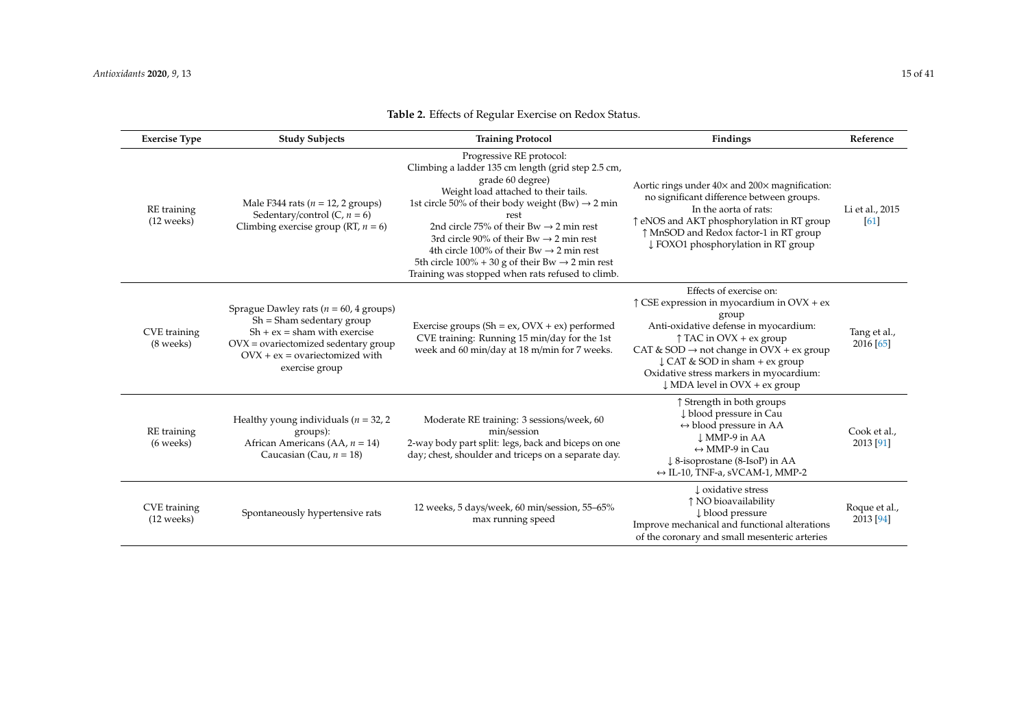**Table 2.** Effects of Regular Exercise on Redox Status.

| Exercise Type | Study Subjects | Training Protocol | Findings | Reference |
|---|---|---|---|---|
| RE training (12 weeks) | Male F344 rats ($n$ = 12, 2 groups)<br>Sedentary/control (C, $n$ = 6)<br>Climbing exercise group (RT, $n$ = 6) | Progressive RE protocol:<br>Climbing a ladder 135 cm length (grid step 2.5 cm, grade 60 degree)<br>Weight load attached to their tails.<br>1st circle 50% of their body weight (Bw) → 2 min rest<br>2nd circle 75% of their Bw → 2 min rest<br>3rd circle 90% of their Bw → 2 min rest<br>4th circle 100% of their Bw → 2 min rest<br>5th circle 100% + 30 g of their Bw → 2 min rest<br>Training was stopped when rats refused to climb. | Aortic rings under 40× and 200× magnification: no significant difference between groups.<br>In the aorta of rats:<br>↑ eNOS and AKT phosphorylation in RT group<br>↑ MnSOD and Redox factor-1 in RT group<br>↓ FOXO1 phosphorylation in RT group | Li et al., 2015 [61] |
| CVE training (8 weeks) | Sprague Dawley rats ($n$ = 60, 4 groups)<br>Sh = Sham sedentary group<br>Sh + ex = sham with exercise<br>OVX = ovariectomized sedentary group<br>OVX + ex = ovariectomized with exercise group | Exercise groups (Sh = ex, OVX + ex) performed CVE training: Running 15 min/day for the 1st week and 60 min/day at 18 m/min for 7 weeks. | Effects of exercise on:<br>↑ CSE expression in myocardium in OVX + ex group<br>Anti-oxidative defense in myocardium:<br>↑ TAC in OVX + ex group<br>CAT & SOD → not change in OVX + ex group<br>↓ CAT & SOD in sham + ex group<br>Oxidative stress markers in myocardium:<br>↓ MDA level in OVX + ex group | Tang et al., 2016 [65] |
| RE training (6 weeks) | Healthy young individuals ($n$ = 32, 2 groups):<br>African Americans (AA, $n$ = 14)<br>Caucasian (Cau, $n$ = 18) | Moderate RE training: 3 sessions/week, 60 min/session<br>2-way body part split: legs, back and biceps on one day; chest, shoulder and triceps on a separate day. | ↑ Strength in both groups<br>↓ blood pressure in Cau<br>↔ blood pressure in AA<br>↓ MMP-9 in AA<br>↔ MMP-9 in Cau<br>↓ 8-isoprostane (8-IsoP) in AA<br>↔ IL-10, TNF-a, sVCAM-1, MMP-2 | Cook et al., 2013 [91] |
| CVE training (12 weeks) | Spontaneously hypertensive rats | 12 weeks, 5 days/week, 60 min/session, 55–65% max running speed | ↓ oxidative stress<br>↑ NO bioavailability<br>↓ blood pressure<br>Improve mechanical and functional alterations of the coronary and small mesenteric arteries | Roque et al., 2013 [94] |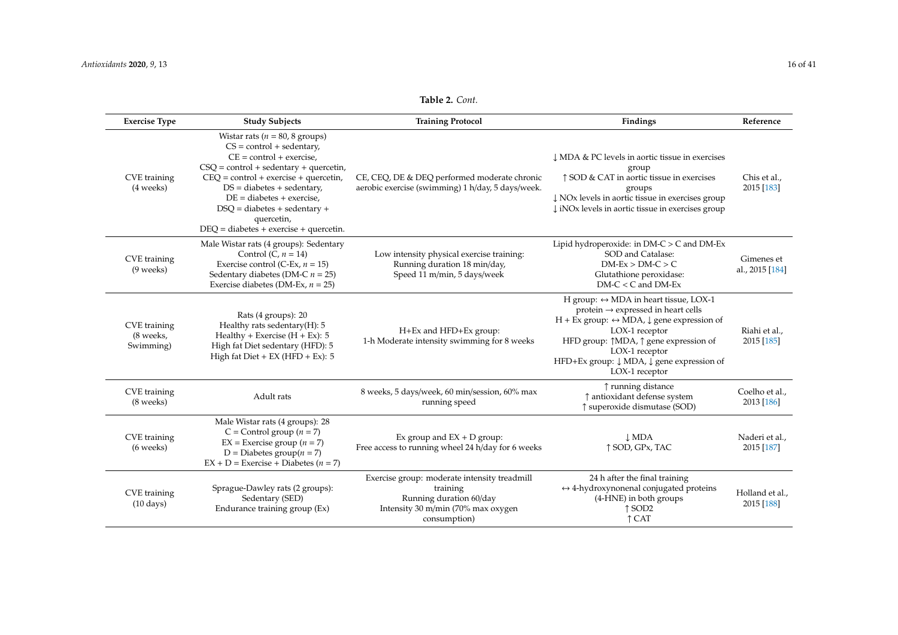**Table 2.** *Cont.*

| Exercise Type | Study Subjects | Training Protocol | Findings | Reference |
|---|---|---|---|---|
| CVE training (4 weeks) | Wistar rats (*n* = 80, 8 groups) CS = control + sedentary, CE = control + exercise, CSQ = control + sedentary + quercetin, CEQ = control + exercise + quercetin, DS = diabetes + sedentary, DE = diabetes + exercise, DSQ = diabetes + sedentary + quercetin, DEQ = diabetes + exercise + quercetin. | CE, CEQ, DE & DEQ performed moderate chronic aerobic exercise (swimming) 1 h/day, 5 days/week. | ↓ MDA & PC levels in aortic tissue in exercises group ↑ SOD & CAT in aortic tissue in exercises groups ↓ NOx levels in aortic tissue in exercises group ↓ iNOx levels in aortic tissue in exercises group | Chis et al., 2015 [183] |
| CVE training (9 weeks) | Male Wistar rats (4 groups): Sedentary Control (C, *n* = 14) Exercise control (C-Ex, *n* = 15) Sedentary diabetes (DM-C *n* = 25) Exercise diabetes (DM-Ex, *n* = 25) | Low intensity physical exercise training: Running duration 18 min/day, Speed 11 m/min, 5 days/week | Lipid hydroperoxide: in DM-C > C and DM-Ex SOD and Catalase: DM-Ex > DM-C > C Glutathione peroxidase: DM-C < C and DM-Ex | Gimenes et al., 2015 [184] |
| CVE training (8 weeks, Swimming) | Rats (4 groups): 20 Healthy rats sedentary(H): 5 Healthy + Exercise (H + Ex): 5 High fat Diet sedentary (HFD): 5 High fat Diet + EX (HFD + Ex): 5 | H+Ex and HFD+Ex group: 1-h Moderate intensity swimming for 8 weeks | H group: ↔ MDA in heart tissue, LOX-1 protein → expressed in heart cells H + Ex group: ↔ MDA, ↓ gene expression of LOX-1 receptor HFD group: ↑MDA, ↑ gene expression of LOX-1 receptor HFD+Ex group: ↓ MDA, ↓ gene expression of LOX-1 receptor | Riahi et al., 2015 [185] |
| CVE training (8 weeks) | Adult rats | 8 weeks, 5 days/week, 60 min/session, 60% max running speed | ↑ running distance ↑ antioxidant defense system ↑ superoxide dismutase (SOD) | Coelho et al., 2013 [186] |
| CVE training (6 weeks) | Male Wistar rats (4 groups): 28 C = Control group (*n* = 7) EX = Exercise group (*n* = 7) D = Diabetes group(*n* = 7) EX + D = Exercise + Diabetes (*n* = 7) | Ex group and EX + D group: Free access to running wheel 24 h/day for 6 weeks | ↓ MDA ↑ SOD, GPx, TAC | Naderi et al., 2015 [187] |
| CVE training (10 days) | Sprague-Dawley rats (2 groups): Sedentary (SED) Endurance training group (Ex) | Exercise group: moderate intensity treadmill training Running duration 60/day Intensity 30 m/min (70% max oxygen consumption) | 24 h after the final training ↔ 4-hydroxynonenal conjugated proteins (4-HNE) in both groups ↑ SOD2 ↑ CAT | Holland et al., 2015 [188] |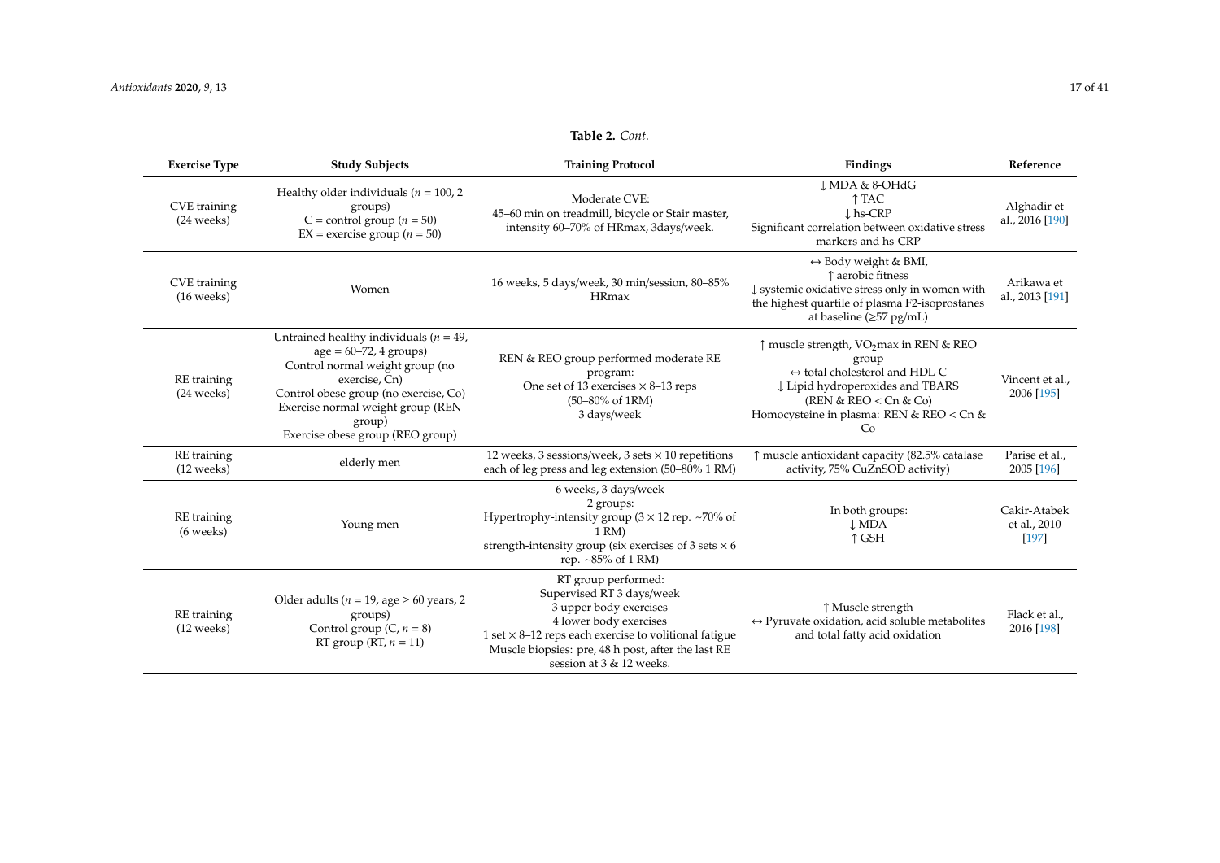**Table 2.** *Cont.*

| Exercise Type | Study Subjects | Training Protocol | Findings | Reference |
| --- | --- | --- | --- | --- |
| CVE training (24 weeks) | Healthy older individuals ($n$ = 100, 2 groups) C = control group ($n$ = 50) EX = exercise group ($n$ = 50) | Moderate CVE: 45–60 min on treadmill, bicycle or Stair master, intensity 60–70% of HRmax, 3days/week. | ↓ MDA & 8-OHdG ↑ TAC ↓ hs-CRP Significant correlation between oxidative stress markers and hs-CRP | Alghadir et al., 2016 [190] |
| CVE training (16 weeks) | Women | 16 weeks, 5 days/week, 30 min/session, 80–85% HRmax | ↔ Body weight & BMI, ↑ aerobic fitness ↓ systemic oxidative stress only in women with the highest quartile of plasma F2-isoprostanes at baseline (≥57 pg/mL) | Arikawa et al., 2013 [191] |
| RE training (24 weeks) | Untrained healthy individuals ($n$ = 49, age = 60–72, 4 groups) Control normal weight group (no exercise, Cn) Control obese group (no exercise, Co) Exercise normal weight group (REN group) Exercise obese group (REO group) | REN & REO group performed moderate RE program: One set of 13 exercises × 8–13 reps (50–80% of 1RM) 3 days/week | ↑ muscle strength, $VO_2$max in REN & REO group ↔ total cholesterol and HDL-C ↓ Lipid hydroperoxides and TBARS (REN & REO < Cn & Co) Homocysteine in plasma: REN & REO < Cn & Co | Vincent et al., 2006 [195] |
| RE training (12 weeks) | elderly men | 12 weeks, 3 sessions/week, 3 sets × 10 repetitions each of leg press and leg extension (50–80% 1 RM) | ↑ muscle antioxidant capacity (82.5% catalase activity, 75% CuZnSOD activity) | Parise et al., 2005 [196] |
| RE training (6 weeks) | Young men | 6 weeks, 3 days/week 2 groups: Hypertrophy-intensity group (3 × 12 rep. ~70% of 1 RM) strength-intensity group (six exercises of 3 sets × 6 rep. ~85% of 1 RM) | In both groups: ↓ MDA ↑ GSH | Cakir-Atabek et al., 2010 [197] |
| RE training (12 weeks) | Older adults ($n$ = 19, age ≥ 60 years, 2 groups) Control group (C, $n$ = 8) RT group (RT, $n$ = 11) | RT group performed: Supervised RT 3 days/week 3 upper body exercises 4 lower body exercises 1 set × 8–12 reps each exercise to volitional fatigue Muscle biopsies: pre, 48 h post, after the last RE session at 3 & 12 weeks. | ↑ Muscle strength ↔ Pyruvate oxidation, acid soluble metabolites and total fatty acid oxidation | Flack et al., 2016 [198] |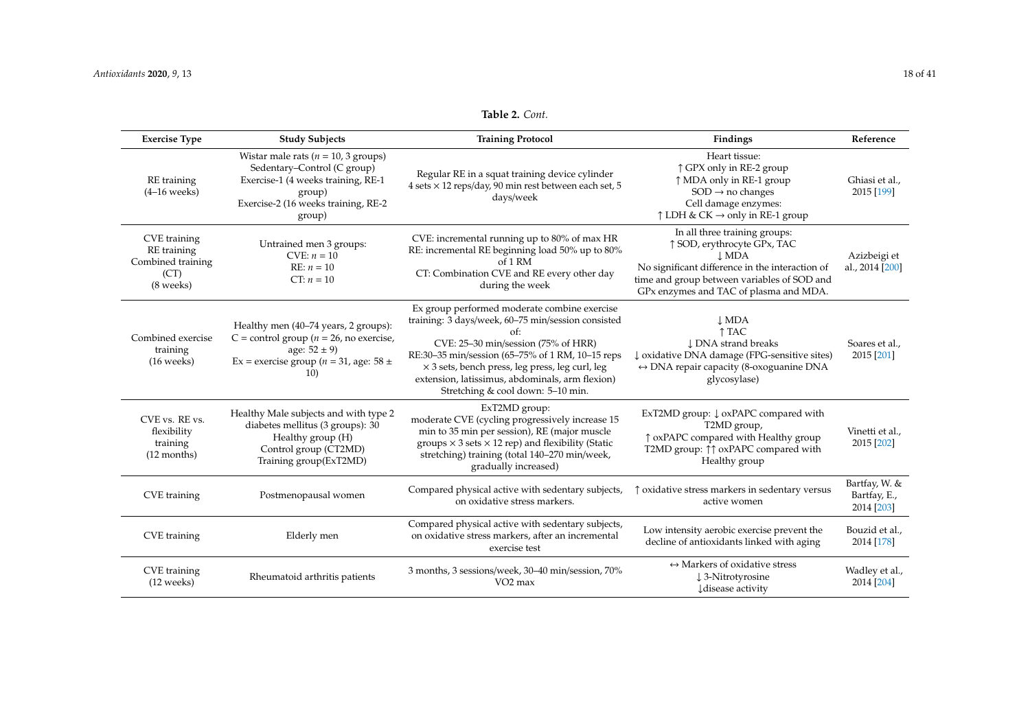**Table 2.** *Cont.*

| Exercise Type | Study Subjects | Training Protocol | Findings | Reference |
|---|---|---|---|---|
| RE training (4–16 weeks) | Wistar male rats (*n* = 10, 3 groups) Sedentary–Control (C group) Exercise-1 (4 weeks training, RE-1 group) Exercise-2 (16 weeks training, RE-2 group) | Regular RE in a squat training device cylinder 4 sets × 12 reps/day, 90 min rest between each set, 5 days/week | Heart tissue: ↑ GPX only in RE-2 group ↑ MDA only in RE-1 group SOD → no changes Cell damage enzymes: ↑ LDH & CK → only in RE-1 group | Ghiasi et al., 2015 [199] |
| CVE training RE training Combined training (CT) (8 weeks) | Untrained men 3 groups: CVE: *n* = 10 RE: *n* = 10 CT: *n* = 10 | CVE: incremental running up to 80% of max HR RE: incremental RE beginning load 50% up to 80% of 1 RM CT: Combination CVE and RE every other day during the week | In all three training groups: ↑ SOD, erythrocyte GPx, TAC ↓ MDA No significant difference in the interaction of time and group between variables of SOD and GPx enzymes and TAC of plasma and MDA. | Azizbeigi et al., 2014 [200] |
| Combined exercise training (16 weeks) | Healthy men (40–74 years, 2 groups): C = control group (*n* = 26, no exercise, age: 52 ± 9) Ex = exercise group (*n* = 31, age: 58 ± 10) | Ex group performed moderate combine exercise training: 3 days/week, 60–75 min/session consisted of: CVE: 25–30 min/session (75% of HRR) RE:30–35 min/session (65–75% of 1 RM, 10–15 reps × 3 sets, bench press, leg press, leg curl, leg extension, latissimus, abdominals, arm flexion) Stretching & cool down: 5–10 min. | ↓ MDA ↑ TAC ↓ DNA strand breaks ↓ oxidative DNA damage (FPG-sensitive sites) ↔ DNA repair capacity (8-oxoguanine DNA glycosylase) | Soares et al., 2015 [201] |
| CVE vs. RE vs. flexibility training (12 months) | Healthy Male subjects and with type 2 diabetes mellitus (3 groups): 30 Healthy group (H) Control group (CT2MD) Training group(ExT2MD) | ExT2MD group: moderate CVE (cycling progressively increase 15 min to 35 min per session), RE (major muscle groups × 3 sets × 12 rep) and flexibility (Static stretching) training (total 140–270 min/week, gradually increased) | ExT2MD group: ↓ oxPAPC compared with T2MD group, ↑ oxPAPC compared with Healthy group T2MD group: ↑↑ oxPAPC compared with Healthy group | Vinetti et al., 2015 [202] |
| CVE training | Postmenopausal women | Compared physical active with sedentary subjects, on oxidative stress markers. | ↑ oxidative stress markers in sedentary versus active women | Bartfay, W. & Bartfay, E., 2014 [203] |
| CVE training | Elderly men | Compared physical active with sedentary subjects, on oxidative stress markers, after an incremental exercise test | Low intensity aerobic exercise prevent the decline of antioxidants linked with aging | Bouzid et al., 2014 [178] |
| CVE training (12 weeks) | Rheumatoid arthritis patients | 3 months, 3 sessions/week, 30–40 min/session, 70% VO2 max | ↔ Markers of oxidative stress ↓ 3-Nitrotyrosine ↓disease activity | Wadley et al., 2014 [204] |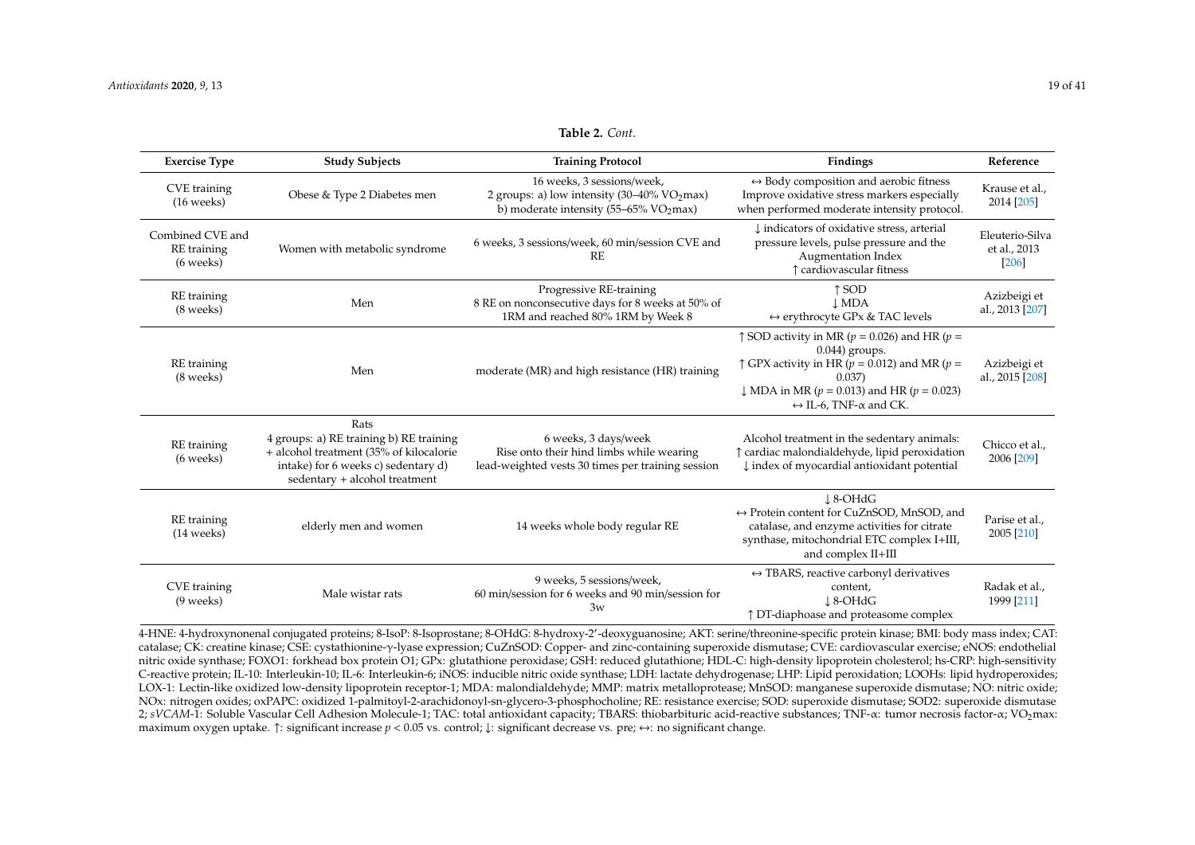**Table 2.** *Cont.*

| Exercise Type | Study Subjects | Training Protocol | Findings | Reference |
| --- | --- | --- | --- | --- |
| CVE training (16 weeks) | Obese & Type 2 Diabetes men | 16 weeks, 3 sessions/week, 2 groups: a) low intensity (30–40% $VO_2$max) b) moderate intensity (55–65% $VO_2$max) | ↔ Body composition and aerobic fitness Improve oxidative stress markers especially when performed moderate intensity protocol. | Krause et al., 2014 [205] |
| Combined CVE and RE training (6 weeks) | Women with metabolic syndrome | 6 weeks, 3 sessions/week, 60 min/session CVE and RE | ↓ indicators of oxidative stress, arterial pressure levels, pulse pressure and the Augmentation Index ↑ cardiovascular fitness | Eleuterio-Silva et al., 2013 [206] |
| RE training (8 weeks) | Men | Progressive RE-training 8 RE on nonconsecutive days for 8 weeks at 50% of 1RM and reached 80% 1RM by Week 8 | ↑ SOD ↓ MDA ↔ erythrocyte GPx & TAC levels | Azizbeigi et al., 2013 [207] |
| RE training (8 weeks) | Men | moderate (MR) and high resistance (HR) training | ↑ SOD activity in MR ($p$ = 0.026) and HR ($p$ = 0.044) groups. ↑ GPX activity in HR ($p$ = 0.012) and MR ($p$ = 0.037) ↓ MDA in MR ($p$ = 0.013) and HR ($p$ = 0.023) ↔ IL-6, TNF-α and CK. | Azizbeigi et al., 2015 [208] |
| RE training (6 weeks) | Rats 4 groups: a) RE training b) RE training + alcohol treatment (35% of kilocalorie intake) for 6 weeks c) sedentary d) sedentary + alcohol treatment | 6 weeks, 3 days/week Rise onto their hind limbs while wearing lead-weighted vests 30 times per training session | Alcohol treatment in the sedentary animals: ↑ cardiac malondialdehyde, lipid peroxidation ↓ index of myocardial antioxidant potential | Chicco et al., 2006 [209] |
| RE training (14 weeks) | elderly men and women | 14 weeks whole body regular RE | ↓ 8-OHdG ↔ Protein content for CuZnSOD, MnSOD, and catalase, and enzyme activities for citrate synthase, mitochondrial ETC complex I+III, and complex II+III | Parise et al., 2005 [210] |
| CVE training (9 weeks) | Male wistar rats | 9 weeks, 5 sessions/week, 60 min/session for 6 weeks and 90 min/session for 3w | ↔ TBARS, reactive carbonyl derivatives content, ↓ 8-OHdG ↑ DT-diaphoase and proteasome complex | Radak et al., 1999 [211] |

4-HNE: 4-hydroxynonenal conjugated proteins; 8-IsoP: 8-Isoprostane; 8-OHdG: 8-hydroxy-2′-deoxyguanosine; AKT: serine/threonine-specific protein kinase; BMI: body mass index; CAT: catalase; CK: creatine kinase; CSE: cystathionine-γ-lyase expression; CuZnSOD: Copper- and zinc-containing superoxide dismutase; CVE: cardiovascular exercise; eNOS: endothelial nitric oxide synthase; FOXO1: forkhead box protein O1; GPx: glutathione peroxidase; GSH: reduced glutathione; HDL-C: high-density lipoprotein cholesterol; hs-CRP: high-sensitivity C-reactive protein; IL-10: Interleukin-10; IL-6: Interleukin-6; iNOS: inducible nitric oxide synthase; LDH: lactate dehydrogenase; LHP: Lipid peroxidation; LOOHs: lipid hydroperoxides; LOX-1: Lectin-like oxidized low-density lipoprotein receptor-1; MDA: malondialdehyde; MMP: matrix metalloprotease; MnSOD: manganese superoxide dismutase; NO: nitric oxide; NOx: nitrogen oxides; oxPAPC: oxidized 1-palmitoyl-2-arachidonoyl-sn-glycero-3-phosphocholine; RE: resistance exercise; SOD: superoxide dismutase; SOD2: superoxide dismutase 2; *sVCAM*-1: Soluble Vascular Cell Adhesion Molecule-1; TAC: total antioxidant capacity; TBARS: thiobarbituric acid-reactive substances; TNF-α: tumor necrosis factor-α; $VO_2$max: maximum oxygen uptake. ↑: significant increase $p < 0.05$ vs. control; ↓: significant decrease vs. pre; ↔: no significant change.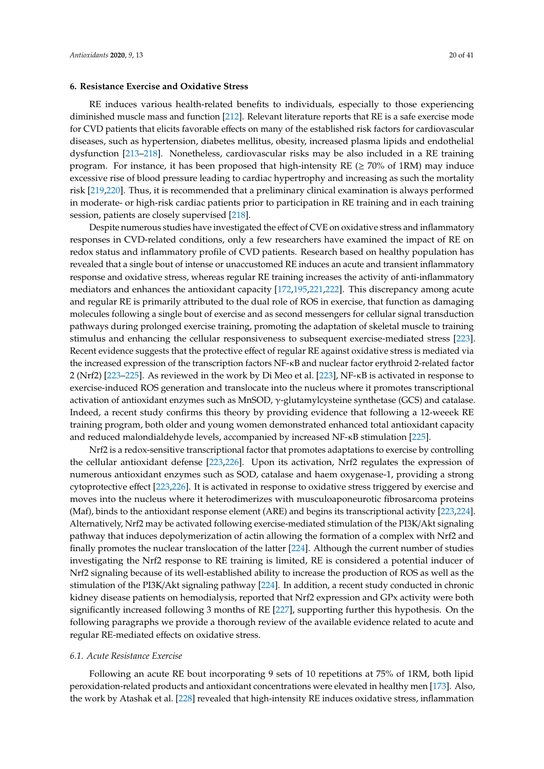## 6. Resistance Exercise and Oxidative Stress

RE induces various health-related benefits to individuals, especially to those experiencing diminished muscle mass and function [212]. Relevant literature reports that RE is a safe exercise mode for CVD patients that elicits favorable effects on many of the established risk factors for cardiovascular diseases, such as hypertension, diabetes mellitus, obesity, increased plasma lipids and endothelial dysfunction [213–218]. Nonetheless, cardiovascular risks may be also included in a RE training program. For instance, it has been proposed that high-intensity RE (≥ 70% of 1RM) may induce excessive rise of blood pressure leading to cardiac hypertrophy and increasing as such the mortality risk [219,220]. Thus, it is recommended that a preliminary clinical examination is always performed in moderate- or high-risk cardiac patients prior to participation in RE training and in each training session, patients are closely supervised [218].

Despite numerous studies have investigated the effect of CVE on oxidative stress and inflammatory responses in CVD-related conditions, only a few researchers have examined the impact of RE on redox status and inflammatory profile of CVD patients. Research based on healthy population has revealed that a single bout of intense or unaccustomed RE induces an acute and transient inflammatory response and oxidative stress, whereas regular RE training increases the activity of anti-inflammatory mediators and enhances the antioxidant capacity [172,195,221,222]. This discrepancy among acute and regular RE is primarily attributed to the dual role of ROS in exercise, that function as damaging molecules following a single bout of exercise and as second messengers for cellular signal transduction pathways during prolonged exercise training, promoting the adaptation of skeletal muscle to training stimulus and enhancing the cellular responsiveness to subsequent exercise-mediated stress [223]. Recent evidence suggests that the protective effect of regular RE against oxidative stress is mediated via the increased expression of the transcription factors NF-κB and nuclear factor erythroid 2-related factor 2 (Nrf2) [223–225]. As reviewed in the work by Di Meo et al. [223], NF-κB is activated in response to exercise-induced ROS generation and translocate into the nucleus where it promotes transcriptional activation of antioxidant enzymes such as MnSOD, γ-glutamylcysteine synthetase (GCS) and catalase. Indeed, a recent study confirms this theory by providing evidence that following a 12-weeek RE training program, both older and young women demonstrated enhanced total antioxidant capacity and reduced malondialdehyde levels, accompanied by increased NF-κB stimulation [225].

Nrf2 is a redox-sensitive transcriptional factor that promotes adaptations to exercise by controlling the cellular antioxidant defense [223,226]. Upon its activation, Nrf2 regulates the expression of numerous antioxidant enzymes such as SOD, catalase and haem oxygenase-1, providing a strong cytoprotective effect [223,226]. It is activated in response to oxidative stress triggered by exercise and moves into the nucleus where it heterodimerizes with musculoaponeurotic fibrosarcoma proteins (Maf), binds to the antioxidant response element (ARE) and begins its transcriptional activity [223,224]. Alternatively, Nrf2 may be activated following exercise-mediated stimulation of the PI3K/Akt signaling pathway that induces depolymerization of actin allowing the formation of a complex with Nrf2 and finally promotes the nuclear translocation of the latter [224]. Although the current number of studies investigating the Nrf2 response to RE training is limited, RE is considered a potential inducer of Nrf2 signaling because of its well-established ability to increase the production of ROS as well as the stimulation of the PI3K/Akt signaling pathway [224]. In addition, a recent study conducted in chronic kidney disease patients on hemodialysis, reported that Nrf2 expression and GPx activity were both significantly increased following 3 months of RE [227], supporting further this hypothesis. On the following paragraphs we provide a thorough review of the available evidence related to acute and regular RE-mediated effects on oxidative stress.

### 6.1. Acute Resistance Exercise

Following an acute RE bout incorporating 9 sets of 10 repetitions at 75% of 1RM, both lipid peroxidation-related products and antioxidant concentrations were elevated in healthy men [173]. Also, the work by Atashak et al. [228] revealed that high-intensity RE induces oxidative stress, inflammation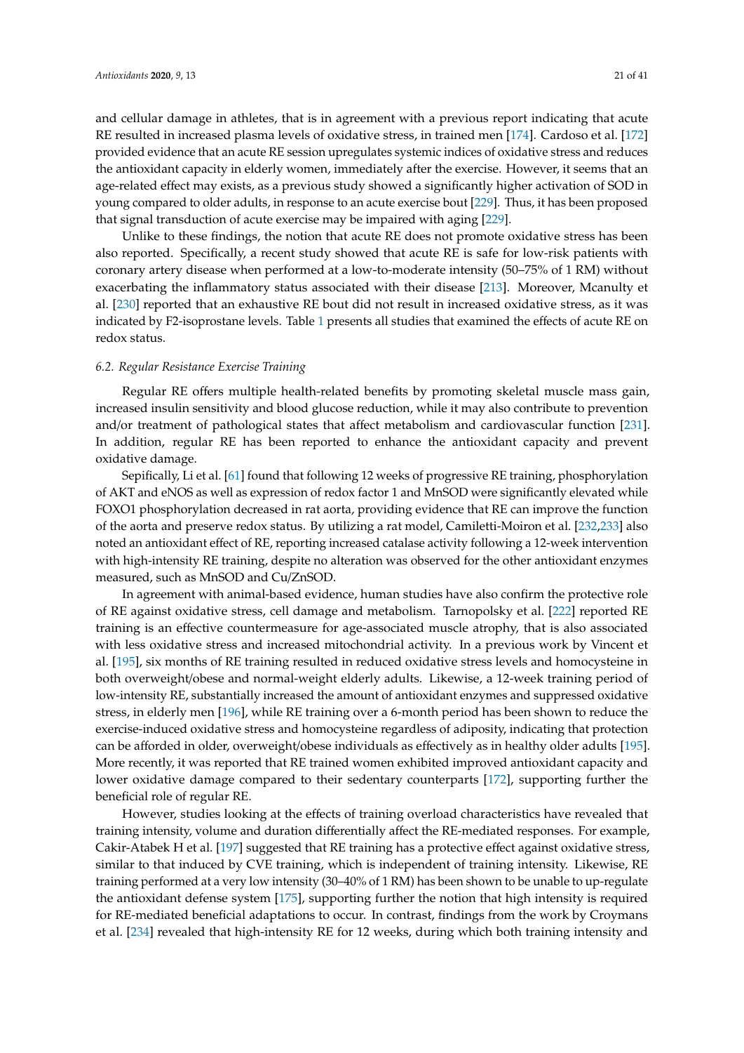and cellular damage in athletes, that is in agreement with a previous report indicating that acute RE resulted in increased plasma levels of oxidative stress, in trained men [174]. Cardoso et al. [172] provided evidence that an acute RE session upregulates systemic indices of oxidative stress and reduces the antioxidant capacity in elderly women, immediately after the exercise. However, it seems that an age-related effect may exists, as a previous study showed a significantly higher activation of SOD in young compared to older adults, in response to an acute exercise bout [229]. Thus, it has been proposed that signal transduction of acute exercise may be impaired with aging [229].

Unlike to these findings, the notion that acute RE does not promote oxidative stress has been also reported. Specifically, a recent study showed that acute RE is safe for low-risk patients with coronary artery disease when performed at a low-to-moderate intensity (50–75% of 1 RM) without exacerbating the inflammatory status associated with their disease [213]. Moreover, Mcanulty et al. [230] reported that an exhaustive RE bout did not result in increased oxidative stress, as it was indicated by F2-isoprostane levels. Table 1 presents all studies that examined the effects of acute RE on redox status.

### *6.2. Regular Resistance Exercise Training*

Regular RE offers multiple health-related benefits by promoting skeletal muscle mass gain, increased insulin sensitivity and blood glucose reduction, while it may also contribute to prevention and/or treatment of pathological states that affect metabolism and cardiovascular function [231]. In addition, regular RE has been reported to enhance the antioxidant capacity and prevent oxidative damage.

Sepifically, Li et al. [61] found that following 12 weeks of progressive RE training, phosphorylation of AKT and eNOS as well as expression of redox factor 1 and MnSOD were significantly elevated while FOXO1 phosphorylation decreased in rat aorta, providing evidence that RE can improve the function of the aorta and preserve redox status. By utilizing a rat model, Camiletti-Moiron et al. [232,233] also noted an antioxidant effect of RE, reporting increased catalase activity following a 12-week intervention with high-intensity RE training, despite no alteration was observed for the other antioxidant enzymes measured, such as MnSOD and Cu/ZnSOD.

In agreement with animal-based evidence, human studies have also confirm the protective role of RE against oxidative stress, cell damage and metabolism. Tarnopolsky et al. [222] reported RE training is an effective countermeasure for age-associated muscle atrophy, that is also associated with less oxidative stress and increased mitochondrial activity. In a previous work by Vincent et al. [195], six months of RE training resulted in reduced oxidative stress levels and homocysteine in both overweight/obese and normal-weight elderly adults. Likewise, a 12-week training period of low-intensity RE, substantially increased the amount of antioxidant enzymes and suppressed oxidative stress, in elderly men [196], while RE training over a 6-month period has been shown to reduce the exercise-induced oxidative stress and homocysteine regardless of adiposity, indicating that protection can be afforded in older, overweight/obese individuals as effectively as in healthy older adults [195]. More recently, it was reported that RE trained women exhibited improved antioxidant capacity and lower oxidative damage compared to their sedentary counterparts [172], supporting further the beneficial role of regular RE.

However, studies looking at the effects of training overload characteristics have revealed that training intensity, volume and duration differentially affect the RE-mediated responses. For example, Cakir-Atabek H et al. [197] suggested that RE training has a protective effect against oxidative stress, similar to that induced by CVE training, which is independent of training intensity. Likewise, RE training performed at a very low intensity (30–40% of 1 RM) has been shown to be unable to up-regulate the antioxidant defense system [175], supporting further the notion that high intensity is required for RE-mediated beneficial adaptations to occur. In contrast, findings from the work by Croymans et al. [234] revealed that high-intensity RE for 12 weeks, during which both training intensity and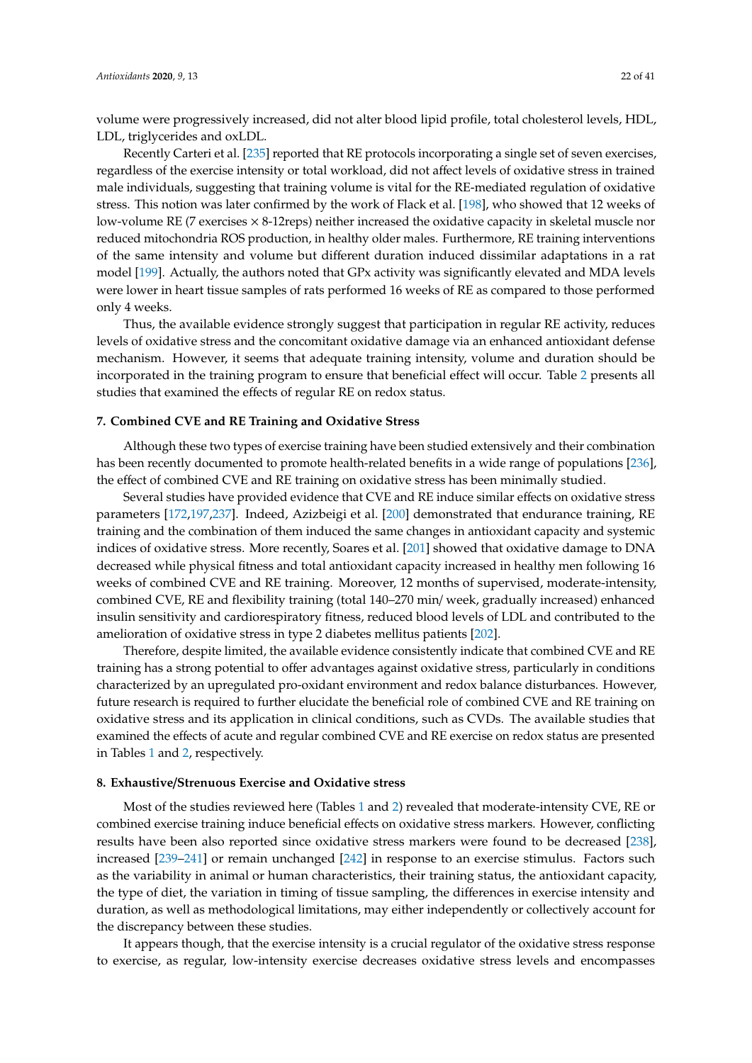volume were progressively increased, did not alter blood lipid profile, total cholesterol levels, HDL, LDL, triglycerides and oxLDL.

Recently Carteri et al. [235] reported that RE protocols incorporating a single set of seven exercises, regardless of the exercise intensity or total workload, did not affect levels of oxidative stress in trained male individuals, suggesting that training volume is vital for the RE-mediated regulation of oxidative stress. This notion was later confirmed by the work of Flack et al. [198], who showed that 12 weeks of low-volume RE (7 exercises × 8-12reps) neither increased the oxidative capacity in skeletal muscle nor reduced mitochondria ROS production, in healthy older males. Furthermore, RE training interventions of the same intensity and volume but different duration induced dissimilar adaptations in a rat model [199]. Actually, the authors noted that GPx activity was significantly elevated and MDA levels were lower in heart tissue samples of rats performed 16 weeks of RE as compared to those performed only 4 weeks.

Thus, the available evidence strongly suggest that participation in regular RE activity, reduces levels of oxidative stress and the concomitant oxidative damage via an enhanced antioxidant defense mechanism. However, it seems that adequate training intensity, volume and duration should be incorporated in the training program to ensure that beneficial effect will occur. Table 2 presents all studies that examined the effects of regular RE on redox status.

## 7. Combined CVE and RE Training and Oxidative Stress

Although these two types of exercise training have been studied extensively and their combination has been recently documented to promote health-related benefits in a wide range of populations [236], the effect of combined CVE and RE training on oxidative stress has been minimally studied.

Several studies have provided evidence that CVE and RE induce similar effects on oxidative stress parameters [172,197,237]. Indeed, Azizbeigi et al. [200] demonstrated that endurance training, RE training and the combination of them induced the same changes in antioxidant capacity and systemic indices of oxidative stress. More recently, Soares et al. [201] showed that oxidative damage to DNA decreased while physical fitness and total antioxidant capacity increased in healthy men following 16 weeks of combined CVE and RE training. Moreover, 12 months of supervised, moderate-intensity, combined CVE, RE and flexibility training (total 140–270 min/ week, gradually increased) enhanced insulin sensitivity and cardiorespiratory fitness, reduced blood levels of LDL and contributed to the amelioration of oxidative stress in type 2 diabetes mellitus patients [202].

Therefore, despite limited, the available evidence consistently indicate that combined CVE and RE training has a strong potential to offer advantages against oxidative stress, particularly in conditions characterized by an upregulated pro-oxidant environment and redox balance disturbances. However, future research is required to further elucidate the beneficial role of combined CVE and RE training on oxidative stress and its application in clinical conditions, such as CVDs. The available studies that examined the effects of acute and regular combined CVE and RE exercise on redox status are presented in Tables 1 and 2, respectively.

## 8. Exhaustive/Strenuous Exercise and Oxidative stress

Most of the studies reviewed here (Tables 1 and 2) revealed that moderate-intensity CVE, RE or combined exercise training induce beneficial effects on oxidative stress markers. However, conflicting results have been also reported since oxidative stress markers were found to be decreased [238], increased [239–241] or remain unchanged [242] in response to an exercise stimulus. Factors such as the variability in animal or human characteristics, their training status, the antioxidant capacity, the type of diet, the variation in timing of tissue sampling, the differences in exercise intensity and duration, as well as methodological limitations, may either independently or collectively account for the discrepancy between these studies.

It appears though, that the exercise intensity is a crucial regulator of the oxidative stress response to exercise, as regular, low-intensity exercise decreases oxidative stress levels and encompasses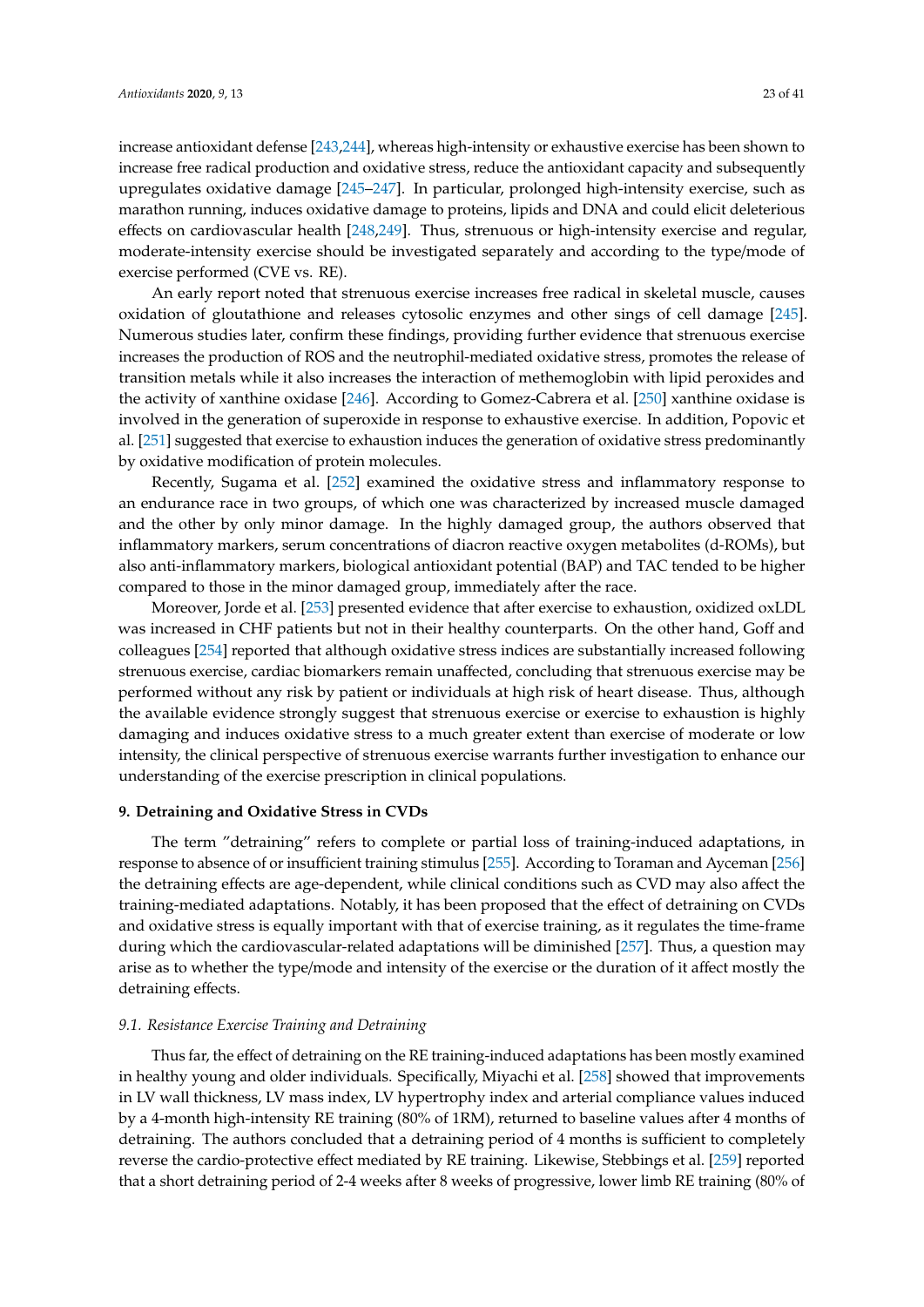increase antioxidant defense [243,244], whereas high-intensity or exhaustive exercise has been shown to increase free radical production and oxidative stress, reduce the antioxidant capacity and subsequently upregulates oxidative damage [245–247]. In particular, prolonged high-intensity exercise, such as marathon running, induces oxidative damage to proteins, lipids and DNA and could elicit deleterious effects on cardiovascular health [248,249]. Thus, strenuous or high-intensity exercise and regular, moderate-intensity exercise should be investigated separately and according to the type/mode of exercise performed (CVE vs. RE).

An early report noted that strenuous exercise increases free radical in skeletal muscle, causes oxidation of gloutathione and releases cytosolic enzymes and other sings of cell damage [245]. Numerous studies later, confirm these findings, providing further evidence that strenuous exercise increases the production of ROS and the neutrophil-mediated oxidative stress, promotes the release of transition metals while it also increases the interaction of methemoglobin with lipid peroxides and the activity of xanthine oxidase [246]. According to Gomez-Cabrera et al. [250] xanthine oxidase is involved in the generation of superoxide in response to exhaustive exercise. In addition, Popovic et al. [251] suggested that exercise to exhaustion induces the generation of oxidative stress predominantly by oxidative modification of protein molecules.

Recently, Sugama et al. [252] examined the oxidative stress and inflammatory response to an endurance race in two groups, of which one was characterized by increased muscle damaged and the other by only minor damage. In the highly damaged group, the authors observed that inflammatory markers, serum concentrations of diacron reactive oxygen metabolites (d-ROMs), but also anti-inflammatory markers, biological antioxidant potential (BAP) and TAC tended to be higher compared to those in the minor damaged group, immediately after the race.

Moreover, Jorde et al. [253] presented evidence that after exercise to exhaustion, oxidized oxLDL was increased in CHF patients but not in their healthy counterparts. On the other hand, Goff and colleagues [254] reported that although oxidative stress indices are substantially increased following strenuous exercise, cardiac biomarkers remain unaffected, concluding that strenuous exercise may be performed without any risk by patient or individuals at high risk of heart disease. Thus, although the available evidence strongly suggest that strenuous exercise or exercise to exhaustion is highly damaging and induces oxidative stress to a much greater extent than exercise of moderate or low intensity, the clinical perspective of strenuous exercise warrants further investigation to enhance our understanding of the exercise prescription in clinical populations.

## 9. Detraining and Oxidative Stress in CVDs

The term "detraining" refers to complete or partial loss of training-induced adaptations, in response to absence of or insufficient training stimulus [255]. According to Toraman and Ayceman [256] the detraining effects are age-dependent, while clinical conditions such as CVD may also affect the training-mediated adaptations. Notably, it has been proposed that the effect of detraining on CVDs and oxidative stress is equally important with that of exercise training, as it regulates the time-frame during which the cardiovascular-related adaptations will be diminished [257]. Thus, a question may arise as to whether the type/mode and intensity of the exercise or the duration of it affect mostly the detraining effects.

### *9.1. Resistance Exercise Training and Detraining*

Thus far, the effect of detraining on the RE training-induced adaptations has been mostly examined in healthy young and older individuals. Specifically, Miyachi et al. [258] showed that improvements in LV wall thickness, LV mass index, LV hypertrophy index and arterial compliance values induced by a 4-month high-intensity RE training (80% of 1RM), returned to baseline values after 4 months of detraining. The authors concluded that a detraining period of 4 months is sufficient to completely reverse the cardio-protective effect mediated by RE training. Likewise, Stebbings et al. [259] reported that a short detraining period of 2-4 weeks after 8 weeks of progressive, lower limb RE training (80% of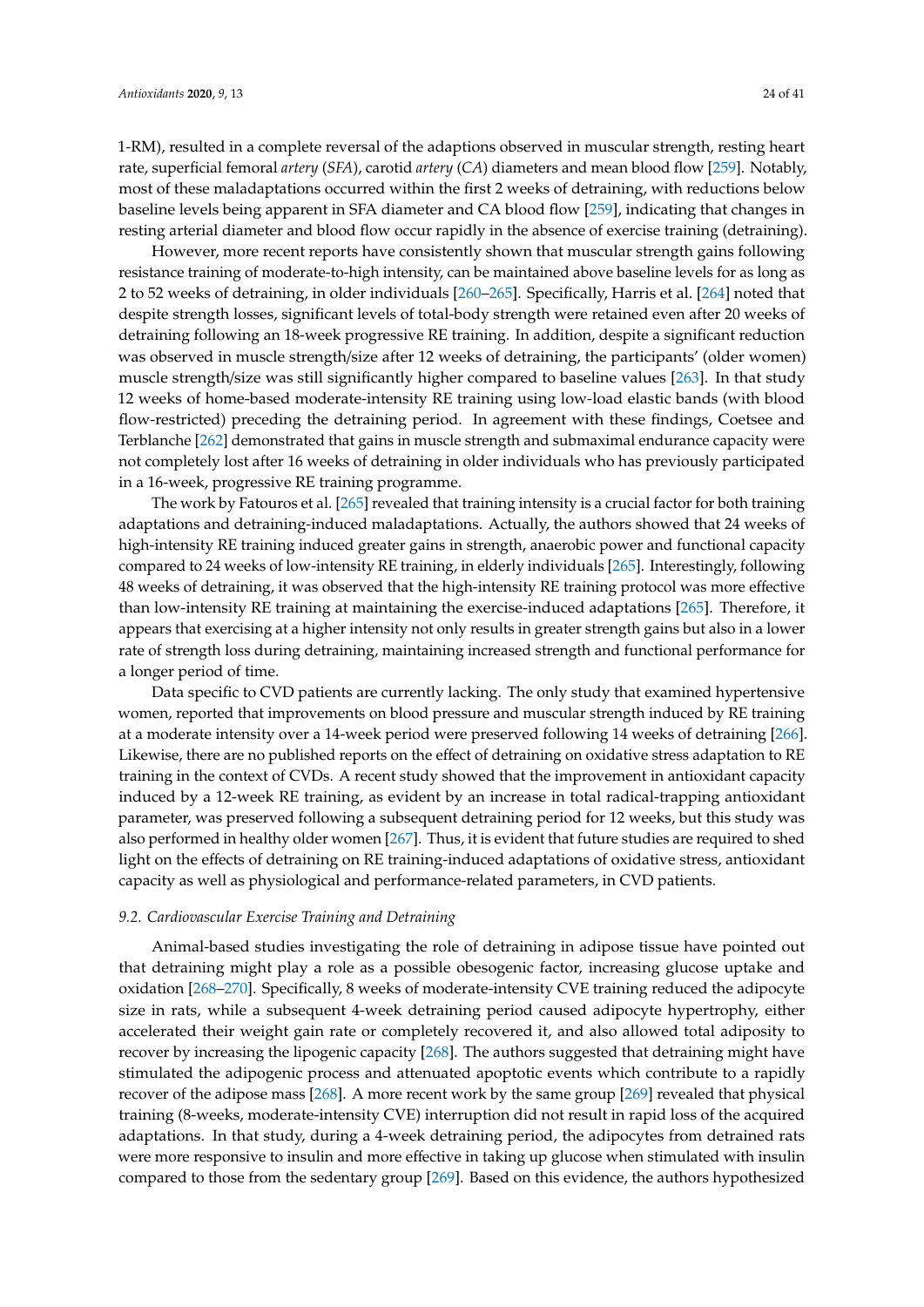1-RM), resulted in a complete reversal of the adaptions observed in muscular strength, resting heart rate, superficial femoral *artery* (*SFA*), carotid *artery* (*CA*) diameters and mean blood flow [259]. Notably, most of these maladaptations occurred within the first 2 weeks of detraining, with reductions below baseline levels being apparent in SFA diameter and CA blood flow [259], indicating that changes in resting arterial diameter and blood flow occur rapidly in the absence of exercise training (detraining).

However, more recent reports have consistently shown that muscular strength gains following resistance training of moderate-to-high intensity, can be maintained above baseline levels for as long as 2 to 52 weeks of detraining, in older individuals [260–265]. Specifically, Harris et al. [264] noted that despite strength losses, significant levels of total-body strength were retained even after 20 weeks of detraining following an 18-week progressive RE training. In addition, despite a significant reduction was observed in muscle strength/size after 12 weeks of detraining, the participants' (older women) muscle strength/size was still significantly higher compared to baseline values [263]. In that study 12 weeks of home-based moderate-intensity RE training using low-load elastic bands (with blood flow-restricted) preceding the detraining period. In agreement with these findings, Coetsee and Terblanche [262] demonstrated that gains in muscle strength and submaximal endurance capacity were not completely lost after 16 weeks of detraining in older individuals who has previously participated in a 16-week, progressive RE training programme.

The work by Fatouros et al. [265] revealed that training intensity is a crucial factor for both training adaptations and detraining-induced maladaptations. Actually, the authors showed that 24 weeks of high-intensity RE training induced greater gains in strength, anaerobic power and functional capacity compared to 24 weeks of low-intensity RE training, in elderly individuals [265]. Interestingly, following 48 weeks of detraining, it was observed that the high-intensity RE training protocol was more effective than low-intensity RE training at maintaining the exercise-induced adaptations [265]. Therefore, it appears that exercising at a higher intensity not only results in greater strength gains but also in a lower rate of strength loss during detraining, maintaining increased strength and functional performance for a longer period of time.

Data specific to CVD patients are currently lacking. The only study that examined hypertensive women, reported that improvements on blood pressure and muscular strength induced by RE training at a moderate intensity over a 14-week period were preserved following 14 weeks of detraining [266]. Likewise, there are no published reports on the effect of detraining on oxidative stress adaptation to RE training in the context of CVDs. A recent study showed that the improvement in antioxidant capacity induced by a 12-week RE training, as evident by an increase in total radical-trapping antioxidant parameter, was preserved following a subsequent detraining period for 12 weeks, but this study was also performed in healthy older women [267]. Thus, it is evident that future studies are required to shed light on the effects of detraining on RE training-induced adaptations of oxidative stress, antioxidant capacity as well as physiological and performance-related parameters, in CVD patients.

### 9.2. Cardiovascular Exercise Training and Detraining

Animal-based studies investigating the role of detraining in adipose tissue have pointed out that detraining might play a role as a possible obesogenic factor, increasing glucose uptake and oxidation [268–270]. Specifically, 8 weeks of moderate-intensity CVE training reduced the adipocyte size in rats, while a subsequent 4-week detraining period caused adipocyte hypertrophy, either accelerated their weight gain rate or completely recovered it, and also allowed total adiposity to recover by increasing the lipogenic capacity [268]. The authors suggested that detraining might have stimulated the adipogenic process and attenuated apoptotic events which contribute to a rapidly recover of the adipose mass [268]. A more recent work by the same group [269] revealed that physical training (8-weeks, moderate-intensity CVE) interruption did not result in rapid loss of the acquired adaptations. In that study, during a 4-week detraining period, the adipocytes from detrained rats were more responsive to insulin and more effective in taking up glucose when stimulated with insulin compared to those from the sedentary group [269]. Based on this evidence, the authors hypothesized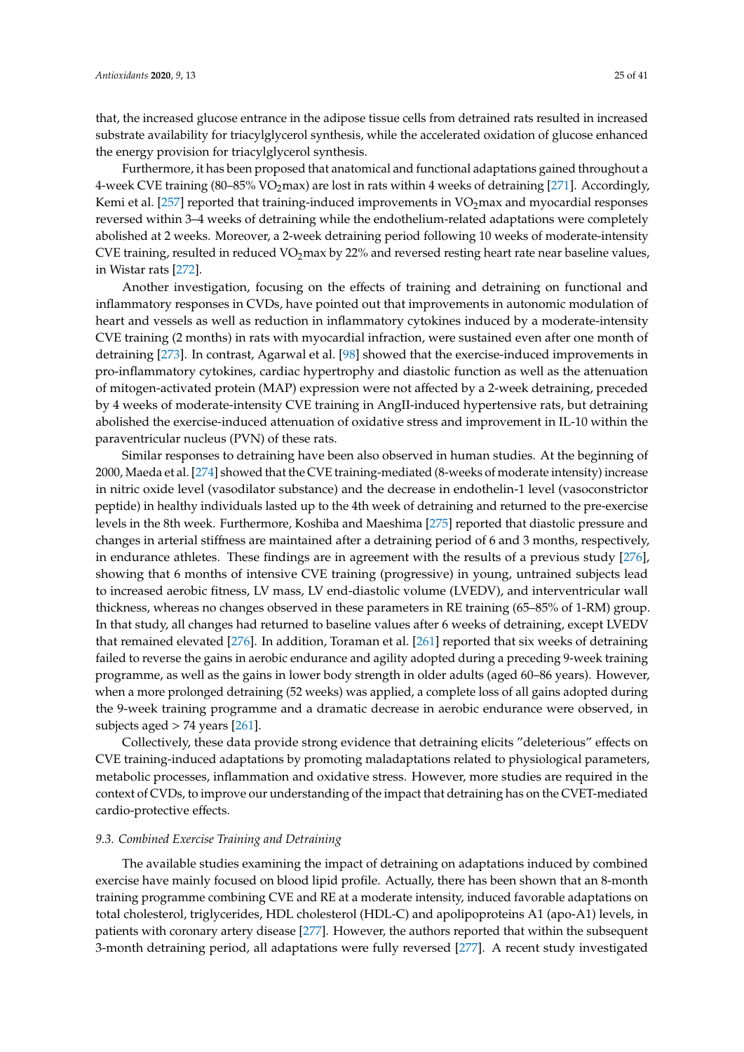that, the increased glucose entrance in the adipose tissue cells from detrained rats resulted in increased substrate availability for triacylglycerol synthesis, while the accelerated oxidation of glucose enhanced the energy provision for triacylglycerol synthesis.

Furthermore, it has been proposed that anatomical and functional adaptations gained throughout a 4-week CVE training (80–85% $VO_2$max) are lost in rats within 4 weeks of detraining [271]. Accordingly, Kemi et al. [257] reported that training-induced improvements in $VO_2$max and myocardial responses reversed within 3–4 weeks of detraining while the endothelium-related adaptations were completely abolished at 2 weeks. Moreover, a 2-week detraining period following 10 weeks of moderate-intensity CVE training, resulted in reduced $VO_2$max by 22% and reversed resting heart rate near baseline values, in Wistar rats [272].

Another investigation, focusing on the effects of training and detraining on functional and inflammatory responses in CVDs, have pointed out that improvements in autonomic modulation of heart and vessels as well as reduction in inflammatory cytokines induced by a moderate-intensity CVE training (2 months) in rats with myocardial infraction, were sustained even after one month of detraining [273]. In contrast, Agarwal et al. [98] showed that the exercise-induced improvements in pro-inflammatory cytokines, cardiac hypertrophy and diastolic function as well as the attenuation of mitogen-activated protein (MAP) expression were not affected by a 2-week detraining, preceded by 4 weeks of moderate-intensity CVE training in AngII-induced hypertensive rats, but detraining abolished the exercise-induced attenuation of oxidative stress and improvement in IL-10 within the paraventricular nucleus (PVN) of these rats.

Similar responses to detraining have been also observed in human studies. At the beginning of 2000, Maeda et al. [274] showed that the CVE training-mediated (8-weeks of moderate intensity) increase in nitric oxide level (vasodilator substance) and the decrease in endothelin-1 level (vasoconstrictor peptide) in healthy individuals lasted up to the 4th week of detraining and returned to the pre-exercise levels in the 8th week. Furthermore, Koshiba and Maeshima [275] reported that diastolic pressure and changes in arterial stiffness are maintained after a detraining period of 6 and 3 months, respectively, in endurance athletes. These findings are in agreement with the results of a previous study [276], showing that 6 months of intensive CVE training (progressive) in young, untrained subjects lead to increased aerobic fitness, LV mass, LV end-diastolic volume (LVEDV), and interventricular wall thickness, whereas no changes observed in these parameters in RE training (65–85% of 1-RM) group. In that study, all changes had returned to baseline values after 6 weeks of detraining, except LVEDV that remained elevated [276]. In addition, Toraman et al. [261] reported that six weeks of detraining failed to reverse the gains in aerobic endurance and agility adopted during a preceding 9-week training programme, as well as the gains in lower body strength in older adults (aged 60–86 years). However, when a more prolonged detraining (52 weeks) was applied, a complete loss of all gains adopted during the 9-week training programme and a dramatic decrease in aerobic endurance were observed, in subjects aged > 74 years [261].

Collectively, these data provide strong evidence that detraining elicits "deleterious" effects on CVE training-induced adaptations by promoting maladaptations related to physiological parameters, metabolic processes, inflammation and oxidative stress. However, more studies are required in the context of CVDs, to improve our understanding of the impact that detraining has on the CVET-mediated cardio-protective effects.

### 9.3. Combined Exercise Training and Detraining

The available studies examining the impact of detraining on adaptations induced by combined exercise have mainly focused on blood lipid profile. Actually, there has been shown that an 8-month training programme combining CVE and RE at a moderate intensity, induced favorable adaptations on total cholesterol, triglycerides, HDL cholesterol (HDL-C) and apolipoproteins A1 (apo-A1) levels, in patients with coronary artery disease [277]. However, the authors reported that within the subsequent 3-month detraining period, all adaptations were fully reversed [277]. A recent study investigated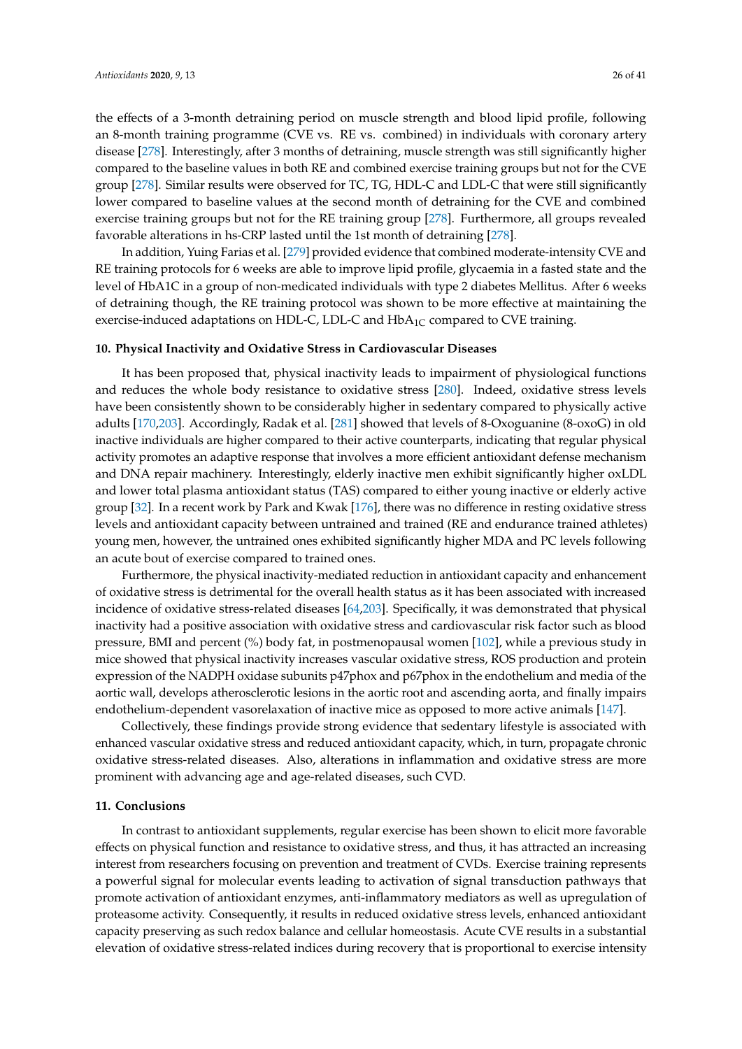the effects of a 3-month detraining period on muscle strength and blood lipid profile, following an 8-month training programme (CVE vs. RE vs. combined) in individuals with coronary artery disease [278]. Interestingly, after 3 months of detraining, muscle strength was still significantly higher compared to the baseline values in both RE and combined exercise training groups but not for the CVE group [278]. Similar results were observed for TC, TG, HDL-C and LDL-C that were still significantly lower compared to baseline values at the second month of detraining for the CVE and combined exercise training groups but not for the RE training group [278]. Furthermore, all groups revealed favorable alterations in hs-CRP lasted until the 1st month of detraining [278].

In addition, Yuing Farias et al. [279] provided evidence that combined moderate-intensity CVE and RE training protocols for 6 weeks are able to improve lipid profile, glycaemia in a fasted state and the level of HbA1C in a group of non-medicated individuals with type 2 diabetes Mellitus. After 6 weeks of detraining though, the RE training protocol was shown to be more effective at maintaining the exercise-induced adaptations on HDL-C, LDL-C and $HbA_{1C}$ compared to CVE training.

## 10. Physical Inactivity and Oxidative Stress in Cardiovascular Diseases

It has been proposed that, physical inactivity leads to impairment of physiological functions and reduces the whole body resistance to oxidative stress [280]. Indeed, oxidative stress levels have been consistently shown to be considerably higher in sedentary compared to physically active adults [170,203]. Accordingly, Radak et al. [281] showed that levels of 8-Oxoguanine (8-oxoG) in old inactive individuals are higher compared to their active counterparts, indicating that regular physical activity promotes an adaptive response that involves a more efficient antioxidant defense mechanism and DNA repair machinery. Interestingly, elderly inactive men exhibit significantly higher oxLDL and lower total plasma antioxidant status (TAS) compared to either young inactive or elderly active group [32]. In a recent work by Park and Kwak [176], there was no difference in resting oxidative stress levels and antioxidant capacity between untrained and trained (RE and endurance trained athletes) young men, however, the untrained ones exhibited significantly higher MDA and PC levels following an acute bout of exercise compared to trained ones.

Furthermore, the physical inactivity-mediated reduction in antioxidant capacity and enhancement of oxidative stress is detrimental for the overall health status as it has been associated with increased incidence of oxidative stress-related diseases [64,203]. Specifically, it was demonstrated that physical inactivity had a positive association with oxidative stress and cardiovascular risk factor such as blood pressure, BMI and percent (%) body fat, in postmenopausal women [102], while a previous study in mice showed that physical inactivity increases vascular oxidative stress, ROS production and protein expression of the NADPH oxidase subunits p47phox and p67phox in the endothelium and media of the aortic wall, develops atherosclerotic lesions in the aortic root and ascending aorta, and finally impairs endothelium-dependent vasorelaxation of inactive mice as opposed to more active animals [147].

Collectively, these findings provide strong evidence that sedentary lifestyle is associated with enhanced vascular oxidative stress and reduced antioxidant capacity, which, in turn, propagate chronic oxidative stress-related diseases. Also, alterations in inflammation and oxidative stress are more prominent with advancing age and age-related diseases, such CVD.

## 11. Conclusions

In contrast to antioxidant supplements, regular exercise has been shown to elicit more favorable effects on physical function and resistance to oxidative stress, and thus, it has attracted an increasing interest from researchers focusing on prevention and treatment of CVDs. Exercise training represents a powerful signal for molecular events leading to activation of signal transduction pathways that promote activation of antioxidant enzymes, anti-inflammatory mediators as well as upregulation of proteasome activity. Consequently, it results in reduced oxidative stress levels, enhanced antioxidant capacity preserving as such redox balance and cellular homeostasis. Acute CVE results in a substantial elevation of oxidative stress-related indices during recovery that is proportional to exercise intensity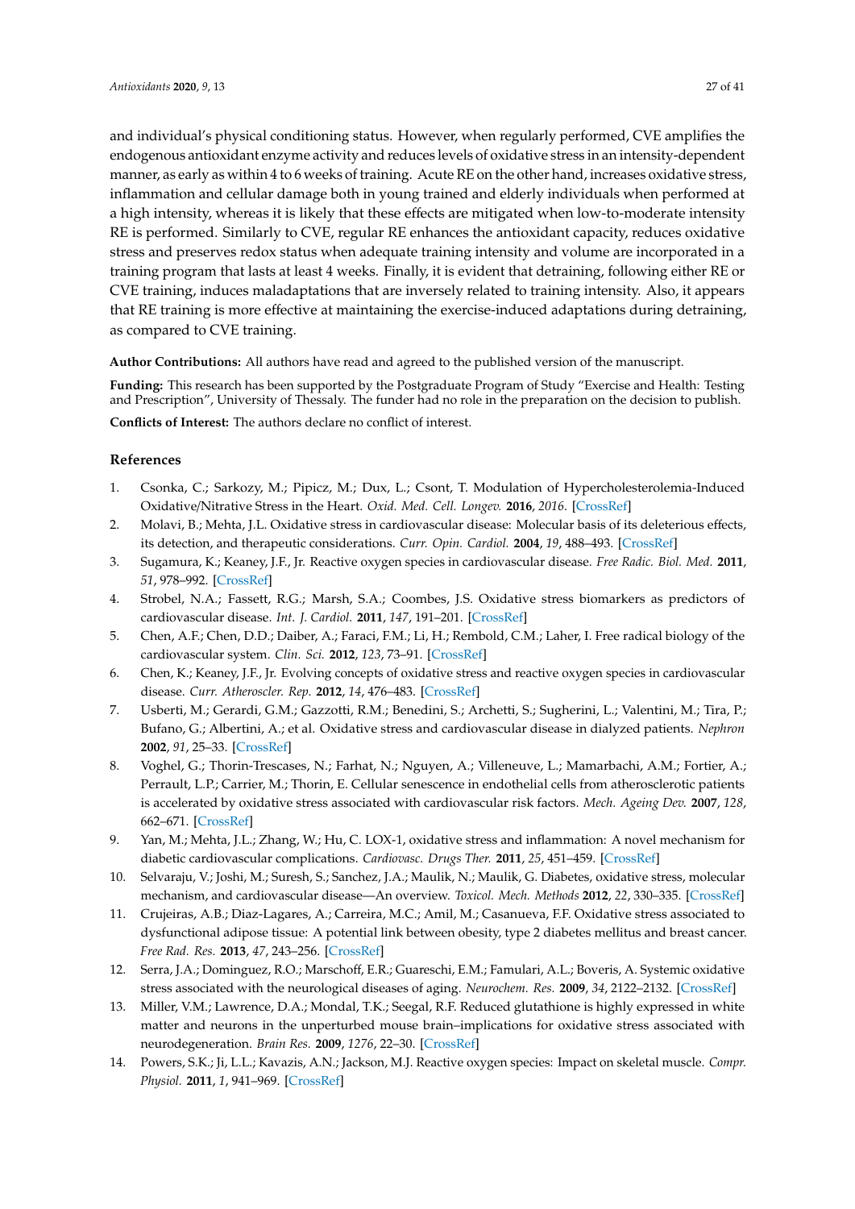and individual's physical conditioning status. However, when regularly performed, CVE amplifies the endogenous antioxidant enzyme activity and reduces levels of oxidative stress in an intensity-dependent manner, as early as within 4 to 6 weeks of training. Acute RE on the other hand, increases oxidative stress, inflammation and cellular damage both in young trained and elderly individuals when performed at a high intensity, whereas it is likely that these effects are mitigated when low-to-moderate intensity RE is performed. Similarly to CVE, regular RE enhances the antioxidant capacity, reduces oxidative stress and preserves redox status when adequate training intensity and volume are incorporated in a training program that lasts at least 4 weeks. Finally, it is evident that detraining, following either RE or CVE training, induces maladaptations that are inversely related to training intensity. Also, it appears that RE training is more effective at maintaining the exercise-induced adaptations during detraining, as compared to CVE training.

**Author Contributions:** All authors have read and agreed to the published version of the manuscript.

**Funding:** This research has been supported by the Postgraduate Program of Study "Exercise and Health: Testing and Prescription", University of Thessaly. The funder had no role in the preparation on the decision to publish.

**Conflicts of Interest:** The authors declare no conflict of interest.

## References

1. Csonka, C.; Sarkozy, M.; Pipicz, M.; Dux, L.; Csont, T. Modulation of Hypercholesterolemia-Induced Oxidative/Nitrative Stress in the Heart. *Oxid. Med. Cell. Longev.* **2016**, *2016*. [CrossRef]
2. Molavi, B.; Mehta, J.L. Oxidative stress in cardiovascular disease: Molecular basis of its deleterious effects, its detection, and therapeutic considerations. *Curr. Opin. Cardiol.* **2004**, *19*, 488–493. [CrossRef]
3. Sugamura, K.; Keaney, J.F., Jr. Reactive oxygen species in cardiovascular disease. *Free Radic. Biol. Med.* **2011**, *51*, 978–992. [CrossRef]
4. Strobel, N.A.; Fassett, R.G.; Marsh, S.A.; Coombes, J.S. Oxidative stress biomarkers as predictors of cardiovascular disease. *Int. J. Cardiol.* **2011**, *147*, 191–201. [CrossRef]
5. Chen, A.F.; Chen, D.D.; Daiber, A.; Faraci, F.M.; Li, H.; Rembold, C.M.; Laher, I. Free radical biology of the cardiovascular system. *Clin. Sci.* **2012**, *123*, 73–91. [CrossRef]
6. Chen, K.; Keaney, J.F., Jr. Evolving concepts of oxidative stress and reactive oxygen species in cardiovascular disease. *Curr. Atheroscler. Rep.* **2012**, *14*, 476–483. [CrossRef]
7. Usberti, M.; Gerardi, G.M.; Gazzotti, R.M.; Benedini, S.; Archetti, S.; Sugherini, L.; Valentini, M.; Tira, P.; Bufano, G.; Albertini, A.; et al. Oxidative stress and cardiovascular disease in dialyzed patients. *Nephron* **2002**, *91*, 25–33. [CrossRef]
8. Voghel, G.; Thorin-Trescases, N.; Farhat, N.; Nguyen, A.; Villeneuve, L.; Mamarbachi, A.M.; Fortier, A.; Perrault, L.P.; Carrier, M.; Thorin, E. Cellular senescence in endothelial cells from atherosclerotic patients is accelerated by oxidative stress associated with cardiovascular risk factors. *Mech. Ageing Dev.* **2007**, *128*, 662–671. [CrossRef]
9. Yan, M.; Mehta, J.L.; Zhang, W.; Hu, C. LOX-1, oxidative stress and inflammation: A novel mechanism for diabetic cardiovascular complications. *Cardiovasc. Drugs Ther.* **2011**, *25*, 451–459. [CrossRef]
10. Selvaraju, V.; Joshi, M.; Suresh, S.; Sanchez, J.A.; Maulik, N.; Maulik, G. Diabetes, oxidative stress, molecular mechanism, and cardiovascular disease—An overview. *Toxicol. Mech. Methods* **2012**, *22*, 330–335. [CrossRef]
11. Crujeiras, A.B.; Diaz-Lagares, A.; Carreira, M.C.; Amil, M.; Casanueva, F.F. Oxidative stress associated to dysfunctional adipose tissue: A potential link between obesity, type 2 diabetes mellitus and breast cancer. *Free Rad. Res.* **2013**, *47*, 243–256. [CrossRef]
12. Serra, J.A.; Dominguez, R.O.; Marschoff, E.R.; Guareschi, E.M.; Famulari, A.L.; Boveris, A. Systemic oxidative stress associated with the neurological diseases of aging. *Neurochem. Res.* **2009**, *34*, 2122–2132. [CrossRef]
13. Miller, V.M.; Lawrence, D.A.; Mondal, T.K.; Seegal, R.F. Reduced glutathione is highly expressed in white matter and neurons in the unperturbed mouse brain–implications for oxidative stress associated with neurodegeneration. *Brain Res.* **2009**, *1276*, 22–30. [CrossRef]
14. Powers, S.K.; Ji, L.L.; Kavazis, A.N.; Jackson, M.J. Reactive oxygen species: Impact on skeletal muscle. *Compr. Physiol.* **2011**, *1*, 941–969. [CrossRef]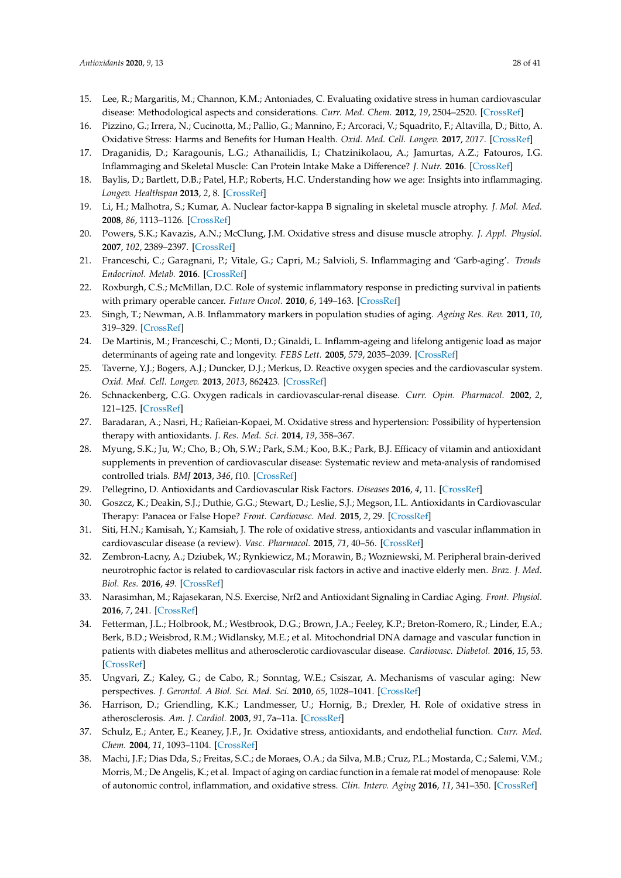15. Lee, R.; Margaritis, M.; Channon, K.M.; Antoniades, C. Evaluating oxidative stress in human cardiovascular disease: Methodological aspects and considerations. *Curr. Med. Chem.* **2012**, *19*, 2504–2520. [CrossRef]
16. Pizzino, G.; Irrera, N.; Cucinotta, M.; Pallio, G.; Mannino, F.; Arcoraci, V.; Squadrito, F.; Altavilla, D.; Bitto, A. Oxidative Stress: Harms and Benefits for Human Health. *Oxid. Med. Cell. Longev.* **2017**, *2017*. [CrossRef]
17. Draganidis, D.; Karagounis, L.G.; Athanailidis, I.; Chatzinikolaou, A.; Jamurtas, A.Z.; Fatouros, I.G. Inflammaging and Skeletal Muscle: Can Protein Intake Make a Difference? *J. Nutr.* **2016**. [CrossRef]
18. Baylis, D.; Bartlett, D.B.; Patel, H.P.; Roberts, H.C. Understanding how we age: Insights into inflammaging. *Longev. Healthspan* **2013**, *2*, 8. [CrossRef]
19. Li, H.; Malhotra, S.; Kumar, A. Nuclear factor-kappa B signaling in skeletal muscle atrophy. *J. Mol. Med.* **2008**, *86*, 1113–1126. [CrossRef]
20. Powers, S.K.; Kavazis, A.N.; McClung, J.M. Oxidative stress and disuse muscle atrophy. *J. Appl. Physiol.* **2007**, *102*, 2389–2397. [CrossRef]
21. Franceschi, C.; Garagnani, P.; Vitale, G.; Capri, M.; Salvioli, S. Inflammaging and 'Garb-aging'. *Trends Endocrinol. Metab.* **2016**. [CrossRef]
22. Roxburgh, C.S.; McMillan, D.C. Role of systemic inflammatory response in predicting survival in patients with primary operable cancer. *Future Oncol.* **2010**, *6*, 149–163. [CrossRef]
23. Singh, T.; Newman, A.B. Inflammatory markers in population studies of aging. *Ageing Res. Rev.* **2011**, *10*, 319–329. [CrossRef]
24. De Martinis, M.; Franceschi, C.; Monti, D.; Ginaldi, L. Inflamm-ageing and lifelong antigenic load as major determinants of ageing rate and longevity. *FEBS Lett.* **2005**, *579*, 2035–2039. [CrossRef]
25. Taverne, Y.J.; Bogers, A.J.; Duncker, D.J.; Merkus, D. Reactive oxygen species and the cardiovascular system. *Oxid. Med. Cell. Longev.* **2013**, *2013*, 862423. [CrossRef]
26. Schnackenberg, C.G. Oxygen radicals in cardiovascular-renal disease. *Curr. Opin. Pharmacol.* **2002**, *2*, 121–125. [CrossRef]
27. Baradaran, A.; Nasri, H.; Rafieian-Kopaei, M. Oxidative stress and hypertension: Possibility of hypertension therapy with antioxidants. *J. Res. Med. Sci.* **2014**, *19*, 358–367.
28. Myung, S.K.; Ju, W.; Cho, B.; Oh, S.W.; Park, S.M.; Koo, B.K.; Park, B.J. Efficacy of vitamin and antioxidant supplements in prevention of cardiovascular disease: Systematic review and meta-analysis of randomised controlled trials. *BMJ* **2013**, *346*, f10. [CrossRef]
29. Pellegrino, D. Antioxidants and Cardiovascular Risk Factors. *Diseases* **2016**, *4*, 11. [CrossRef]
30. Goszcz, K.; Deakin, S.J.; Duthie, G.G.; Stewart, D.; Leslie, S.J.; Megson, I.L. Antioxidants in Cardiovascular Therapy: Panacea or False Hope? *Front. Cardiovasc. Med.* **2015**, *2*, 29. [CrossRef]
31. Siti, H.N.; Kamisah, Y.; Kamsiah, J. The role of oxidative stress, antioxidants and vascular inflammation in cardiovascular disease (a review). *Vasc. Pharmacol.* **2015**, *71*, 40–56. [CrossRef]
32. Zembron-Lacny, A.; Dziubek, W.; Rynkiewicz, M.; Morawin, B.; Wozniewski, M. Peripheral brain-derived neurotrophic factor is related to cardiovascular risk factors in active and inactive elderly men. *Braz. J. Med. Biol. Res.* **2016**, *49*. [CrossRef]
33. Narasimhan, M.; Rajasekaran, N.S. Exercise, Nrf2 and Antioxidant Signaling in Cardiac Aging. *Front. Physiol.* **2016**, *7*, 241. [CrossRef]
34. Fetterman, J.L.; Holbrook, M.; Westbrook, D.G.; Brown, J.A.; Feeley, K.P.; Breton-Romero, R.; Linder, E.A.; Berk, B.D.; Weisbrod, R.M.; Widlansky, M.E.; et al. Mitochondrial DNA damage and vascular function in patients with diabetes mellitus and atherosclerotic cardiovascular disease. *Cardiovasc. Diabetol.* **2016**, *15*, 53. [CrossRef]
35. Ungvari, Z.; Kaley, G.; de Cabo, R.; Sonntag, W.E.; Csiszar, A. Mechanisms of vascular aging: New perspectives. *J. Gerontol. A Biol. Sci. Med. Sci.* **2010**, *65*, 1028–1041. [CrossRef]
36. Harrison, D.; Griendling, K.K.; Landmesser, U.; Hornig, B.; Drexler, H. Role of oxidative stress in atherosclerosis. *Am. J. Cardiol.* **2003**, *91*, 7a–11a. [CrossRef]
37. Schulz, E.; Anter, E.; Keaney, J.F., Jr. Oxidative stress, antioxidants, and endothelial function. *Curr. Med. Chem.* **2004**, *11*, 1093–1104. [CrossRef]
38. Machi, J.F.; Dias Dda, S.; Freitas, S.C.; de Moraes, O.A.; da Silva, M.B.; Cruz, P.L.; Mostarda, C.; Salemi, V.M.; Morris, M.; De Angelis, K.; et al. Impact of aging on cardiac function in a female rat model of menopause: Role of autonomic control, inflammation, and oxidative stress. *Clin. Interv. Aging* **2016**, *11*, 341–350. [CrossRef]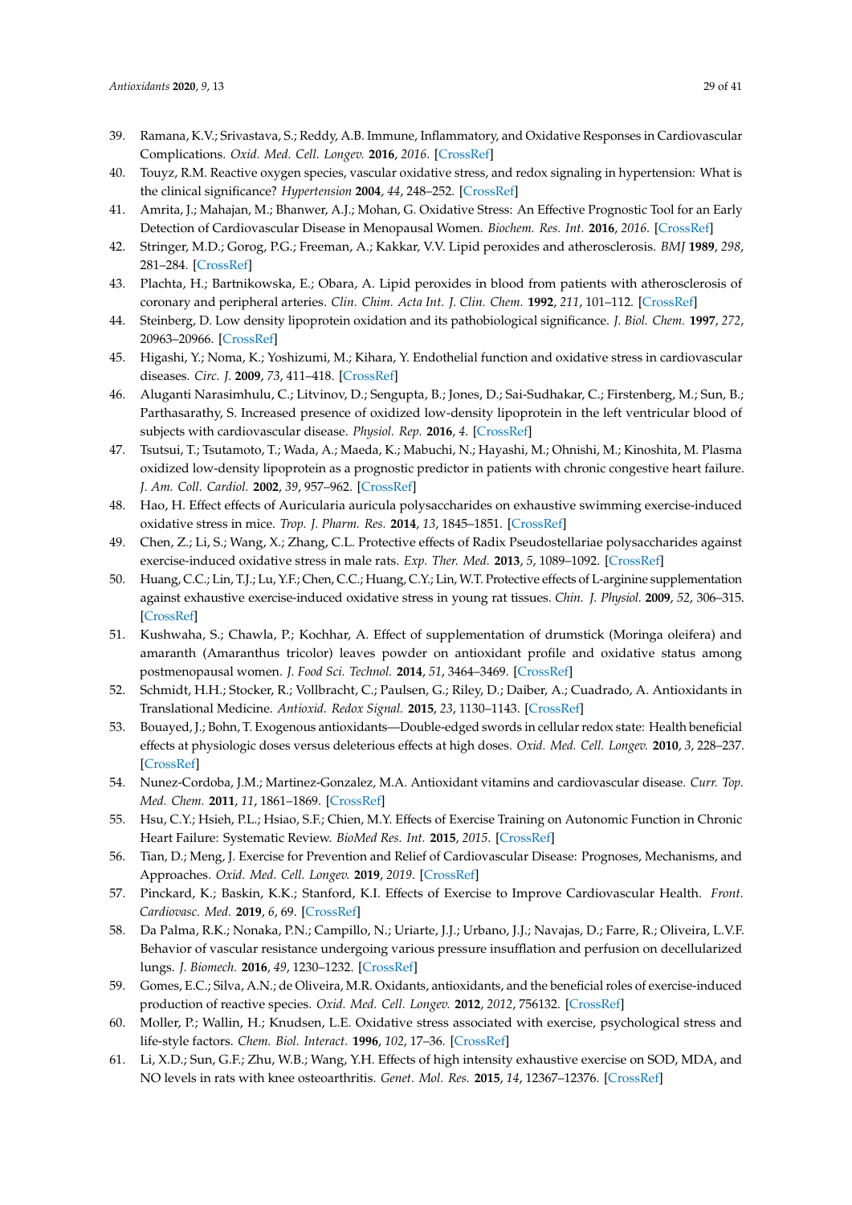39. Ramana, K.V.; Srivastava, S.; Reddy, A.B. Immune, Inflammatory, and Oxidative Responses in Cardiovascular Complications. *Oxid. Med. Cell. Longev.* **2016**, *2016*. [CrossRef]
40. Touyz, R.M. Reactive oxygen species, vascular oxidative stress, and redox signaling in hypertension: What is the clinical significance? *Hypertension* **2004**, *44*, 248–252. [CrossRef]
41. Amrita, J.; Mahajan, M.; Bhanwer, A.J.; Mohan, G. Oxidative Stress: An Effective Prognostic Tool for an Early Detection of Cardiovascular Disease in Menopausal Women. *Biochem. Res. Int.* **2016**, *2016*. [CrossRef]
42. Stringer, M.D.; Gorog, P.G.; Freeman, A.; Kakkar, V.V. Lipid peroxides and atherosclerosis. *BMJ* **1989**, *298*, 281–284. [CrossRef]
43. Plachta, H.; Bartnikowska, E.; Obara, A. Lipid peroxides in blood from patients with atherosclerosis of coronary and peripheral arteries. *Clin. Chim. Acta Int. J. Clin. Chem.* **1992**, *211*, 101–112. [CrossRef]
44. Steinberg, D. Low density lipoprotein oxidation and its pathobiological significance. *J. Biol. Chem.* **1997**, *272*, 20963–20966. [CrossRef]
45. Higashi, Y.; Noma, K.; Yoshizumi, M.; Kihara, Y. Endothelial function and oxidative stress in cardiovascular diseases. *Circ. J.* **2009**, *73*, 411–418. [CrossRef]
46. Aluganti Narasimhulu, C.; Litvinov, D.; Sengupta, B.; Jones, D.; Sai-Sudhakar, C.; Firstenberg, M.; Sun, B.; Parthasarathy, S. Increased presence of oxidized low-density lipoprotein in the left ventricular blood of subjects with cardiovascular disease. *Physiol. Rep.* **2016**, *4*. [CrossRef]
47. Tsutsui, T.; Tsutamoto, T.; Wada, A.; Maeda, K.; Mabuchi, N.; Hayashi, M.; Ohnishi, M.; Kinoshita, M. Plasma oxidized low-density lipoprotein as a prognostic predictor in patients with chronic congestive heart failure. *J. Am. Coll. Cardiol.* **2002**, *39*, 957–962. [CrossRef]
48. Hao, H. Effect effects of Auricularia auricula polysaccharides on exhaustive swimming exercise-induced oxidative stress in mice. *Trop. J. Pharm. Res.* **2014**, *13*, 1845–1851. [CrossRef]
49. Chen, Z.; Li, S.; Wang, X.; Zhang, C.L. Protective effects of Radix Pseudostellariae polysaccharides against exercise-induced oxidative stress in male rats. *Exp. Ther. Med.* **2013**, *5*, 1089–1092. [CrossRef]
50. Huang, C.C.; Lin, T.J.; Lu, Y.F.; Chen, C.C.; Huang, C.Y.; Lin, W.T. Protective effects of L-arginine supplementation against exhaustive exercise-induced oxidative stress in young rat tissues. *Chin. J. Physiol.* **2009**, *52*, 306–315. [CrossRef]
51. Kushwaha, S.; Chawla, P.; Kochhar, A. Effect of supplementation of drumstick (Moringa oleifera) and amaranth (Amaranthus tricolor) leaves powder on antioxidant profile and oxidative status among postmenopausal women. *J. Food Sci. Technol.* **2014**, *51*, 3464–3469. [CrossRef]
52. Schmidt, H.H.; Stocker, R.; Vollbracht, C.; Paulsen, G.; Riley, D.; Daiber, A.; Cuadrado, A. Antioxidants in Translational Medicine. *Antioxid. Redox Signal.* **2015**, *23*, 1130–1143. [CrossRef]
53. Bouayed, J.; Bohn, T. Exogenous antioxidants—Double-edged swords in cellular redox state: Health beneficial effects at physiologic doses versus deleterious effects at high doses. *Oxid. Med. Cell. Longev.* **2010**, *3*, 228–237. [CrossRef]
54. Nunez-Cordoba, J.M.; Martinez-Gonzalez, M.A. Antioxidant vitamins and cardiovascular disease. *Curr. Top. Med. Chem.* **2011**, *11*, 1861–1869. [CrossRef]
55. Hsu, C.Y.; Hsieh, P.L.; Hsiao, S.F.; Chien, M.Y. Effects of Exercise Training on Autonomic Function in Chronic Heart Failure: Systematic Review. *BioMed Res. Int.* **2015**, *2015*. [CrossRef]
56. Tian, D.; Meng, J. Exercise for Prevention and Relief of Cardiovascular Disease: Prognoses, Mechanisms, and Approaches. *Oxid. Med. Cell. Longev.* **2019**, *2019*. [CrossRef]
57. Pinckard, K.; Baskin, K.K.; Stanford, K.I. Effects of Exercise to Improve Cardiovascular Health. *Front. Cardiovasc. Med.* **2019**, *6*, 69. [CrossRef]
58. Da Palma, R.K.; Nonaka, P.N.; Campillo, N.; Uriarte, J.J.; Urbano, J.J.; Navajas, D.; Farre, R.; Oliveira, L.V.F. Behavior of vascular resistance undergoing various pressure insufflation and perfusion on decellularized lungs. *J. Biomech.* **2016**, *49*, 1230–1232. [CrossRef]
59. Gomes, E.C.; Silva, A.N.; de Oliveira, M.R. Oxidants, antioxidants, and the beneficial roles of exercise-induced production of reactive species. *Oxid. Med. Cell. Longev.* **2012**, *2012*, 756132. [CrossRef]
60. Moller, P.; Wallin, H.; Knudsen, L.E. Oxidative stress associated with exercise, psychological stress and life-style factors. *Chem. Biol. Interact.* **1996**, *102*, 17–36. [CrossRef]
61. Li, X.D.; Sun, G.F.; Zhu, W.B.; Wang, Y.H. Effects of high intensity exhaustive exercise on SOD, MDA, and NO levels in rats with knee osteoarthritis. *Genet. Mol. Res.* **2015**, *14*, 12367–12376. [CrossRef]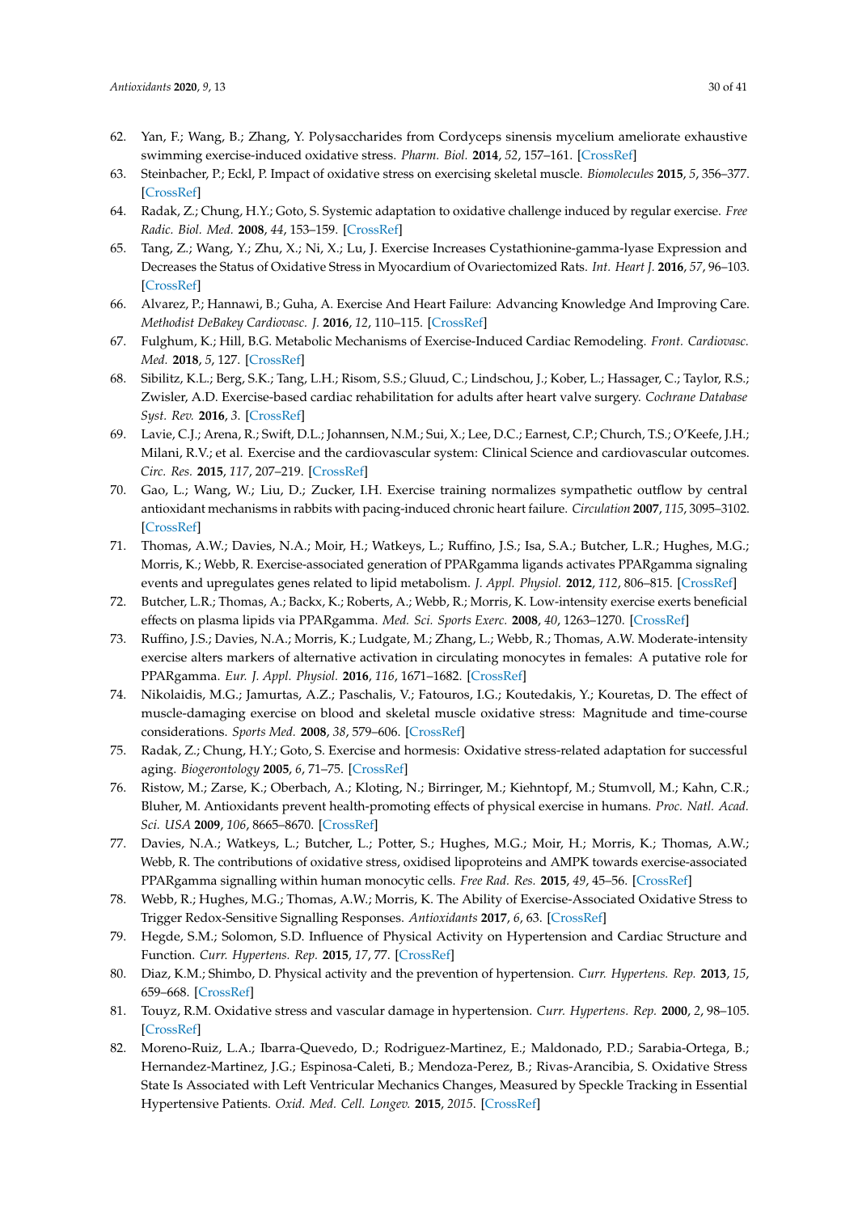62. Yan, F.; Wang, B.; Zhang, Y. Polysaccharides from Cordyceps sinensis mycelium ameliorate exhaustive swimming exercise-induced oxidative stress. *Pharm. Biol.* **2014**, *52*, 157–161. [CrossRef]
63. Steinbacher, P.; Eckl, P. Impact of oxidative stress on exercising skeletal muscle. *Biomolecules* **2015**, *5*, 356–377. [CrossRef]
64. Radak, Z.; Chung, H.Y.; Goto, S. Systemic adaptation to oxidative challenge induced by regular exercise. *Free Radic. Biol. Med.* **2008**, *44*, 153–159. [CrossRef]
65. Tang, Z.; Wang, Y.; Zhu, X.; Ni, X.; Lu, J. Exercise Increases Cystathionine-gamma-lyase Expression and Decreases the Status of Oxidative Stress in Myocardium of Ovariectomized Rats. *Int. Heart J.* **2016**, *57*, 96–103. [CrossRef]
66. Alvarez, P.; Hannawi, B.; Guha, A. Exercise And Heart Failure: Advancing Knowledge And Improving Care. *Methodist DeBakey Cardiovasc. J.* **2016**, *12*, 110–115. [CrossRef]
67. Fulghum, K.; Hill, B.G. Metabolic Mechanisms of Exercise-Induced Cardiac Remodeling. *Front. Cardiovasc. Med.* **2018**, *5*, 127. [CrossRef]
68. Sibilitz, K.L.; Berg, S.K.; Tang, L.H.; Risom, S.S.; Gluud, C.; Lindschou, J.; Kober, L.; Hassager, C.; Taylor, R.S.; Zwisler, A.D. Exercise-based cardiac rehabilitation for adults after heart valve surgery. *Cochrane Database Syst. Rev.* **2016**, *3*. [CrossRef]
69. Lavie, C.J.; Arena, R.; Swift, D.L.; Johannsen, N.M.; Sui, X.; Lee, D.C.; Earnest, C.P.; Church, T.S.; O'Keefe, J.H.; Milani, R.V.; et al. Exercise and the cardiovascular system: Clinical Science and cardiovascular outcomes. *Circ. Res.* **2015**, *117*, 207–219. [CrossRef]
70. Gao, L.; Wang, W.; Liu, D.; Zucker, I.H. Exercise training normalizes sympathetic outflow by central antioxidant mechanisms in rabbits with pacing-induced chronic heart failure. *Circulation* **2007**, *115*, 3095–3102. [CrossRef]
71. Thomas, A.W.; Davies, N.A.; Moir, H.; Watkeys, L.; Ruffino, J.S.; Isa, S.A.; Butcher, L.R.; Hughes, M.G.; Morris, K.; Webb, R. Exercise-associated generation of PPARgamma ligands activates PPARgamma signaling events and upregulates genes related to lipid metabolism. *J. Appl. Physiol.* **2012**, *112*, 806–815. [CrossRef]
72. Butcher, L.R.; Thomas, A.; Backx, K.; Roberts, A.; Webb, R.; Morris, K. Low-intensity exercise exerts beneficial effects on plasma lipids via PPARgamma. *Med. Sci. Sports Exerc.* **2008**, *40*, 1263–1270. [CrossRef]
73. Ruffino, J.S.; Davies, N.A.; Morris, K.; Ludgate, M.; Zhang, L.; Webb, R.; Thomas, A.W. Moderate-intensity exercise alters markers of alternative activation in circulating monocytes in females: A putative role for PPARgamma. *Eur. J. Appl. Physiol.* **2016**, *116*, 1671–1682. [CrossRef]
74. Nikolaidis, M.G.; Jamurtas, A.Z.; Paschalis, V.; Fatouros, I.G.; Koutedakis, Y.; Kouretas, D. The effect of muscle-damaging exercise on blood and skeletal muscle oxidative stress: Magnitude and time-course considerations. *Sports Med.* **2008**, *38*, 579–606. [CrossRef]
75. Radak, Z.; Chung, H.Y.; Goto, S. Exercise and hormesis: Oxidative stress-related adaptation for successful aging. *Biogerontology* **2005**, *6*, 71–75. [CrossRef]
76. Ristow, M.; Zarse, K.; Oberbach, A.; Kloting, N.; Birringer, M.; Kiehntopf, M.; Stumvoll, M.; Kahn, C.R.; Bluher, M. Antioxidants prevent health-promoting effects of physical exercise in humans. *Proc. Natl. Acad. Sci. USA* **2009**, *106*, 8665–8670. [CrossRef]
77. Davies, N.A.; Watkeys, L.; Butcher, L.; Potter, S.; Hughes, M.G.; Moir, H.; Morris, K.; Thomas, A.W.; Webb, R. The contributions of oxidative stress, oxidised lipoproteins and AMPK towards exercise-associated PPARgamma signalling within human monocytic cells. *Free Rad. Res.* **2015**, *49*, 45–56. [CrossRef]
78. Webb, R.; Hughes, M.G.; Thomas, A.W.; Morris, K. The Ability of Exercise-Associated Oxidative Stress to Trigger Redox-Sensitive Signalling Responses. *Antioxidants* **2017**, *6*, 63. [CrossRef]
79. Hegde, S.M.; Solomon, S.D. Influence of Physical Activity on Hypertension and Cardiac Structure and Function. *Curr. Hypertens. Rep.* **2015**, *17*, 77. [CrossRef]
80. Diaz, K.M.; Shimbo, D. Physical activity and the prevention of hypertension. *Curr. Hypertens. Rep.* **2013**, *15*, 659–668. [CrossRef]
81. Touyz, R.M. Oxidative stress and vascular damage in hypertension. *Curr. Hypertens. Rep.* **2000**, *2*, 98–105. [CrossRef]
82. Moreno-Ruiz, L.A.; Ibarra-Quevedo, D.; Rodriguez-Martinez, E.; Maldonado, P.D.; Sarabia-Ortega, B.; Hernandez-Martinez, J.G.; Espinosa-Caleti, B.; Mendoza-Perez, B.; Rivas-Arancibia, S. Oxidative Stress State Is Associated with Left Ventricular Mechanics Changes, Measured by Speckle Tracking in Essential Hypertensive Patients. *Oxid. Med. Cell. Longev.* **2015**, *2015*. [CrossRef]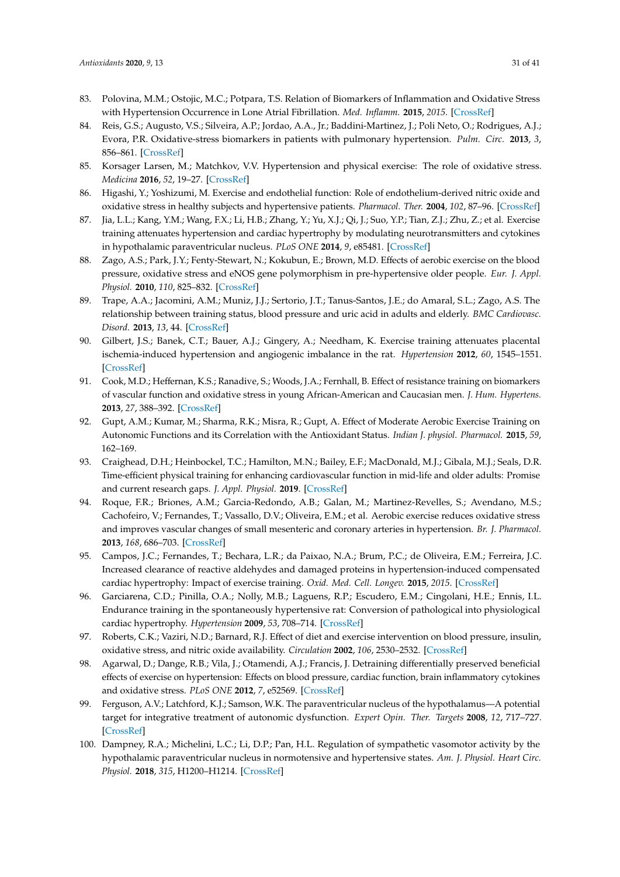83. Polovina, M.M.; Ostojic, M.C.; Potpara, T.S. Relation of Biomarkers of Inflammation and Oxidative Stress with Hypertension Occurrence in Lone Atrial Fibrillation. *Med. Inflamm.* **2015**, *2015*. [CrossRef]
84. Reis, G.S.; Augusto, V.S.; Silveira, A.P.; Jordao, A.A., Jr.; Baddini-Martinez, J.; Poli Neto, O.; Rodrigues, A.J.; Evora, P.R. Oxidative-stress biomarkers in patients with pulmonary hypertension. *Pulm. Circ.* **2013**, *3*, 856–861. [CrossRef]
85. Korsager Larsen, M.; Matchkov, V.V. Hypertension and physical exercise: The role of oxidative stress. *Medicina* **2016**, *52*, 19–27. [CrossRef]
86. Higashi, Y.; Yoshizumi, M. Exercise and endothelial function: Role of endothelium-derived nitric oxide and oxidative stress in healthy subjects and hypertensive patients. *Pharmacol. Ther.* **2004**, *102*, 87–96. [CrossRef]
87. Jia, L.L.; Kang, Y.M.; Wang, F.X.; Li, H.B.; Zhang, Y.; Yu, X.J.; Qi, J.; Suo, Y.P.; Tian, Z.J.; Zhu, Z.; et al. Exercise training attenuates hypertension and cardiac hypertrophy by modulating neurotransmitters and cytokines in hypothalamic paraventricular nucleus. *PLoS ONE* **2014**, *9*, e85481. [CrossRef]
88. Zago, A.S.; Park, J.Y.; Fenty-Stewart, N.; Kokubun, E.; Brown, M.D. Effects of aerobic exercise on the blood pressure, oxidative stress and eNOS gene polymorphism in pre-hypertensive older people. *Eur. J. Appl. Physiol.* **2010**, *110*, 825–832. [CrossRef]
89. Trape, A.A.; Jacomini, A.M.; Muniz, J.J.; Sertorio, J.T.; Tanus-Santos, J.E.; do Amaral, S.L.; Zago, A.S. The relationship between training status, blood pressure and uric acid in adults and elderly. *BMC Cardiovasc. Disord.* **2013**, *13*, 44. [CrossRef]
90. Gilbert, J.S.; Banek, C.T.; Bauer, A.J.; Gingery, A.; Needham, K. Exercise training attenuates placental ischemia-induced hypertension and angiogenic imbalance in the rat. *Hypertension* **2012**, *60*, 1545–1551. [CrossRef]
91. Cook, M.D.; Heffernan, K.S.; Ranadive, S.; Woods, J.A.; Fernhall, B. Effect of resistance training on biomarkers of vascular function and oxidative stress in young African-American and Caucasian men. *J. Hum. Hypertens.* **2013**, *27*, 388–392. [CrossRef]
92. Gupt, A.M.; Kumar, M.; Sharma, R.K.; Misra, R.; Gupt, A. Effect of Moderate Aerobic Exercise Training on Autonomic Functions and its Correlation with the Antioxidant Status. *Indian J. physiol. Pharmacol.* **2015**, *59*, 162–169.
93. Craighead, D.H.; Heinbockel, T.C.; Hamilton, M.N.; Bailey, E.F.; MacDonald, M.J.; Gibala, M.J.; Seals, D.R. Time-efficient physical training for enhancing cardiovascular function in mid-life and older adults: Promise and current research gaps. *J. Appl. Physiol.* **2019**. [CrossRef]
94. Roque, F.R.; Briones, A.M.; Garcia-Redondo, A.B.; Galan, M.; Martinez-Revelles, S.; Avendano, M.S.; Cachofeiro, V.; Fernandes, T.; Vassallo, D.V.; Oliveira, E.M.; et al. Aerobic exercise reduces oxidative stress and improves vascular changes of small mesenteric and coronary arteries in hypertension. *Br. J. Pharmacol.* **2013**, *168*, 686–703. [CrossRef]
95. Campos, J.C.; Fernandes, T.; Bechara, L.R.; da Paixao, N.A.; Brum, P.C.; de Oliveira, E.M.; Ferreira, J.C. Increased clearance of reactive aldehydes and damaged proteins in hypertension-induced compensated cardiac hypertrophy: Impact of exercise training. *Oxid. Med. Cell. Longev.* **2015**, *2015*. [CrossRef]
96. Garciarena, C.D.; Pinilla, O.A.; Nolly, M.B.; Laguens, R.P.; Escudero, E.M.; Cingolani, H.E.; Ennis, I.L. Endurance training in the spontaneously hypertensive rat: Conversion of pathological into physiological cardiac hypertrophy. *Hypertension* **2009**, *53*, 708–714. [CrossRef]
97. Roberts, C.K.; Vaziri, N.D.; Barnard, R.J. Effect of diet and exercise intervention on blood pressure, insulin, oxidative stress, and nitric oxide availability. *Circulation* **2002**, *106*, 2530–2532. [CrossRef]
98. Agarwal, D.; Dange, R.B.; Vila, J.; Otamendi, A.J.; Francis, J. Detraining differentially preserved beneficial effects of exercise on hypertension: Effects on blood pressure, cardiac function, brain inflammatory cytokines and oxidative stress. *PLoS ONE* **2012**, *7*, e52569. [CrossRef]
99. Ferguson, A.V.; Latchford, K.J.; Samson, W.K. The paraventricular nucleus of the hypothalamus—A potential target for integrative treatment of autonomic dysfunction. *Expert Opin. Ther. Targets* **2008**, *12*, 717–727. [CrossRef]
100. Dampney, R.A.; Michelini, L.C.; Li, D.P.; Pan, H.L. Regulation of sympathetic vasomotor activity by the hypothalamic paraventricular nucleus in normotensive and hypertensive states. *Am. J. Physiol. Heart Circ. Physiol.* **2018**, *315*, H1200–H1214. [CrossRef]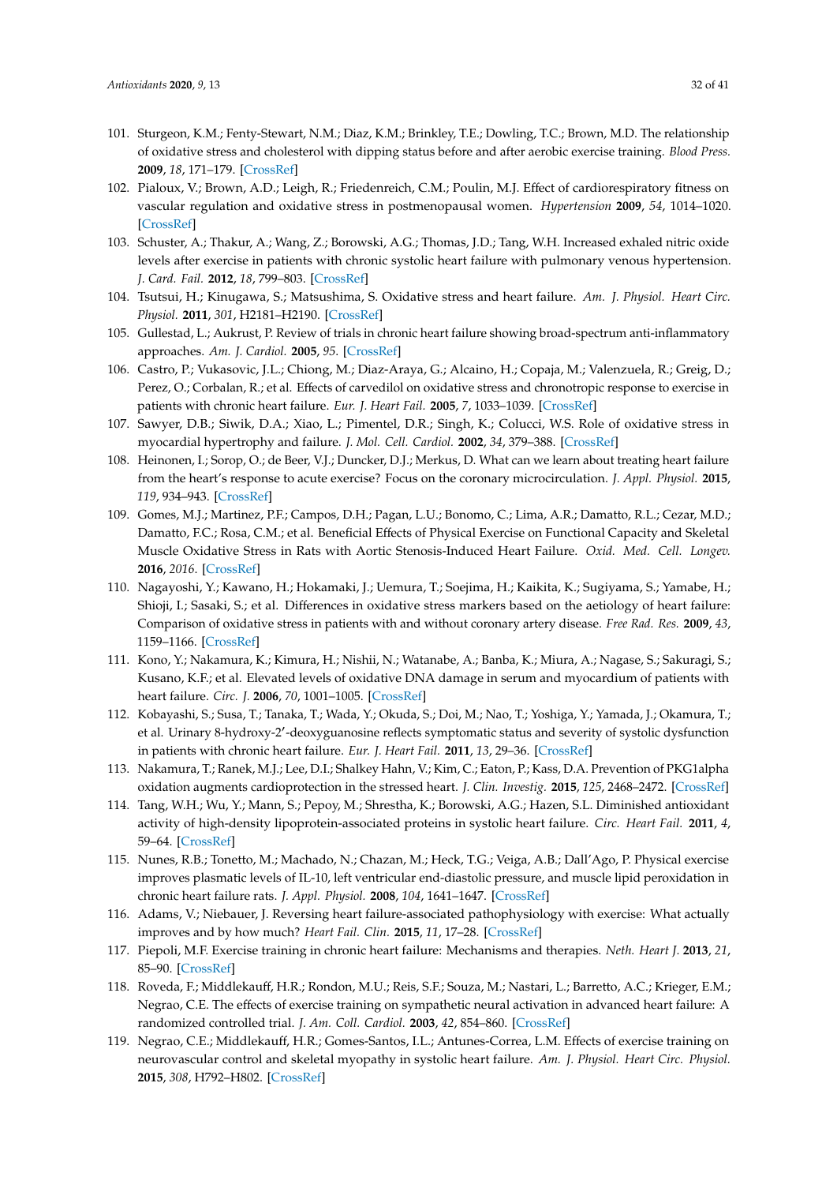101. Sturgeon, K.M.; Fenty-Stewart, N.M.; Diaz, K.M.; Brinkley, T.E.; Dowling, T.C.; Brown, M.D. The relationship of oxidative stress and cholesterol with dipping status before and after aerobic exercise training. *Blood Press.* **2009**, *18*, 171–179. [CrossRef]
102. Pialoux, V.; Brown, A.D.; Leigh, R.; Friedenreich, C.M.; Poulin, M.J. Effect of cardiorespiratory fitness on vascular regulation and oxidative stress in postmenopausal women. *Hypertension* **2009**, *54*, 1014–1020. [CrossRef]
103. Schuster, A.; Thakur, A.; Wang, Z.; Borowski, A.G.; Thomas, J.D.; Tang, W.H. Increased exhaled nitric oxide levels after exercise in patients with chronic systolic heart failure with pulmonary venous hypertension. *J. Card. Fail.* **2012**, *18*, 799–803. [CrossRef]
104. Tsutsui, H.; Kinugawa, S.; Matsushima, S. Oxidative stress and heart failure. *Am. J. Physiol. Heart Circ. Physiol.* **2011**, *301*, H2181–H2190. [CrossRef]
105. Gullestad, L.; Aukrust, P. Review of trials in chronic heart failure showing broad-spectrum anti-inflammatory approaches. *Am. J. Cardiol.* **2005**, *95*. [CrossRef]
106. Castro, P.; Vukasovic, J.L.; Chiong, M.; Diaz-Araya, G.; Alcaino, H.; Copaja, M.; Valenzuela, R.; Greig, D.; Perez, O.; Corbalan, R.; et al. Effects of carvedilol on oxidative stress and chronotropic response to exercise in patients with chronic heart failure. *Eur. J. Heart Fail.* **2005**, *7*, 1033–1039. [CrossRef]
107. Sawyer, D.B.; Siwik, D.A.; Xiao, L.; Pimentel, D.R.; Singh, K.; Colucci, W.S. Role of oxidative stress in myocardial hypertrophy and failure. *J. Mol. Cell. Cardiol.* **2002**, *34*, 379–388. [CrossRef]
108. Heinonen, I.; Sorop, O.; de Beer, V.J.; Duncker, D.J.; Merkus, D. What can we learn about treating heart failure from the heart's response to acute exercise? Focus on the coronary microcirculation. *J. Appl. Physiol.* **2015**, *119*, 934–943. [CrossRef]
109. Gomes, M.J.; Martinez, P.F.; Campos, D.H.; Pagan, L.U.; Bonomo, C.; Lima, A.R.; Damatto, R.L.; Cezar, M.D.; Damatto, F.C.; Rosa, C.M.; et al. Beneficial Effects of Physical Exercise on Functional Capacity and Skeletal Muscle Oxidative Stress in Rats with Aortic Stenosis-Induced Heart Failure. *Oxid. Med. Cell. Longev.* **2016**, *2016*. [CrossRef]
110. Nagayoshi, Y.; Kawano, H.; Hokamaki, J.; Uemura, T.; Soejima, H.; Kaikita, K.; Sugiyama, S.; Yamabe, H.; Shioji, I.; Sasaki, S.; et al. Differences in oxidative stress markers based on the aetiology of heart failure: Comparison of oxidative stress in patients with and without coronary artery disease. *Free Rad. Res.* **2009**, *43*, 1159–1166. [CrossRef]
111. Kono, Y.; Nakamura, K.; Kimura, H.; Nishii, N.; Watanabe, A.; Banba, K.; Miura, A.; Nagase, S.; Sakuragi, S.; Kusano, K.F.; et al. Elevated levels of oxidative DNA damage in serum and myocardium of patients with heart failure. *Circ. J.* **2006**, *70*, 1001–1005. [CrossRef]
112. Kobayashi, S.; Susa, T.; Tanaka, T.; Wada, Y.; Okuda, S.; Doi, M.; Nao, T.; Yoshiga, Y.; Yamada, J.; Okamura, T.; et al. Urinary 8-hydroxy-2′-deoxyguanosine reflects symptomatic status and severity of systolic dysfunction in patients with chronic heart failure. *Eur. J. Heart Fail.* **2011**, *13*, 29–36. [CrossRef]
113. Nakamura, T.; Ranek, M.J.; Lee, D.I.; Shalkey Hahn, V.; Kim, C.; Eaton, P.; Kass, D.A. Prevention of PKG1alpha oxidation augments cardioprotection in the stressed heart. *J. Clin. Investig.* **2015**, *125*, 2468–2472. [CrossRef]
114. Tang, W.H.; Wu, Y.; Mann, S.; Pepoy, M.; Shrestha, K.; Borowski, A.G.; Hazen, S.L. Diminished antioxidant activity of high-density lipoprotein-associated proteins in systolic heart failure. *Circ. Heart Fail.* **2011**, *4*, 59–64. [CrossRef]
115. Nunes, R.B.; Tonetto, M.; Machado, N.; Chazan, M.; Heck, T.G.; Veiga, A.B.; Dall'Ago, P. Physical exercise improves plasmatic levels of IL-10, left ventricular end-diastolic pressure, and muscle lipid peroxidation in chronic heart failure rats. *J. Appl. Physiol.* **2008**, *104*, 1641–1647. [CrossRef]
116. Adams, V.; Niebauer, J. Reversing heart failure-associated pathophysiology with exercise: What actually improves and by how much? *Heart Fail. Clin.* **2015**, *11*, 17–28. [CrossRef]
117. Piepoli, M.F. Exercise training in chronic heart failure: Mechanisms and therapies. *Neth. Heart J.* **2013**, *21*, 85–90. [CrossRef]
118. Roveda, F.; Middlekauff, H.R.; Rondon, M.U.; Reis, S.F.; Souza, M.; Nastari, L.; Barretto, A.C.; Krieger, E.M.; Negrao, C.E. The effects of exercise training on sympathetic neural activation in advanced heart failure: A randomized controlled trial. *J. Am. Coll. Cardiol.* **2003**, *42*, 854–860. [CrossRef]
119. Negrao, C.E.; Middlekauff, H.R.; Gomes-Santos, I.L.; Antunes-Correa, L.M. Effects of exercise training on neurovascular control and skeletal myopathy in systolic heart failure. *Am. J. Physiol. Heart Circ. Physiol.* **2015**, *308*, H792–H802. [CrossRef]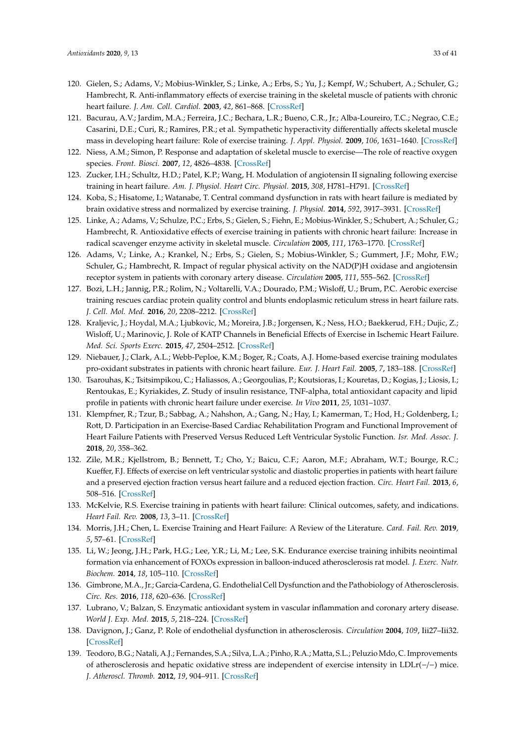120. Gielen, S.; Adams, V.; Mobius-Winkler, S.; Linke, A.; Erbs, S.; Yu, J.; Kempf, W.; Schubert, A.; Schuler, G.; Hambrecht, R. Anti-inflammatory effects of exercise training in the skeletal muscle of patients with chronic heart failure. *J. Am. Coll. Cardiol.* **2003**, *42*, 861–868. [CrossRef]
121. Bacurau, A.V.; Jardim, M.A.; Ferreira, J.C.; Bechara, L.R.; Bueno, C.R., Jr.; Alba-Loureiro, T.C.; Negrao, C.E.; Casarini, D.E.; Curi, R.; Ramires, P.R.; et al. Sympathetic hyperactivity differentially affects skeletal muscle mass in developing heart failure: Role of exercise training. *J. Appl. Physiol.* **2009**, *106*, 1631–1640. [CrossRef]
122. Niess, A.M.; Simon, P. Response and adaptation of skeletal muscle to exercise—The role of reactive oxygen species. *Front. Biosci.* **2007**, *12*, 4826–4838. [CrossRef]
123. Zucker, I.H.; Schultz, H.D.; Patel, K.P.; Wang, H. Modulation of angiotensin II signaling following exercise training in heart failure. *Am. J. Physiol. Heart Circ. Physiol.* **2015**, *308*, H781–H791. [CrossRef]
124. Koba, S.; Hisatome, I.; Watanabe, T. Central command dysfunction in rats with heart failure is mediated by brain oxidative stress and normalized by exercise training. *J. Physiol.* **2014**, *592*, 3917–3931. [CrossRef]
125. Linke, A.; Adams, V.; Schulze, P.C.; Erbs, S.; Gielen, S.; Fiehn, E.; Mobius-Winkler, S.; Schubert, A.; Schuler, G.; Hambrecht, R. Antioxidative effects of exercise training in patients with chronic heart failure: Increase in radical scavenger enzyme activity in skeletal muscle. *Circulation* **2005**, *111*, 1763–1770. [CrossRef]
126. Adams, V.; Linke, A.; Krankel, N.; Erbs, S.; Gielen, S.; Mobius-Winkler, S.; Gummert, J.F.; Mohr, F.W.; Schuler, G.; Hambrecht, R. Impact of regular physical activity on the NAD(P)H oxidase and angiotensin receptor system in patients with coronary artery disease. *Circulation* **2005**, *111*, 555–562. [CrossRef]
127. Bozi, L.H.; Jannig, P.R.; Rolim, N.; Voltarelli, V.A.; Dourado, P.M.; Wisloff, U.; Brum, P.C. Aerobic exercise training rescues cardiac protein quality control and blunts endoplasmic reticulum stress in heart failure rats. *J. Cell. Mol. Med.* **2016**, *20*, 2208–2212. [CrossRef]
128. Kraljevic, J.; Hoydal, M.A.; Ljubkovic, M.; Moreira, J.B.; Jorgensen, K.; Ness, H.O.; Baekkerud, F.H.; Dujic, Z.; Wisloff, U.; Marinovic, J. Role of KATP Channels in Beneficial Effects of Exercise in Ischemic Heart Failure. *Med. Sci. Sports Exerc.* **2015**, *47*, 2504–2512. [CrossRef]
129. Niebauer, J.; Clark, A.L.; Webb-Peploe, K.M.; Boger, R.; Coats, A.J. Home-based exercise training modulates pro-oxidant substrates in patients with chronic heart failure. *Eur. J. Heart Fail.* **2005**, *7*, 183–188. [CrossRef]
130. Tsarouhas, K.; Tsitsimpikou, C.; Haliassos, A.; Georgoulias, P.; Koutsioras, I.; Kouretas, D.; Kogias, J.; Liosis, I.; Rentoukas, E.; Kyriakides, Z. Study of insulin resistance, TNF-alpha, total antioxidant capacity and lipid profile in patients with chronic heart failure under exercise. *In Vivo* **2011**, *25*, 1031–1037.
131. Klempfner, R.; Tzur, B.; Sabbag, A.; Nahshon, A.; Gang, N.; Hay, I.; Kamerman, T.; Hod, H.; Goldenberg, I.; Rott, D. Participation in an Exercise-Based Cardiac Rehabilitation Program and Functional Improvement of Heart Failure Patients with Preserved Versus Reduced Left Ventricular Systolic Function. *Isr. Med. Assoc. J.* **2018**, *20*, 358–362.
132. Zile, M.R.; Kjellstrom, B.; Bennett, T.; Cho, Y.; Baicu, C.F.; Aaron, M.F.; Abraham, W.T.; Bourge, R.C.; Kueffer, F.J. Effects of exercise on left ventricular systolic and diastolic properties in patients with heart failure and a preserved ejection fraction versus heart failure and a reduced ejection fraction. *Circ. Heart Fail.* **2013**, *6*, 508–516. [CrossRef]
133. McKelvie, R.S. Exercise training in patients with heart failure: Clinical outcomes, safety, and indications. *Heart Fail. Rev.* **2008**, *13*, 3–11. [CrossRef]
134. Morris, J.H.; Chen, L. Exercise Training and Heart Failure: A Review of the Literature. *Card. Fail. Rev.* **2019**, *5*, 57–61. [CrossRef]
135. Li, W.; Jeong, J.H.; Park, H.G.; Lee, Y.R.; Li, M.; Lee, S.K. Endurance exercise training inhibits neointimal formation via enhancement of FOXOs expression in balloon-induced atherosclerosis rat model. *J. Exerc. Nutr. Biochem.* **2014**, *18*, 105–110. [CrossRef]
136. Gimbrone, M.A., Jr.; Garcia-Cardena, G. Endothelial Cell Dysfunction and the Pathobiology of Atherosclerosis. *Circ. Res.* **2016**, *118*, 620–636. [CrossRef]
137. Lubrano, V.; Balzan, S. Enzymatic antioxidant system in vascular inflammation and coronary artery disease. *World J. Exp. Med.* **2015**, *5*, 218–224. [CrossRef]
138. Davignon, J.; Ganz, P. Role of endothelial dysfunction in atherosclerosis. *Circulation* **2004**, *109*, Iii27–Iii32. [CrossRef]
139. Teodoro, B.G.; Natali, A.J.; Fernandes, S.A.; Silva, L.A.; Pinho, R.A.; Matta, S.L.; Peluzio Mdo, C. Improvements of atherosclerosis and hepatic oxidative stress are independent of exercise intensity in LDLr(−/−) mice. *J. Atheroscl. Thromb.* **2012**, *19*, 904–911. [CrossRef]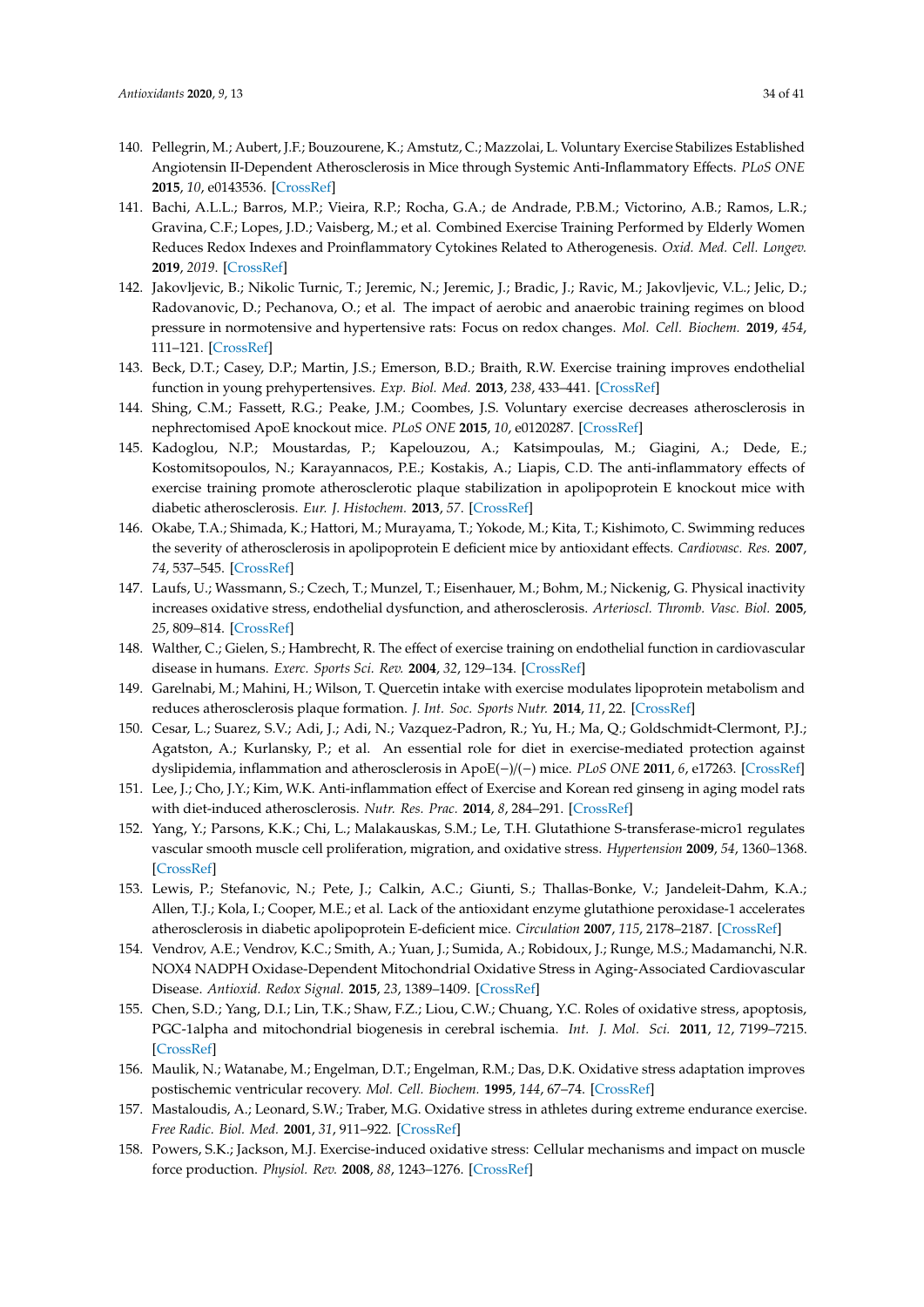140. Pellegrin, M.; Aubert, J.F.; Bouzourene, K.; Amstutz, C.; Mazzolai, L. Voluntary Exercise Stabilizes Established Angiotensin II-Dependent Atherosclerosis in Mice through Systemic Anti-Inflammatory Effects. *PLoS ONE* **2015**, *10*, e0143536. [CrossRef]
141. Bachi, A.L.L.; Barros, M.P.; Vieira, R.P.; Rocha, G.A.; de Andrade, P.B.M.; Victorino, A.B.; Ramos, L.R.; Gravina, C.F.; Lopes, J.D.; Vaisberg, M.; et al. Combined Exercise Training Performed by Elderly Women Reduces Redox Indexes and Proinflammatory Cytokines Related to Atherogenesis. *Oxid. Med. Cell. Longev.* **2019**, *2019*. [CrossRef]
142. Jakovljevic, B.; Nikolic Turnic, T.; Jeremic, N.; Jeremic, J.; Bradic, J.; Ravic, M.; Jakovljevic, V.L.; Jelic, D.; Radovanovic, D.; Pechanova, O.; et al. The impact of aerobic and anaerobic training regimes on blood pressure in normotensive and hypertensive rats: Focus on redox changes. *Mol. Cell. Biochem.* **2019**, *454*, 111–121. [CrossRef]
143. Beck, D.T.; Casey, D.P.; Martin, J.S.; Emerson, B.D.; Braith, R.W. Exercise training improves endothelial function in young prehypertensives. *Exp. Biol. Med.* **2013**, *238*, 433–441. [CrossRef]
144. Shing, C.M.; Fassett, R.G.; Peake, J.M.; Coombes, J.S. Voluntary exercise decreases atherosclerosis in nephrectomised ApoE knockout mice. *PLoS ONE* **2015**, *10*, e0120287. [CrossRef]
145. Kadoglou, N.P.; Moustardas, P.; Kapelouzou, A.; Katsimpoulas, M.; Giagini, A.; Dede, E.; Kostomitsopoulos, N.; Karayannacos, P.E.; Kostakis, A.; Liapis, C.D. The anti-inflammatory effects of exercise training promote atherosclerotic plaque stabilization in apolipoprotein E knockout mice with diabetic atherosclerosis. *Eur. J. Histochem.* **2013**, *57*. [CrossRef]
146. Okabe, T.A.; Shimada, K.; Hattori, M.; Murayama, T.; Yokode, M.; Kita, T.; Kishimoto, C. Swimming reduces the severity of atherosclerosis in apolipoprotein E deficient mice by antioxidant effects. *Cardiovasc. Res.* **2007**, *74*, 537–545. [CrossRef]
147. Laufs, U.; Wassmann, S.; Czech, T.; Munzel, T.; Eisenhauer, M.; Bohm, M.; Nickenig, G. Physical inactivity increases oxidative stress, endothelial dysfunction, and atherosclerosis. *Arterioscl. Thromb. Vasc. Biol.* **2005**, *25*, 809–814. [CrossRef]
148. Walther, C.; Gielen, S.; Hambrecht, R. The effect of exercise training on endothelial function in cardiovascular disease in humans. *Exerc. Sports Sci. Rev.* **2004**, *32*, 129–134. [CrossRef]
149. Garelnabi, M.; Mahini, H.; Wilson, T. Quercetin intake with exercise modulates lipoprotein metabolism and reduces atherosclerosis plaque formation. *J. Int. Soc. Sports Nutr.* **2014**, *11*, 22. [CrossRef]
150. Cesar, L.; Suarez, S.V.; Adi, J.; Adi, N.; Vazquez-Padron, R.; Yu, H.; Ma, Q.; Goldschmidt-Clermont, P.J.; Agatston, A.; Kurlansky, P.; et al. An essential role for diet in exercise-mediated protection against dyslipidemia, inflammation and atherosclerosis in ApoE(−)/(−) mice. *PLoS ONE* **2011**, *6*, e17263. [CrossRef]
151. Lee, J.; Cho, J.Y.; Kim, W.K. Anti-inflammation effect of Exercise and Korean red ginseng in aging model rats with diet-induced atherosclerosis. *Nutr. Res. Prac.* **2014**, *8*, 284–291. [CrossRef]
152. Yang, Y.; Parsons, K.K.; Chi, L.; Malakauskas, S.M.; Le, T.H. Glutathione S-transferase-micro1 regulates vascular smooth muscle cell proliferation, migration, and oxidative stress. *Hypertension* **2009**, *54*, 1360–1368. [CrossRef]
153. Lewis, P.; Stefanovic, N.; Pete, J.; Calkin, A.C.; Giunti, S.; Thallas-Bonke, V.; Jandeleit-Dahm, K.A.; Allen, T.J.; Kola, I.; Cooper, M.E.; et al. Lack of the antioxidant enzyme glutathione peroxidase-1 accelerates atherosclerosis in diabetic apolipoprotein E-deficient mice. *Circulation* **2007**, *115*, 2178–2187. [CrossRef]
154. Vendrov, A.E.; Vendrov, K.C.; Smith, A.; Yuan, J.; Sumida, A.; Robidoux, J.; Runge, M.S.; Madamanchi, N.R. NOX4 NADPH Oxidase-Dependent Mitochondrial Oxidative Stress in Aging-Associated Cardiovascular Disease. *Antioxid. Redox Signal.* **2015**, *23*, 1389–1409. [CrossRef]
155. Chen, S.D.; Yang, D.I.; Lin, T.K.; Shaw, F.Z.; Liou, C.W.; Chuang, Y.C. Roles of oxidative stress, apoptosis, PGC-1alpha and mitochondrial biogenesis in cerebral ischemia. *Int. J. Mol. Sci.* **2011**, *12*, 7199–7215. [CrossRef]
156. Maulik, N.; Watanabe, M.; Engelman, D.T.; Engelman, R.M.; Das, D.K. Oxidative stress adaptation improves postischemic ventricular recovery. *Mol. Cell. Biochem.* **1995**, *144*, 67–74. [CrossRef]
157. Mastaloudis, A.; Leonard, S.W.; Traber, M.G. Oxidative stress in athletes during extreme endurance exercise. *Free Radic. Biol. Med.* **2001**, *31*, 911–922. [CrossRef]
158. Powers, S.K.; Jackson, M.J. Exercise-induced oxidative stress: Cellular mechanisms and impact on muscle force production. *Physiol. Rev.* **2008**, *88*, 1243–1276. [CrossRef]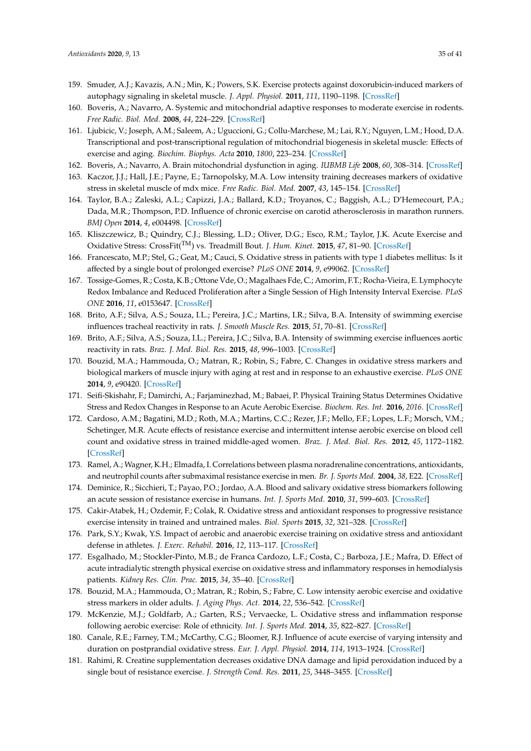159. Smuder, A.J.; Kavazis, A.N.; Min, K.; Powers, S.K. Exercise protects against doxorubicin-induced markers of autophagy signaling in skeletal muscle. *J. Appl. Physiol.* **2011**, *111*, 1190–1198. [CrossRef]
160. Boveris, A.; Navarro, A. Systemic and mitochondrial adaptive responses to moderate exercise in rodents. *Free Radic. Biol. Med.* **2008**, *44*, 224–229. [CrossRef]
161. Ljubicic, V.; Joseph, A.M.; Saleem, A.; Uguccioni, G.; Collu-Marchese, M.; Lai, R.Y.; Nguyen, L.M.; Hood, D.A. Transcriptional and post-transcriptional regulation of mitochondrial biogenesis in skeletal muscle: Effects of exercise and aging. *Biochim. Biophys. Acta* **2010**, *1800*, 223–234. [CrossRef]
162. Boveris, A.; Navarro, A. Brain mitochondrial dysfunction in aging. *IUBMB Life* **2008**, *60*, 308–314. [CrossRef]
163. Kaczor, J.J.; Hall, J.E.; Payne, E.; Tarnopolsky, M.A. Low intensity training decreases markers of oxidative stress in skeletal muscle of mdx mice. *Free Radic. Biol. Med.* **2007**, *43*, 145–154. [CrossRef]
164. Taylor, B.A.; Zaleski, A.L.; Capizzi, J.A.; Ballard, K.D.; Troyanos, C.; Baggish, A.L.; D'Hemecourt, P.A.; Dada, M.R.; Thompson, P.D. Influence of chronic exercise on carotid atherosclerosis in marathon runners. *BMJ Open* **2014**, *4*, e004498. [CrossRef]
165. Kliszczewicz, B.; Quindry, C.J.; Blessing, L.D.; Oliver, D.G.; Esco, R.M.; Taylor, J.K. Acute Exercise and Oxidative Stress: CrossFit(TM) vs. Treadmill Bout. *J. Hum. Kinet.* **2015**, *47*, 81–90. [CrossRef]
166. Francescato, M.P.; Stel, G.; Geat, M.; Cauci, S. Oxidative stress in patients with type 1 diabetes mellitus: Is it affected by a single bout of prolonged exercise? *PLoS ONE* **2014**, *9*, e99062. [CrossRef]
167. Tossige-Gomes, R.; Costa, K.B.; Ottone Vde, O.; Magalhaes Fde, C.; Amorim, F.T.; Rocha-Vieira, E. Lymphocyte Redox Imbalance and Reduced Proliferation after a Single Session of High Intensity Interval Exercise. *PLoS ONE* **2016**, *11*, e0153647. [CrossRef]
168. Brito, A.F.; Silva, A.S.; Souza, I.L.; Pereira, J.C.; Martins, I.R.; Silva, B.A. Intensity of swimming exercise influences tracheal reactivity in rats. *J. Smooth Muscle Res.* **2015**, *51*, 70–81. [CrossRef]
169. Brito, A.F.; Silva, A.S.; Souza, I.L.; Pereira, J.C.; Silva, B.A. Intensity of swimming exercise influences aortic reactivity in rats. *Braz. J. Med. Biol. Res.* **2015**, *48*, 996–1003. [CrossRef]
170. Bouzid, M.A.; Hammouda, O.; Matran, R.; Robin, S.; Fabre, C. Changes in oxidative stress markers and biological markers of muscle injury with aging at rest and in response to an exhaustive exercise. *PLoS ONE* **2014**, *9*, e90420. [CrossRef]
171. Seifi-Skishahr, F.; Damirchi, A.; Farjaminezhad, M.; Babaei, P. Physical Training Status Determines Oxidative Stress and Redox Changes in Response to an Acute Aerobic Exercise. *Biochem. Res. Int.* **2016**, *2016*. [CrossRef]
172. Cardoso, A.M.; Bagatini, M.D.; Roth, M.A.; Martins, C.C.; Rezer, J.F.; Mello, F.F.; Lopes, L.F.; Morsch, V.M.; Schetinger, M.R. Acute effects of resistance exercise and intermittent intense aerobic exercise on blood cell count and oxidative stress in trained middle-aged women. *Braz. J. Med. Biol. Res.* **2012**, *45*, 1172–1182. [CrossRef]
173. Ramel, A.; Wagner, K.H.; Elmadfa, I. Correlations between plasma noradrenaline concentrations, antioxidants, and neutrophil counts after submaximal resistance exercise in men. *Br. J. Sports Med.* **2004**, *38*, E22. [CrossRef]
174. Deminice, R.; Sicchieri, T.; Payao, P.O.; Jordao, A.A. Blood and salivary oxidative stress biomarkers following an acute session of resistance exercise in humans. *Int. J. Sports Med.* **2010**, *31*, 599–603. [CrossRef]
175. Cakir-Atabek, H.; Ozdemir, F.; Colak, R. Oxidative stress and antioxidant responses to progressive resistance exercise intensity in trained and untrained males. *Biol. Sports* **2015**, *32*, 321–328. [CrossRef]
176. Park, S.Y.; Kwak, Y.S. Impact of aerobic and anaerobic exercise training on oxidative stress and antioxidant defense in athletes. *J. Exerc. Rehabil.* **2016**, *12*, 113–117. [CrossRef]
177. Esgalhado, M.; Stockler-Pinto, M.B.; de Franca Cardozo, L.F.; Costa, C.; Barboza, J.E.; Mafra, D. Effect of acute intradialytic strength physical exercise on oxidative stress and inflammatory responses in hemodialysis patients. *Kidney Res. Clin. Prac.* **2015**, *34*, 35–40. [CrossRef]
178. Bouzid, M.A.; Hammouda, O.; Matran, R.; Robin, S.; Fabre, C. Low intensity aerobic exercise and oxidative stress markers in older adults. *J. Aging Phys. Act.* **2014**, *22*, 536–542. [CrossRef]
179. McKenzie, M.J.; Goldfarb, A.; Garten, R.S.; Vervaecke, L. Oxidative stress and inflammation response following aerobic exercise: Role of ethnicity. *Int. J. Sports Med.* **2014**, *35*, 822–827. [CrossRef]
180. Canale, R.E.; Farney, T.M.; McCarthy, C.G.; Bloomer, R.J. Influence of acute exercise of varying intensity and duration on postprandial oxidative stress. *Eur. J. Appl. Physiol.* **2014**, *114*, 1913–1924. [CrossRef]
181. Rahimi, R. Creatine supplementation decreases oxidative DNA damage and lipid peroxidation induced by a single bout of resistance exercise. *J. Strength Cond. Res.* **2011**, *25*, 3448–3455. [CrossRef]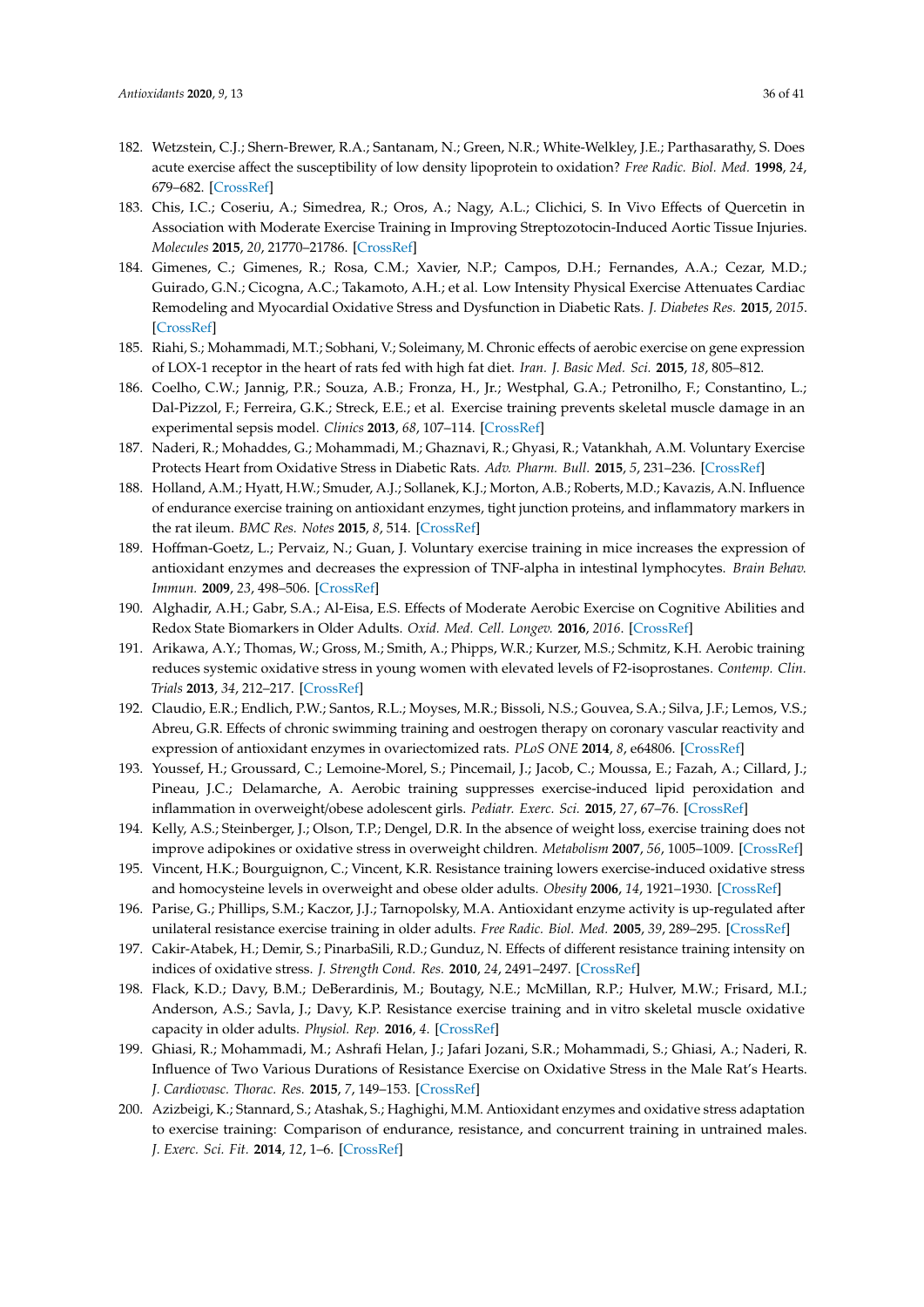182. Wetzstein, C.J.; Shern-Brewer, R.A.; Santanam, N.; Green, N.R.; White-Welkley, J.E.; Parthasarathy, S. Does acute exercise affect the susceptibility of low density lipoprotein to oxidation? *Free Radic. Biol. Med.* **1998**, *24*, 679–682. [CrossRef]
183. Chis, I.C.; Coseriu, A.; Simedrea, R.; Oros, A.; Nagy, A.L.; Clichici, S. In Vivo Effects of Quercetin in Association with Moderate Exercise Training in Improving Streptozotocin-Induced Aortic Tissue Injuries. *Molecules* **2015**, *20*, 21770–21786. [CrossRef]
184. Gimenes, C.; Gimenes, R.; Rosa, C.M.; Xavier, N.P.; Campos, D.H.; Fernandes, A.A.; Cezar, M.D.; Guirado, G.N.; Cicogna, A.C.; Takamoto, A.H.; et al. Low Intensity Physical Exercise Attenuates Cardiac Remodeling and Myocardial Oxidative Stress and Dysfunction in Diabetic Rats. *J. Diabetes Res.* **2015**, *2015*. [CrossRef]
185. Riahi, S.; Mohammadi, M.T.; Sobhani, V.; Soleimany, M. Chronic effects of aerobic exercise on gene expression of LOX-1 receptor in the heart of rats fed with high fat diet. *Iran. J. Basic Med. Sci.* **2015**, *18*, 805–812.
186. Coelho, C.W.; Jannig, P.R.; Souza, A.B.; Fronza, H., Jr.; Westphal, G.A.; Petronilho, F.; Constantino, L.; Dal-Pizzol, F.; Ferreira, G.K.; Streck, E.E.; et al. Exercise training prevents skeletal muscle damage in an experimental sepsis model. *Clinics* **2013**, *68*, 107–114. [CrossRef]
187. Naderi, R.; Mohaddes, G.; Mohammadi, M.; Ghaznavi, R.; Ghyasi, R.; Vatankhah, A.M. Voluntary Exercise Protects Heart from Oxidative Stress in Diabetic Rats. *Adv. Pharm. Bull.* **2015**, *5*, 231–236. [CrossRef]
188. Holland, A.M.; Hyatt, H.W.; Smuder, A.J.; Sollanek, K.J.; Morton, A.B.; Roberts, M.D.; Kavazis, A.N. Influence of endurance exercise training on antioxidant enzymes, tight junction proteins, and inflammatory markers in the rat ileum. *BMC Res. Notes* **2015**, *8*, 514. [CrossRef]
189. Hoffman-Goetz, L.; Pervaiz, N.; Guan, J. Voluntary exercise training in mice increases the expression of antioxidant enzymes and decreases the expression of TNF-alpha in intestinal lymphocytes. *Brain Behav. Immun.* **2009**, *23*, 498–506. [CrossRef]
190. Alghadir, A.H.; Gabr, S.A.; Al-Eisa, E.S. Effects of Moderate Aerobic Exercise on Cognitive Abilities and Redox State Biomarkers in Older Adults. *Oxid. Med. Cell. Longev.* **2016**, *2016*. [CrossRef]
191. Arikawa, A.Y.; Thomas, W.; Gross, M.; Smith, A.; Phipps, W.R.; Kurzer, M.S.; Schmitz, K.H. Aerobic training reduces systemic oxidative stress in young women with elevated levels of F2-isoprostanes. *Contemp. Clin. Trials* **2013**, *34*, 212–217. [CrossRef]
192. Claudio, E.R.; Endlich, P.W.; Santos, R.L.; Moyses, M.R.; Bissoli, N.S.; Gouvea, S.A.; Silva, J.F.; Lemos, V.S.; Abreu, G.R. Effects of chronic swimming training and oestrogen therapy on coronary vascular reactivity and expression of antioxidant enzymes in ovariectomized rats. *PLoS ONE* **2014**, *8*, e64806. [CrossRef]
193. Youssef, H.; Groussard, C.; Lemoine-Morel, S.; Pincemail, J.; Jacob, C.; Moussa, E.; Fazah, A.; Cillard, J.; Pineau, J.C.; Delamarche, A. Aerobic training suppresses exercise-induced lipid peroxidation and inflammation in overweight/obese adolescent girls. *Pediatr. Exerc. Sci.* **2015**, *27*, 67–76. [CrossRef]
194. Kelly, A.S.; Steinberger, J.; Olson, T.P.; Dengel, D.R. In the absence of weight loss, exercise training does not improve adipokines or oxidative stress in overweight children. *Metabolism* **2007**, *56*, 1005–1009. [CrossRef]
195. Vincent, H.K.; Bourguignon, C.; Vincent, K.R. Resistance training lowers exercise-induced oxidative stress and homocysteine levels in overweight and obese older adults. *Obesity* **2006**, *14*, 1921–1930. [CrossRef]
196. Parise, G.; Phillips, S.M.; Kaczor, J.J.; Tarnopolsky, M.A. Antioxidant enzyme activity is up-regulated after unilateral resistance exercise training in older adults. *Free Radic. Biol. Med.* **2005**, *39*, 289–295. [CrossRef]
197. Cakir-Atabek, H.; Demir, S.; PinarbaSili, R.D.; Gunduz, N. Effects of different resistance training intensity on indices of oxidative stress. *J. Strength Cond. Res.* **2010**, *24*, 2491–2497. [CrossRef]
198. Flack, K.D.; Davy, B.M.; DeBerardinis, M.; Boutagy, N.E.; McMillan, R.P.; Hulver, M.W.; Frisard, M.I.; Anderson, A.S.; Savla, J.; Davy, K.P. Resistance exercise training and in vitro skeletal muscle oxidative capacity in older adults. *Physiol. Rep.* **2016**, *4*. [CrossRef]
199. Ghiasi, R.; Mohammadi, M.; Ashrafi Helan, J.; Jafari Jozani, S.R.; Mohammadi, S.; Ghiasi, A.; Naderi, R. Influence of Two Various Durations of Resistance Exercise on Oxidative Stress in the Male Rat's Hearts. *J. Cardiovasc. Thorac. Res.* **2015**, *7*, 149–153. [CrossRef]
200. Azizbeigi, K.; Stannard, S.; Atashak, S.; Haghighi, M.M. Antioxidant enzymes and oxidative stress adaptation to exercise training: Comparison of endurance, resistance, and concurrent training in untrained males. *J. Exerc. Sci. Fit.* **2014**, *12*, 1–6. [CrossRef]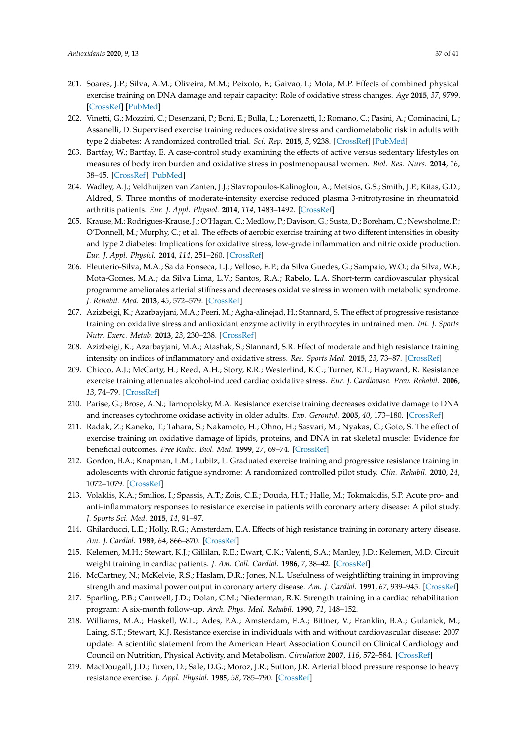201. Soares, J.P.; Silva, A.M.; Oliveira, M.M.; Peixoto, F.; Gaivao, I.; Mota, M.P. Effects of combined physical exercise training on DNA damage and repair capacity: Role of oxidative stress changes. *Age* **2015**, *37*, 9799. [CrossRef] [PubMed]
202. Vinetti, G.; Mozzini, C.; Desenzani, P.; Boni, E.; Bulla, L.; Lorenzetti, I.; Romano, C.; Pasini, A.; Cominacini, L.; Assanelli, D. Supervised exercise training reduces oxidative stress and cardiometabolic risk in adults with type 2 diabetes: A randomized controlled trial. *Sci. Rep.* **2015**, *5*, 9238. [CrossRef] [PubMed]
203. Bartfay, W.; Bartfay, E. A case-control study examining the effects of active versus sedentary lifestyles on measures of body iron burden and oxidative stress in postmenopausal women. *Biol. Res. Nurs.* **2014**, *16*, 38–45. [CrossRef] [PubMed]
204. Wadley, A.J.; Veldhuijzen van Zanten, J.J.; Stavropoulos-Kalinoglou, A.; Metsios, G.S.; Smith, J.P.; Kitas, G.D.; Aldred, S. Three months of moderate-intensity exercise reduced plasma 3-nitrotyrosine in rheumatoid arthritis patients. *Eur. J. Appl. Physiol.* **2014**, *114*, 1483–1492. [CrossRef]
205. Krause, M.; Rodrigues-Krause, J.; O'Hagan, C.; Medlow, P.; Davison, G.; Susta, D.; Boreham, C.; Newsholme, P.; O'Donnell, M.; Murphy, C.; et al. The effects of aerobic exercise training at two different intensities in obesity and type 2 diabetes: Implications for oxidative stress, low-grade inflammation and nitric oxide production. *Eur. J. Appl. Physiol.* **2014**, *114*, 251–260. [CrossRef]
206. Eleuterio-Silva, M.A.; Sa da Fonseca, L.J.; Velloso, E.P.; da Silva Guedes, G.; Sampaio, W.O.; da Silva, W.F.; Mota-Gomes, M.A.; da Silva Lima, L.V.; Santos, R.A.; Rabelo, L.A. Short-term cardiovascular physical programme ameliorates arterial stiffness and decreases oxidative stress in women with metabolic syndrome. *J. Rehabil. Med.* **2013**, *45*, 572–579. [CrossRef]
207. Azizbeigi, K.; Azarbayjani, M.A.; Peeri, M.; Agha-alinejad, H.; Stannard, S. The effect of progressive resistance training on oxidative stress and antioxidant enzyme activity in erythrocytes in untrained men. *Int. J. Sports Nutr. Exerc. Metab.* **2013**, *23*, 230–238. [CrossRef]
208. Azizbeigi, K.; Azarbayjani, M.A.; Atashak, S.; Stannard, S.R. Effect of moderate and high resistance training intensity on indices of inflammatory and oxidative stress. *Res. Sports Med.* **2015**, *23*, 73–87. [CrossRef]
209. Chicco, A.J.; McCarty, H.; Reed, A.H.; Story, R.R.; Westerlind, K.C.; Turner, R.T.; Hayward, R. Resistance exercise training attenuates alcohol-induced cardiac oxidative stress. *Eur. J. Cardiovasc. Prev. Rehabil.* **2006**, *13*, 74–79. [CrossRef]
210. Parise, G.; Brose, A.N.; Tarnopolsky, M.A. Resistance exercise training decreases oxidative damage to DNA and increases cytochrome oxidase activity in older adults. *Exp. Gerontol.* **2005**, *40*, 173–180. [CrossRef]
211. Radak, Z.; Kaneko, T.; Tahara, S.; Nakamoto, H.; Ohno, H.; Sasvari, M.; Nyakas, C.; Goto, S. The effect of exercise training on oxidative damage of lipids, proteins, and DNA in rat skeletal muscle: Evidence for beneficial outcomes. *Free Radic. Biol. Med.* **1999**, *27*, 69–74. [CrossRef]
212. Gordon, B.A.; Knapman, L.M.; Lubitz, L. Graduated exercise training and progressive resistance training in adolescents with chronic fatigue syndrome: A randomized controlled pilot study. *Clin. Rehabil.* **2010**, *24*, 1072–1079. [CrossRef]
213. Volaklis, K.A.; Smilios, I.; Spassis, A.T.; Zois, C.E.; Douda, H.T.; Halle, M.; Tokmakidis, S.P. Acute pro- and anti-inflammatory responses to resistance exercise in patients with coronary artery disease: A pilot study. *J. Sports Sci. Med.* **2015**, *14*, 91–97.
214. Ghilarducci, L.E.; Holly, R.G.; Amsterdam, E.A. Effects of high resistance training in coronary artery disease. *Am. J. Cardiol.* **1989**, *64*, 866–870. [CrossRef]
215. Kelemen, M.H.; Stewart, K.J.; Gillilan, R.E.; Ewart, C.K.; Valenti, S.A.; Manley, J.D.; Kelemen, M.D. Circuit weight training in cardiac patients. *J. Am. Coll. Cardiol.* **1986**, *7*, 38–42. [CrossRef]
216. McCartney, N.; McKelvie, R.S.; Haslam, D.R.; Jones, N.L. Usefulness of weightlifting training in improving strength and maximal power output in coronary artery disease. *Am. J. Cardiol.* **1991**, *67*, 939–945. [CrossRef]
217. Sparling, P.B.; Cantwell, J.D.; Dolan, C.M.; Niederman, R.K. Strength training in a cardiac rehabilitation program: A six-month follow-up. *Arch. Phys. Med. Rehabil.* **1990**, *71*, 148–152.
218. Williams, M.A.; Haskell, W.L.; Ades, P.A.; Amsterdam, E.A.; Bittner, V.; Franklin, B.A.; Gulanick, M.; Laing, S.T.; Stewart, K.J. Resistance exercise in individuals with and without cardiovascular disease: 2007 update: A scientific statement from the American Heart Association Council on Clinical Cardiology and Council on Nutrition, Physical Activity, and Metabolism. *Circulation* **2007**, *116*, 572–584. [CrossRef]
219. MacDougall, J.D.; Tuxen, D.; Sale, D.G.; Moroz, J.R.; Sutton, J.R. Arterial blood pressure response to heavy resistance exercise. *J. Appl. Physiol.* **1985**, *58*, 785–790. [CrossRef]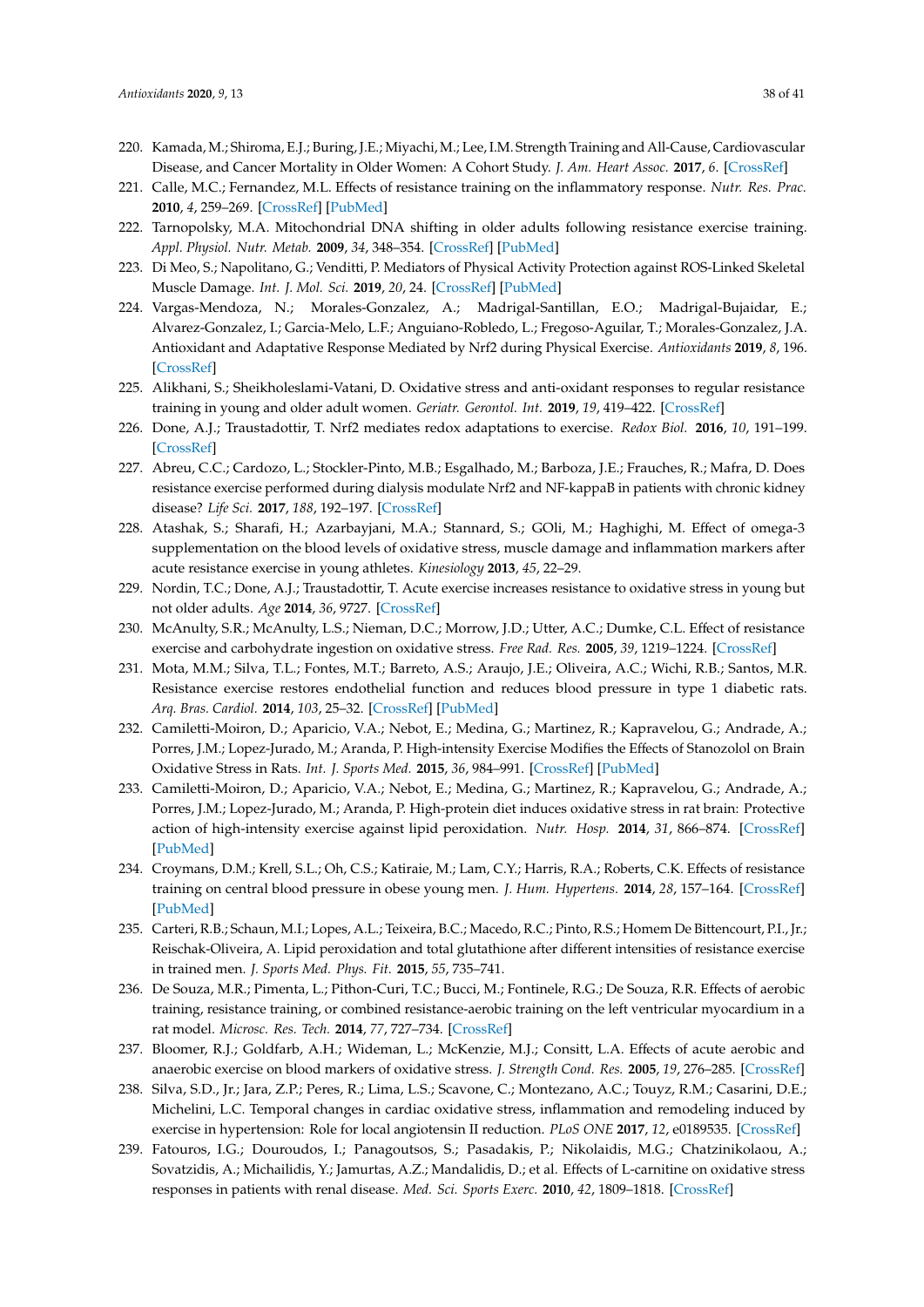220. Kamada, M.; Shiroma, E.J.; Buring, J.E.; Miyachi, M.; Lee, I.M. Strength Training and All-Cause, Cardiovascular Disease, and Cancer Mortality in Older Women: A Cohort Study. *J. Am. Heart Assoc.* **2017**, *6*. [CrossRef]
221. Calle, M.C.; Fernandez, M.L. Effects of resistance training on the inflammatory response. *Nutr. Res. Prac.* **2010**, *4*, 259–269. [CrossRef] [PubMed]
222. Tarnopolsky, M.A. Mitochondrial DNA shifting in older adults following resistance exercise training. *Appl. Physiol. Nutr. Metab.* **2009**, *34*, 348–354. [CrossRef] [PubMed]
223. Di Meo, S.; Napolitano, G.; Venditti, P. Mediators of Physical Activity Protection against ROS-Linked Skeletal Muscle Damage. *Int. J. Mol. Sci.* **2019**, *20*, 24. [CrossRef] [PubMed]
224. Vargas-Mendoza, N.; Morales-Gonzalez, A.; Madrigal-Santillan, E.O.; Madrigal-Bujaidar, E.; Alvarez-Gonzalez, I.; Garcia-Melo, L.F.; Anguiano-Robledo, L.; Fregoso-Aguilar, T.; Morales-Gonzalez, J.A. Antioxidant and Adaptative Response Mediated by Nrf2 during Physical Exercise. *Antioxidants* **2019**, *8*, 196. [CrossRef]
225. Alikhani, S.; Sheikholeslami-Vatani, D. Oxidative stress and anti-oxidant responses to regular resistance training in young and older adult women. *Geriatr. Gerontol. Int.* **2019**, *19*, 419–422. [CrossRef]
226. Done, A.J.; Traustadottir, T. Nrf2 mediates redox adaptations to exercise. *Redox Biol.* **2016**, *10*, 191–199. [CrossRef]
227. Abreu, C.C.; Cardozo, L.; Stockler-Pinto, M.B.; Esgalhado, M.; Barboza, J.E.; Frauches, R.; Mafra, D. Does resistance exercise performed during dialysis modulate Nrf2 and NF-kappaB in patients with chronic kidney disease? *Life Sci.* **2017**, *188*, 192–197. [CrossRef]
228. Atashak, S.; Sharafi, H.; Azarbayjani, M.A.; Stannard, S.; GOli, M.; Haghighi, M. Effect of omega-3 supplementation on the blood levels of oxidative stress, muscle damage and inflammation markers after acute resistance exercise in young athletes. *Kinesiology* **2013**, *45*, 22–29.
229. Nordin, T.C.; Done, A.J.; Traustadottir, T. Acute exercise increases resistance to oxidative stress in young but not older adults. *Age* **2014**, *36*, 9727. [CrossRef]
230. McAnulty, S.R.; McAnulty, L.S.; Nieman, D.C.; Morrow, J.D.; Utter, A.C.; Dumke, C.L. Effect of resistance exercise and carbohydrate ingestion on oxidative stress. *Free Rad. Res.* **2005**, *39*, 1219–1224. [CrossRef]
231. Mota, M.M.; Silva, T.L.; Fontes, M.T.; Barreto, A.S.; Araujo, J.E.; Oliveira, A.C.; Wichi, R.B.; Santos, M.R. Resistance exercise restores endothelial function and reduces blood pressure in type 1 diabetic rats. *Arq. Bras. Cardiol.* **2014**, *103*, 25–32. [CrossRef] [PubMed]
232. Camiletti-Moiron, D.; Aparicio, V.A.; Nebot, E.; Medina, G.; Martinez, R.; Kapravelou, G.; Andrade, A.; Porres, J.M.; Lopez-Jurado, M.; Aranda, P. High-intensity Exercise Modifies the Effects of Stanozolol on Brain Oxidative Stress in Rats. *Int. J. Sports Med.* **2015**, *36*, 984–991. [CrossRef] [PubMed]
233. Camiletti-Moiron, D.; Aparicio, V.A.; Nebot, E.; Medina, G.; Martinez, R.; Kapravelou, G.; Andrade, A.; Porres, J.M.; Lopez-Jurado, M.; Aranda, P. High-protein diet induces oxidative stress in rat brain: Protective action of high-intensity exercise against lipid peroxidation. *Nutr. Hosp.* **2014**, *31*, 866–874. [CrossRef] [PubMed]
234. Croymans, D.M.; Krell, S.L.; Oh, C.S.; Katiraie, M.; Lam, C.Y.; Harris, R.A.; Roberts, C.K. Effects of resistance training on central blood pressure in obese young men. *J. Hum. Hypertens.* **2014**, *28*, 157–164. [CrossRef] [PubMed]
235. Carteri, R.B.; Schaun, M.I.; Lopes, A.L.; Teixeira, B.C.; Macedo, R.C.; Pinto, R.S.; Homem De Bittencourt, P.I., Jr.; Reischak-Oliveira, A. Lipid peroxidation and total glutathione after different intensities of resistance exercise in trained men. *J. Sports Med. Phys. Fit.* **2015**, *55*, 735–741.
236. De Souza, M.R.; Pimenta, L.; Pithon-Curi, T.C.; Bucci, M.; Fontinele, R.G.; De Souza, R.R. Effects of aerobic training, resistance training, or combined resistance-aerobic training on the left ventricular myocardium in a rat model. *Microsc. Res. Tech.* **2014**, *77*, 727–734. [CrossRef]
237. Bloomer, R.J.; Goldfarb, A.H.; Wideman, L.; McKenzie, M.J.; Consitt, L.A. Effects of acute aerobic and anaerobic exercise on blood markers of oxidative stress. *J. Strength Cond. Res.* **2005**, *19*, 276–285. [CrossRef]
238. Silva, S.D., Jr.; Jara, Z.P.; Peres, R.; Lima, L.S.; Scavone, C.; Montezano, A.C.; Touyz, R.M.; Casarini, D.E.; Michelini, L.C. Temporal changes in cardiac oxidative stress, inflammation and remodeling induced by exercise in hypertension: Role for local angiotensin II reduction. *PLoS ONE* **2017**, *12*, e0189535. [CrossRef]
239. Fatouros, I.G.; Douroudos, I.; Panagoutsos, S.; Pasadakis, P.; Nikolaidis, M.G.; Chatzinikolaou, A.; Sovatzidis, A.; Michailidis, Y.; Jamurtas, A.Z.; Mandalidis, D.; et al. Effects of L-carnitine on oxidative stress responses in patients with renal disease. *Med. Sci. Sports Exerc.* **2010**, *42*, 1809–1818. [CrossRef]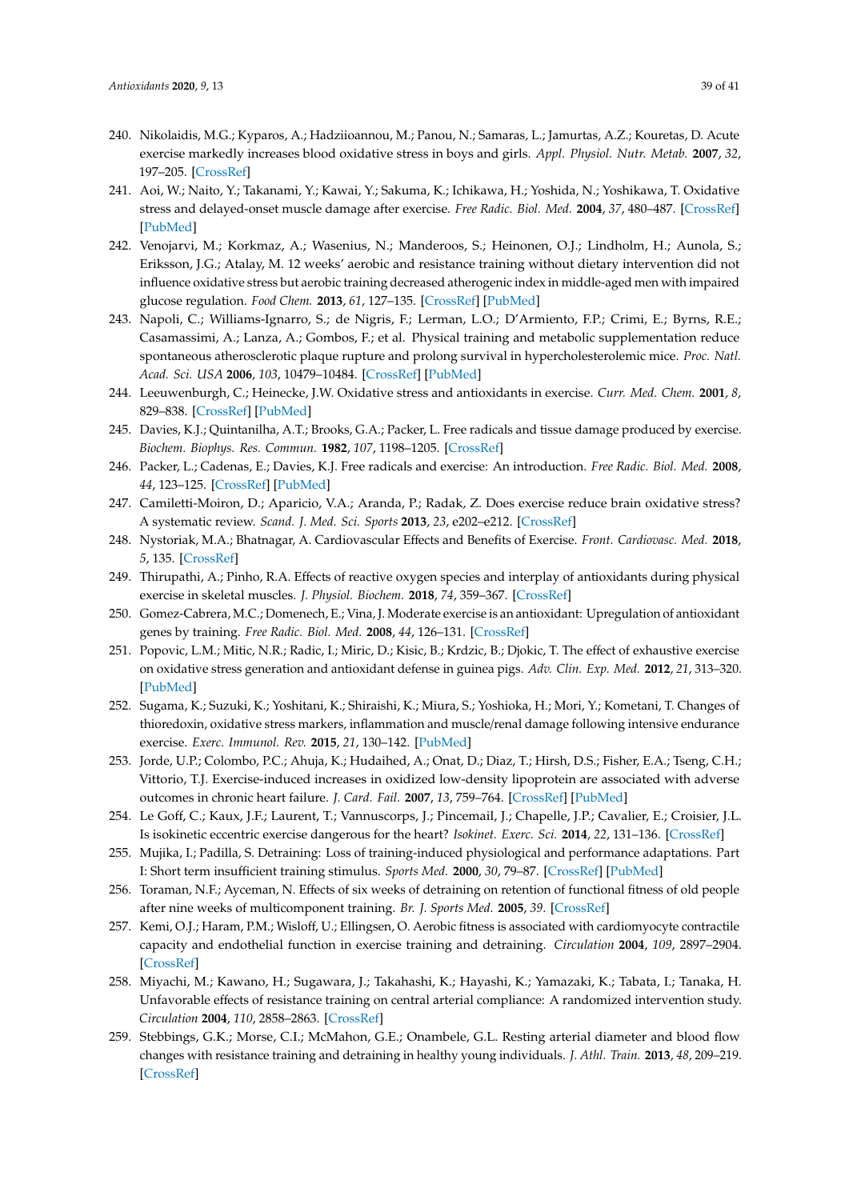240. Nikolaidis, M.G.; Kyparos, A.; Hadziioannou, M.; Panou, N.; Samaras, L.; Jamurtas, A.Z.; Kouretas, D. Acute exercise markedly increases blood oxidative stress in boys and girls. *Appl. Physiol. Nutr. Metab.* **2007**, *32*, 197–205. [CrossRef]
241. Aoi, W.; Naito, Y.; Takanami, Y.; Kawai, Y.; Sakuma, K.; Ichikawa, H.; Yoshida, N.; Yoshikawa, T. Oxidative stress and delayed-onset muscle damage after exercise. *Free Radic. Biol. Med.* **2004**, *37*, 480–487. [CrossRef] [PubMed]
242. Venojarvi, M.; Korkmaz, A.; Wasenius, N.; Manderoos, S.; Heinonen, O.J.; Lindholm, H.; Aunola, S.; Eriksson, J.G.; Atalay, M. 12 weeks' aerobic and resistance training without dietary intervention did not influence oxidative stress but aerobic training decreased atherogenic index in middle-aged men with impaired glucose regulation. *Food Chem.* **2013**, *61*, 127–135. [CrossRef] [PubMed]
243. Napoli, C.; Williams-Ignarro, S.; de Nigris, F.; Lerman, L.O.; D'Armiento, F.P.; Crimi, E.; Byrns, R.E.; Casamassimi, A.; Lanza, A.; Gombos, F.; et al. Physical training and metabolic supplementation reduce spontaneous atherosclerotic plaque rupture and prolong survival in hypercholesterolemic mice. *Proc. Natl. Acad. Sci. USA* **2006**, *103*, 10479–10484. [CrossRef] [PubMed]
244. Leeuwenburgh, C.; Heinecke, J.W. Oxidative stress and antioxidants in exercise. *Curr. Med. Chem.* **2001**, *8*, 829–838. [CrossRef] [PubMed]
245. Davies, K.J.; Quintanilha, A.T.; Brooks, G.A.; Packer, L. Free radicals and tissue damage produced by exercise. *Biochem. Biophys. Res. Commun.* **1982**, *107*, 1198–1205. [CrossRef]
246. Packer, L.; Cadenas, E.; Davies, K.J. Free radicals and exercise: An introduction. *Free Radic. Biol. Med.* **2008**, *44*, 123–125. [CrossRef] [PubMed]
247. Camiletti-Moiron, D.; Aparicio, V.A.; Aranda, P.; Radak, Z. Does exercise reduce brain oxidative stress? A systematic review. *Scand. J. Med. Sci. Sports* **2013**, *23*, e202–e212. [CrossRef]
248. Nystoriak, M.A.; Bhatnagar, A. Cardiovascular Effects and Benefits of Exercise. *Front. Cardiovasc. Med.* **2018**, *5*, 135. [CrossRef]
249. Thirupathi, A.; Pinho, R.A. Effects of reactive oxygen species and interplay of antioxidants during physical exercise in skeletal muscles. *J. Physiol. Biochem.* **2018**, *74*, 359–367. [CrossRef]
250. Gomez-Cabrera, M.C.; Domenech, E.; Vina, J. Moderate exercise is an antioxidant: Upregulation of antioxidant genes by training. *Free Radic. Biol. Med.* **2008**, *44*, 126–131. [CrossRef]
251. Popovic, L.M.; Mitic, N.R.; Radic, I.; Miric, D.; Kisic, B.; Krdzic, B.; Djokic, T. The effect of exhaustive exercise on oxidative stress generation and antioxidant defense in guinea pigs. *Adv. Clin. Exp. Med.* **2012**, *21*, 313–320. [PubMed]
252. Sugama, K.; Suzuki, K.; Yoshitani, K.; Shiraishi, K.; Miura, S.; Yoshioka, H.; Mori, Y.; Kometani, T. Changes of thioredoxin, oxidative stress markers, inflammation and muscle/renal damage following intensive endurance exercise. *Exerc. Immunol. Rev.* **2015**, *21*, 130–142. [PubMed]
253. Jorde, U.P.; Colombo, P.C.; Ahuja, K.; Hudaihed, A.; Onat, D.; Diaz, T.; Hirsh, D.S.; Fisher, E.A.; Tseng, C.H.; Vittorio, T.J. Exercise-induced increases in oxidized low-density lipoprotein are associated with adverse outcomes in chronic heart failure. *J. Card. Fail.* **2007**, *13*, 759–764. [CrossRef] [PubMed]
254. Le Goff, C.; Kaux, J.F.; Laurent, T.; Vannuscorps, J.; Pincemail, J.; Chapelle, J.P.; Cavalier, E.; Croisier, J.L. Is isokinetic eccentric exercise dangerous for the heart? *Isokinet. Exerc. Sci.* **2014**, *22*, 131–136. [CrossRef]
255. Mujika, I.; Padilla, S. Detraining: Loss of training-induced physiological and performance adaptations. Part I: Short term insufficient training stimulus. *Sports Med.* **2000**, *30*, 79–87. [CrossRef] [PubMed]
256. Toraman, N.F.; Ayceman, N. Effects of six weeks of detraining on retention of functional fitness of old people after nine weeks of multicomponent training. *Br. J. Sports Med.* **2005**, *39*. [CrossRef]
257. Kemi, O.J.; Haram, P.M.; Wisloff, U.; Ellingsen, O. Aerobic fitness is associated with cardiomyocyte contractile capacity and endothelial function in exercise training and detraining. *Circulation* **2004**, *109*, 2897–2904. [CrossRef]
258. Miyachi, M.; Kawano, H.; Sugawara, J.; Takahashi, K.; Hayashi, K.; Yamazaki, K.; Tabata, I.; Tanaka, H. Unfavorable effects of resistance training on central arterial compliance: A randomized intervention study. *Circulation* **2004**, *110*, 2858–2863. [CrossRef]
259. Stebbings, G.K.; Morse, C.I.; McMahon, G.E.; Onambele, G.L. Resting arterial diameter and blood flow changes with resistance training and detraining in healthy young individuals. *J. Athl. Train.* **2013**, *48*, 209–219. [CrossRef]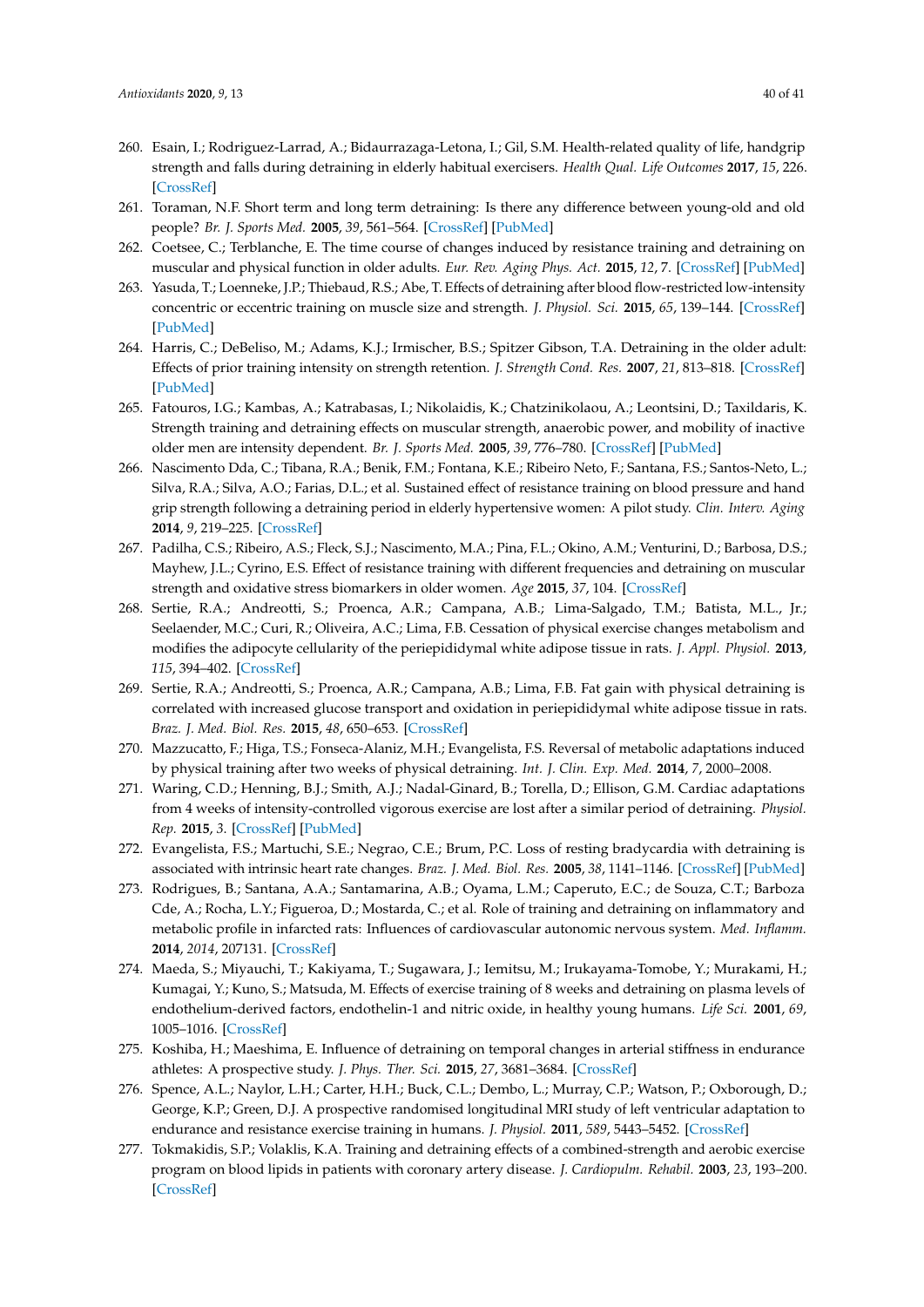260. Esain, I.; Rodriguez-Larrad, A.; Bidaurrazaga-Letona, I.; Gil, S.M. Health-related quality of life, handgrip strength and falls during detraining in elderly habitual exercisers. *Health Qual. Life Outcomes* **2017**, *15*, 226. [CrossRef]
261. Toraman, N.F. Short term and long term detraining: Is there any difference between young-old and old people? *Br. J. Sports Med.* **2005**, *39*, 561–564. [CrossRef] [PubMed]
262. Coetsee, C.; Terblanche, E. The time course of changes induced by resistance training and detraining on muscular and physical function in older adults. *Eur. Rev. Aging Phys. Act.* **2015**, *12*, 7. [CrossRef] [PubMed]
263. Yasuda, T.; Loenneke, J.P.; Thiebaud, R.S.; Abe, T. Effects of detraining after blood flow-restricted low-intensity concentric or eccentric training on muscle size and strength. *J. Physiol. Sci.* **2015**, *65*, 139–144. [CrossRef] [PubMed]
264. Harris, C.; DeBeliso, M.; Adams, K.J.; Irmischer, B.S.; Spitzer Gibson, T.A. Detraining in the older adult: Effects of prior training intensity on strength retention. *J. Strength Cond. Res.* **2007**, *21*, 813–818. [CrossRef] [PubMed]
265. Fatouros, I.G.; Kambas, A.; Katrabasas, I.; Nikolaidis, K.; Chatzinikolaou, A.; Leontsini, D.; Taxildaris, K. Strength training and detraining effects on muscular strength, anaerobic power, and mobility of inactive older men are intensity dependent. *Br. J. Sports Med.* **2005**, *39*, 776–780. [CrossRef] [PubMed]
266. Nascimento Dda, C.; Tibana, R.A.; Benik, F.M.; Fontana, K.E.; Ribeiro Neto, F.; Santana, F.S.; Santos-Neto, L.; Silva, R.A.; Silva, A.O.; Farias, D.L.; et al. Sustained effect of resistance training on blood pressure and hand grip strength following a detraining period in elderly hypertensive women: A pilot study. *Clin. Interv. Aging* **2014**, *9*, 219–225. [CrossRef]
267. Padilha, C.S.; Ribeiro, A.S.; Fleck, S.J.; Nascimento, M.A.; Pina, F.L.; Okino, A.M.; Venturini, D.; Barbosa, D.S.; Mayhew, J.L.; Cyrino, E.S. Effect of resistance training with different frequencies and detraining on muscular strength and oxidative stress biomarkers in older women. *Age* **2015**, *37*, 104. [CrossRef]
268. Sertie, R.A.; Andreotti, S.; Proenca, A.R.; Campana, A.B.; Lima-Salgado, T.M.; Batista, M.L., Jr.; Seelaender, M.C.; Curi, R.; Oliveira, A.C.; Lima, F.B. Cessation of physical exercise changes metabolism and modifies the adipocyte cellularity of the periepididymal white adipose tissue in rats. *J. Appl. Physiol.* **2013**, *115*, 394–402. [CrossRef]
269. Sertie, R.A.; Andreotti, S.; Proenca, A.R.; Campana, A.B.; Lima, F.B. Fat gain with physical detraining is correlated with increased glucose transport and oxidation in periepididymal white adipose tissue in rats. *Braz. J. Med. Biol. Res.* **2015**, *48*, 650–653. [CrossRef]
270. Mazzucatto, F.; Higa, T.S.; Fonseca-Alaniz, M.H.; Evangelista, F.S. Reversal of metabolic adaptations induced by physical training after two weeks of physical detraining. *Int. J. Clin. Exp. Med.* **2014**, *7*, 2000–2008.
271. Waring, C.D.; Henning, B.J.; Smith, A.J.; Nadal-Ginard, B.; Torella, D.; Ellison, G.M. Cardiac adaptations from 4 weeks of intensity-controlled vigorous exercise are lost after a similar period of detraining. *Physiol. Rep.* **2015**, *3*. [CrossRef] [PubMed]
272. Evangelista, F.S.; Martuchi, S.E.; Negrao, C.E.; Brum, P.C. Loss of resting bradycardia with detraining is associated with intrinsic heart rate changes. *Braz. J. Med. Biol. Res.* **2005**, *38*, 1141–1146. [CrossRef] [PubMed]
273. Rodrigues, B.; Santana, A.A.; Santamarina, A.B.; Oyama, L.M.; Caperuto, E.C.; de Souza, C.T.; Barboza Cde, A.; Rocha, L.Y.; Figueroa, D.; Mostarda, C.; et al. Role of training and detraining on inflammatory and metabolic profile in infarcted rats: Influences of cardiovascular autonomic nervous system. *Med. Inflamm.* **2014**, *2014*, 207131. [CrossRef]
274. Maeda, S.; Miyauchi, T.; Kakiyama, T.; Sugawara, J.; Iemitsu, M.; Irukayama-Tomobe, Y.; Murakami, H.; Kumagai, Y.; Kuno, S.; Matsuda, M. Effects of exercise training of 8 weeks and detraining on plasma levels of endothelium-derived factors, endothelin-1 and nitric oxide, in healthy young humans. *Life Sci.* **2001**, *69*, 1005–1016. [CrossRef]
275. Koshiba, H.; Maeshima, E. Influence of detraining on temporal changes in arterial stiffness in endurance athletes: A prospective study. *J. Phys. Ther. Sci.* **2015**, *27*, 3681–3684. [CrossRef]
276. Spence, A.L.; Naylor, L.H.; Carter, H.H.; Buck, C.L.; Dembo, L.; Murray, C.P.; Watson, P.; Oxborough, D.; George, K.P.; Green, D.J. A prospective randomised longitudinal MRI study of left ventricular adaptation to endurance and resistance exercise training in humans. *J. Physiol.* **2011**, *589*, 5443–5452. [CrossRef]
277. Tokmakidis, S.P.; Volaklis, K.A. Training and detraining effects of a combined-strength and aerobic exercise program on blood lipids in patients with coronary artery disease. *J. Cardiopulm. Rehabil.* **2003**, *23*, 193–200. [CrossRef]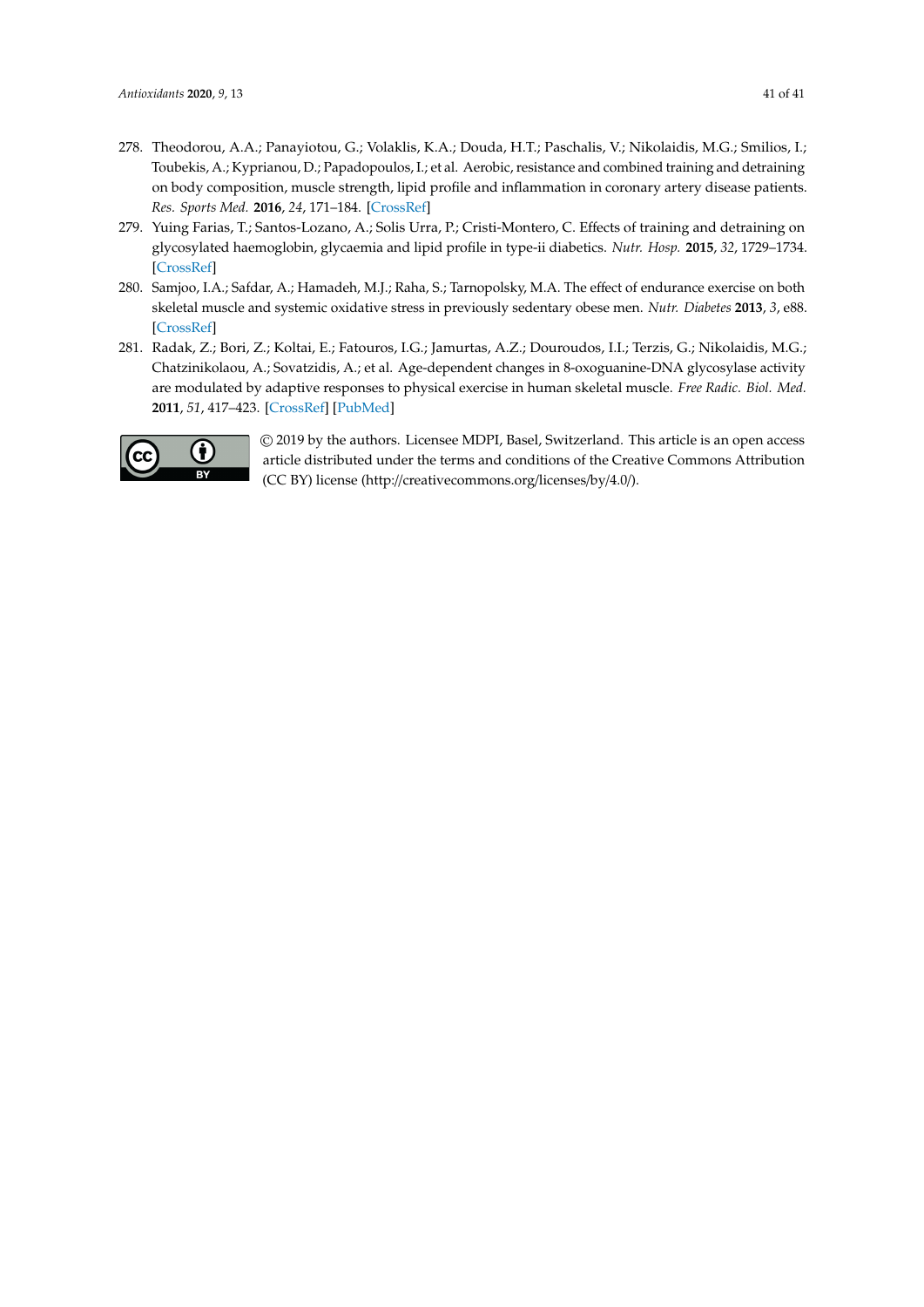278. Theodorou, A.A.; Panayiotou, G.; Volaklis, K.A.; Douda, H.T.; Paschalis, V.; Nikolaidis, M.G.; Smilios, I.; Toubekis, A.; Kyprianou, D.; Papadopoulos, I.; et al. Aerobic, resistance and combined training and detraining on body composition, muscle strength, lipid profile and inflammation in coronary artery disease patients. *Res. Sports Med.* **2016**, *24*, 171–184. [CrossRef]
279. Yuing Farias, T.; Santos-Lozano, A.; Solis Urra, P.; Cristi-Montero, C. Effects of training and detraining on glycosylated haemoglobin, glycaemia and lipid profile in type-ii diabetics. *Nutr. Hosp.* **2015**, *32*, 1729–1734. [CrossRef]
280. Samjoo, I.A.; Safdar, A.; Hamadeh, M.J.; Raha, S.; Tarnopolsky, M.A. The effect of endurance exercise on both skeletal muscle and systemic oxidative stress in previously sedentary obese men. *Nutr. Diabetes* **2013**, *3*, e88. [CrossRef]
281. Radak, Z.; Bori, Z.; Koltai, E.; Fatouros, I.G.; Jamurtas, A.Z.; Douroudos, I.I.; Terzis, G.; Nikolaidis, M.G.; Chatzinikolaou, A.; Sovatzidis, A.; et al. Age-dependent changes in 8-oxoguanine-DNA glycosylase activity are modulated by adaptive responses to physical exercise in human skeletal muscle. *Free Radic. Biol. Med.* **2011**, *51*, 417–423. [CrossRef] [PubMed]

© 2019 by the authors. Licensee MDPI, Basel, Switzerland. This article is an open access article distributed under the terms and conditions of the Creative Commons Attribution (CC BY) license (http://creativecommons.org/licenses/by/4.0/).